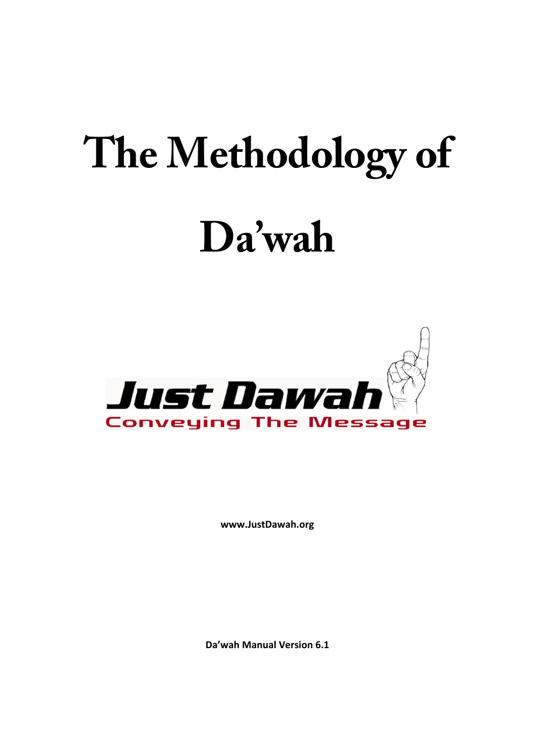# The Methodology of Da'wah

Just Dawah

Conveying The Message

**www.JustDawah.org**

**Da'wah Manual Version 6.1**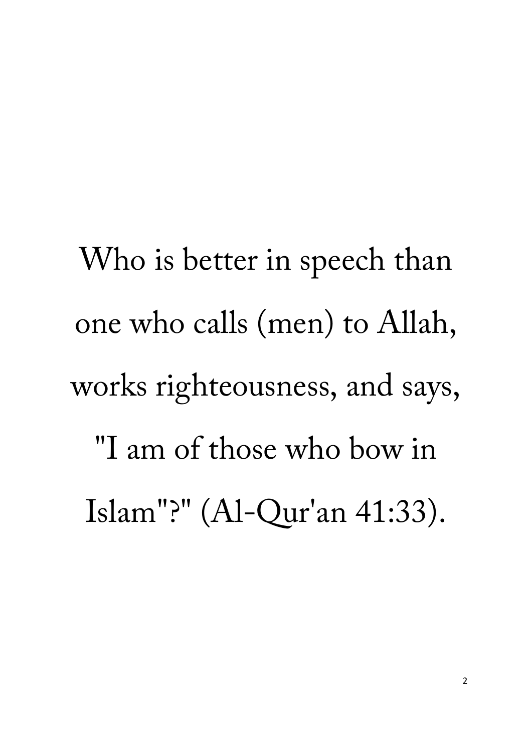Who is better in speech than one who calls (men) to Allah, works righteousness, and says, "I am of those who bow in Islam"?" (Al-Qur'an 41:33).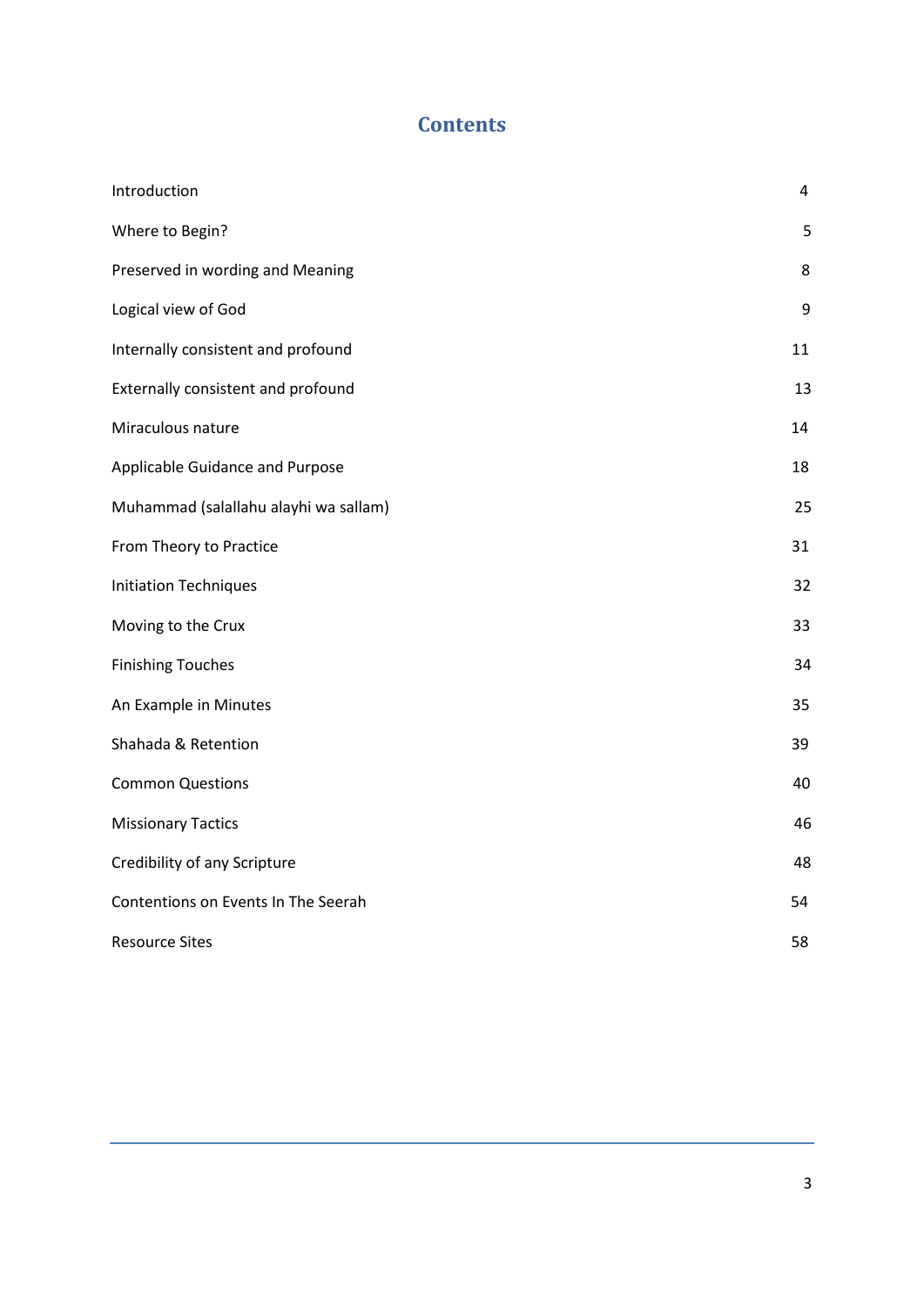# Contents

| | |
|---|---|
| Introduction | 4 |
| Where to Begin? | 5 |
| Preserved in wording and Meaning | 8 |
| Logical view of God | 9 |
| Internally consistent and profound | 11 |
| Externally consistent and profound | 13 |
| Miraculous nature | 14 |
| Applicable Guidance and Purpose | 18 |
| Muhammad (salallahu alayhi wa sallam) | 25 |
| From Theory to Practice | 31 |
| Initiation Techniques | 32 |
| Moving to the Crux | 33 |
| Finishing Touches | 34 |
| An Example in Minutes | 35 |
| Shahada & Retention | 39 |
| Common Questions | 40 |
| Missionary Tactics | 46 |
| Credibility of any Scripture | 48 |
| Contentions on Events In The Seerah | 54 |
| Resource Sites | 58 |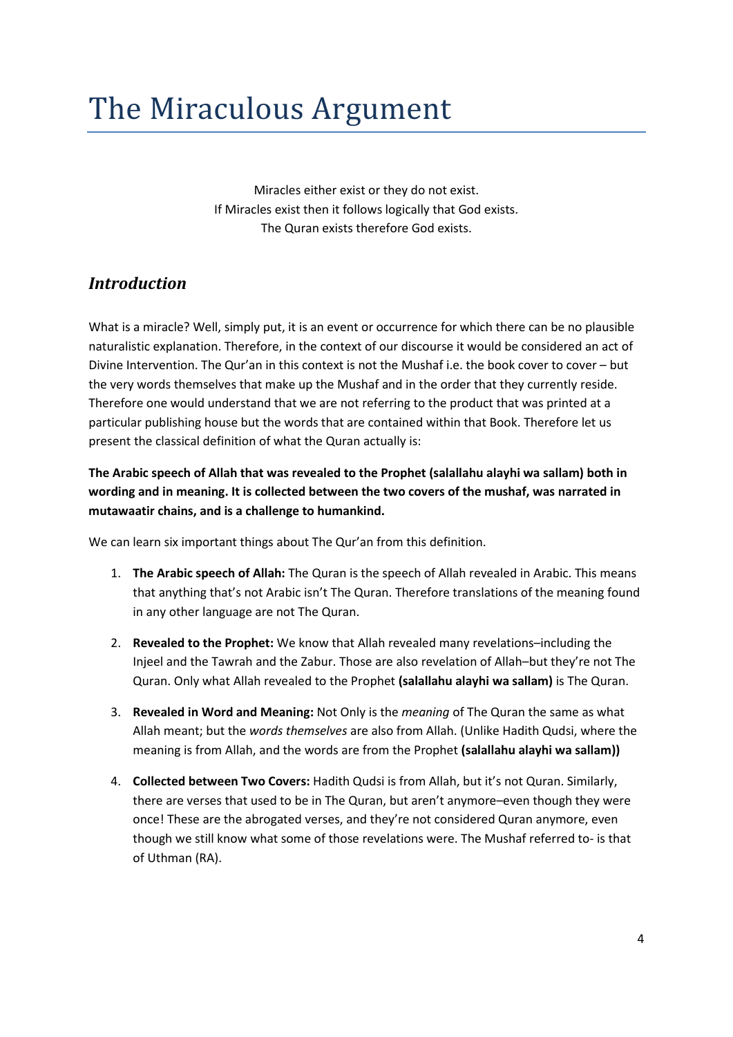# The Miraculous Argument

Miracles either exist or they do not exist.
If Miracles exist then it follows logically that God exists.
The Quran exists therefore God exists.

## *Introduction*

What is a miracle? Well, simply put, it is an event or occurrence for which there can be no plausible naturalistic explanation. Therefore, in the context of our discourse it would be considered an act of Divine Intervention. The Qur'an in this context is not the Mushaf i.e. the book cover to cover – but the very words themselves that make up the Mushaf and in the order that they currently reside. Therefore one would understand that we are not referring to the product that was printed at a particular publishing house but the words that are contained within that Book. Therefore let us present the classical definition of what the Quran actually is:

**The Arabic speech of Allah that was revealed to the Prophet (salallahu alayhi wa sallam) both in wording and in meaning. It is collected between the two covers of the mushaf, was narrated in mutawaatir chains, and is a challenge to humankind.**

We can learn six important things about The Qur'an from this definition.

1. **The Arabic speech of Allah:** The Quran is the speech of Allah revealed in Arabic. This means that anything that's not Arabic isn't The Quran. Therefore translations of the meaning found in any other language are not The Quran.
2. **Revealed to the Prophet:** We know that Allah revealed many revelations–including the Injeel and the Tawrah and the Zabur. Those are also revelation of Allah–but they're not The Quran. Only what Allah revealed to the Prophet **(salallahu alayhi wa sallam)** is The Quran.
3. **Revealed in Word and Meaning:** Not Only is the *meaning* of The Quran the same as what Allah meant; but the *words themselves* are also from Allah. (Unlike Hadith Qudsi, where the meaning is from Allah, and the words are from the Prophet **(salallahu alayhi wa sallam))**
4. **Collected between Two Covers:** Hadith Qudsi is from Allah, but it's not Quran. Similarly, there are verses that used to be in The Quran, but aren't anymore–even though they were once! These are the abrogated verses, and they're not considered Quran anymore, even though we still know what some of those revelations were. The Mushaf referred to- is that of Uthman (RA).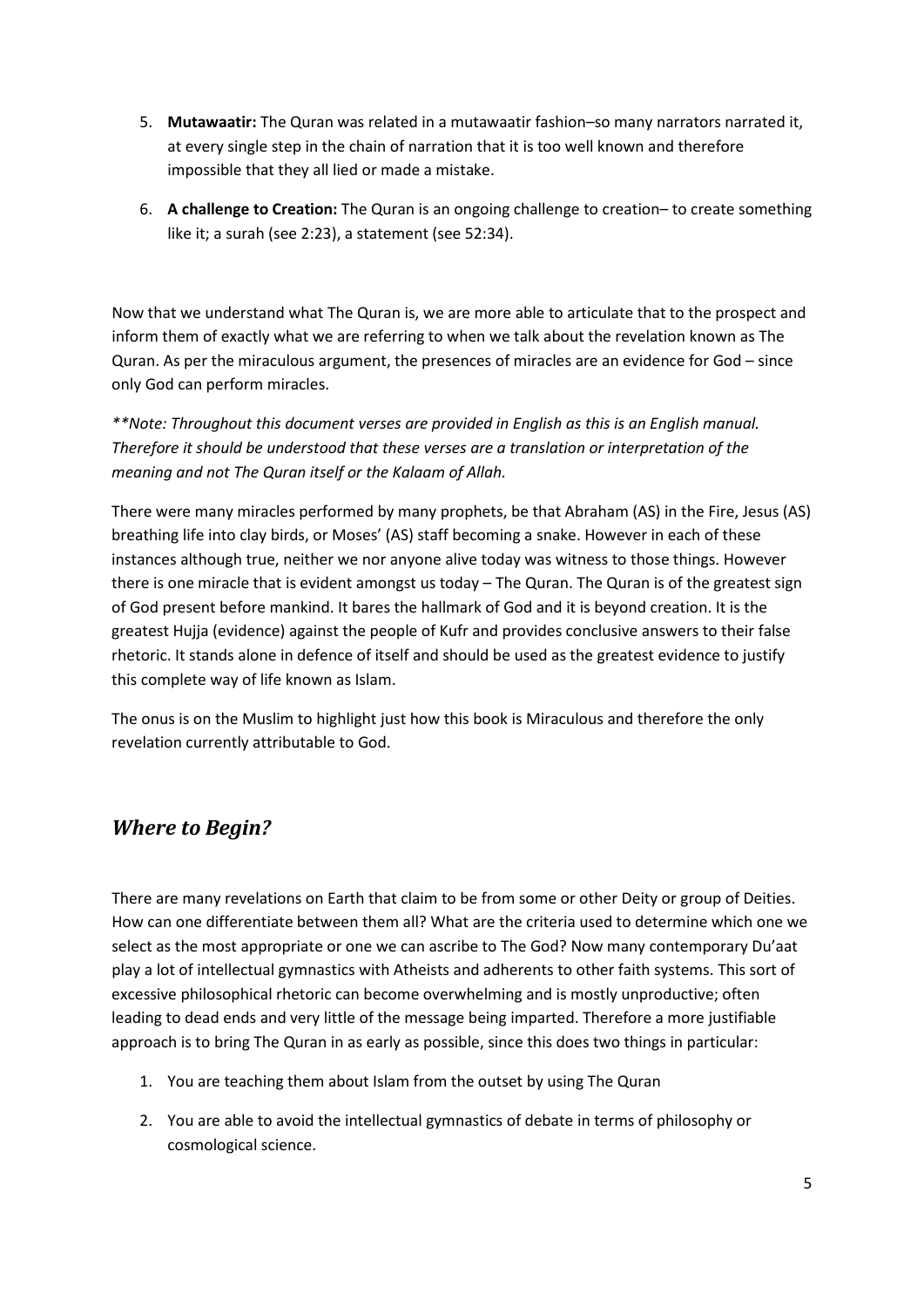5. **Mutawaatir:** The Quran was related in a mutawaatir fashion–so many narrators narrated it, at every single step in the chain of narration that it is too well known and therefore impossible that they all lied or made a mistake.

6. **A challenge to Creation:** The Quran is an ongoing challenge to creation– to create something like it; a surah (see 2:23), a statement (see 52:34).

Now that we understand what The Quran is, we are more able to articulate that to the prospect and inform them of exactly what we are referring to when we talk about the revelation known as The Quran. As per the miraculous argument, the presences of miracles are an evidence for God – since only God can perform miracles.

*\*\*Note: Throughout this document verses are provided in English as this is an English manual. Therefore it should be understood that these verses are a translation or interpretation of the meaning and not The Quran itself or the Kalaam of Allah.*

There were many miracles performed by many prophets, be that Abraham (AS) in the Fire, Jesus (AS) breathing life into clay birds, or Moses' (AS) staff becoming a snake. However in each of these instances although true, neither we nor anyone alive today was witness to those things. However there is one miracle that is evident amongst us today – The Quran. The Quran is of the greatest sign of God present before mankind. It bares the hallmark of God and it is beyond creation. It is the greatest Hujja (evidence) against the people of Kufr and provides conclusive answers to their false rhetoric. It stands alone in defence of itself and should be used as the greatest evidence to justify this complete way of life known as Islam.

The onus is on the Muslim to highlight just how this book is Miraculous and therefore the only revelation currently attributable to God.

## *Where to Begin?*

There are many revelations on Earth that claim to be from some or other Deity or group of Deities. How can one differentiate between them all? What are the criteria used to determine which one we select as the most appropriate or one we can ascribe to The God? Now many contemporary Du'aat play a lot of intellectual gymnastics with Atheists and adherents to other faith systems. This sort of excessive philosophical rhetoric can become overwhelming and is mostly unproductive; often leading to dead ends and very little of the message being imparted. Therefore a more justifiable approach is to bring The Quran in as early as possible, since this does two things in particular:

1. You are teaching them about Islam from the outset by using The Quran

2. You are able to avoid the intellectual gymnastics of debate in terms of philosophy or cosmological science.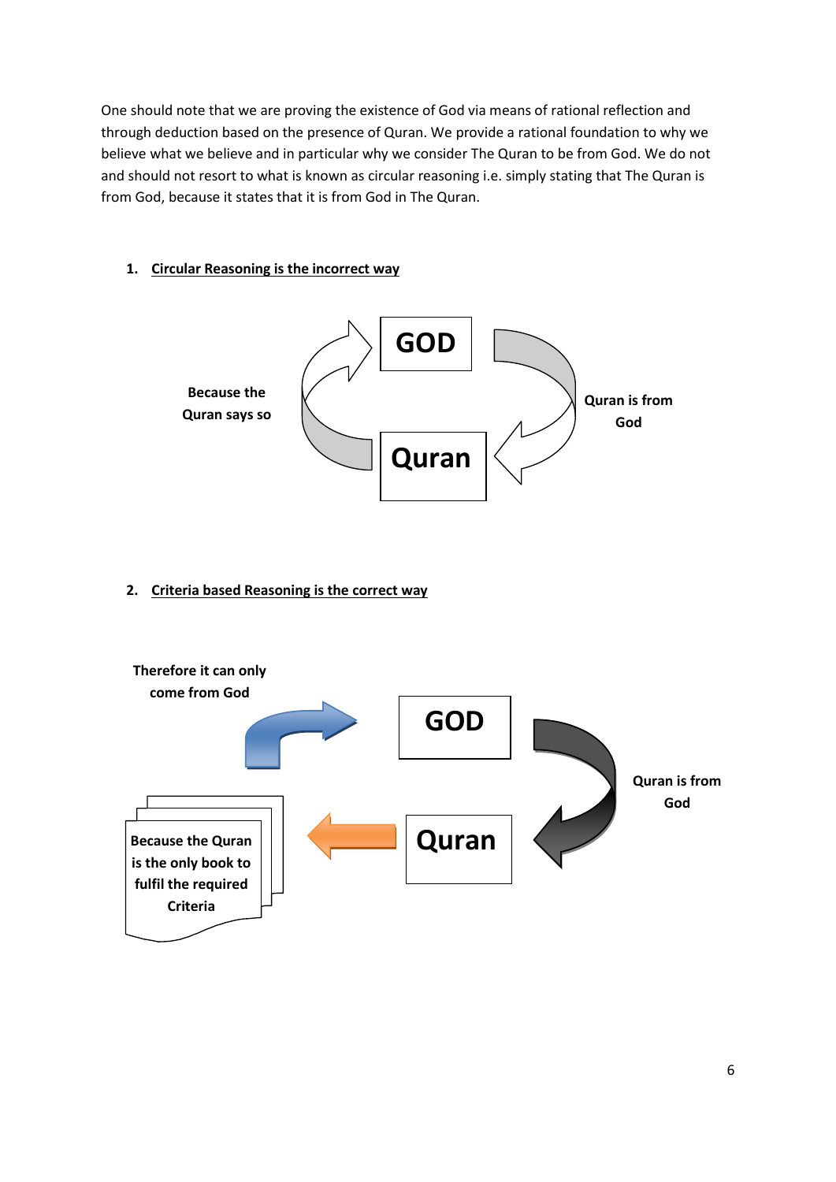One should note that we are proving the existence of God via means of rational reflection and through deduction based on the presence of Quran. We provide a rational foundation to why we believe what we believe and in particular why we consider The Quran to be from God. We do not and should not resort to what is known as circular reasoning i.e. simply stating that The Quran is from God, because it states that it is from God in The Quran.

1. **Circular Reasoning is the incorrect way**

**GOD**

**Because the Quran says so**

**Quran is from God**

**Quran**

2. **Criteria based Reasoning is the correct way**

**Therefore it can only come from God**

**GOD**

**Quran is from God**

**Because the Quran is the only book to fulfil the required Criteria**

**Quran**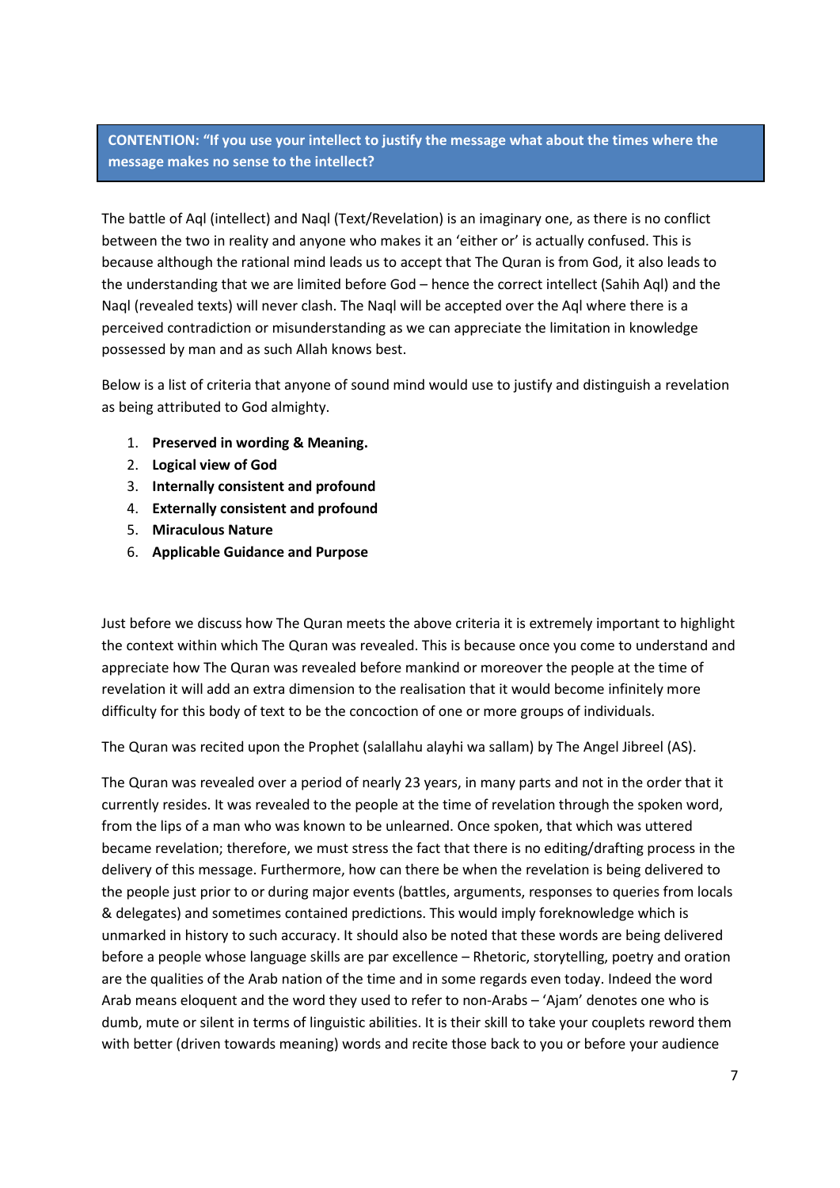**CONTENTION: "If you use your intellect to justify the message what about the times where the message makes no sense to the intellect?**

The battle of Aql (intellect) and Naql (Text/Revelation) is an imaginary one, as there is no conflict between the two in reality and anyone who makes it an 'either or' is actually confused. This is because although the rational mind leads us to accept that The Quran is from God, it also leads to the understanding that we are limited before God – hence the correct intellect (Sahih Aql) and the Naql (revealed texts) will never clash. The Naql will be accepted over the Aql where there is a perceived contradiction or misunderstanding as we can appreciate the limitation in knowledge possessed by man and as such Allah knows best.

Below is a list of criteria that anyone of sound mind would use to justify and distinguish a revelation as being attributed to God almighty.

1. **Preserved in wording & Meaning.**
2. **Logical view of God**
3. **Internally consistent and profound**
4. **Externally consistent and profound**
5. **Miraculous Nature**
6. **Applicable Guidance and Purpose**

Just before we discuss how The Quran meets the above criteria it is extremely important to highlight the context within which The Quran was revealed. This is because once you come to understand and appreciate how The Quran was revealed before mankind or moreover the people at the time of revelation it will add an extra dimension to the realisation that it would become infinitely more difficulty for this body of text to be the concoction of one or more groups of individuals.

The Quran was recited upon the Prophet (salallahu alayhi wa sallam) by The Angel Jibreel (AS).

The Quran was revealed over a period of nearly 23 years, in many parts and not in the order that it currently resides. It was revealed to the people at the time of revelation through the spoken word, from the lips of a man who was known to be unlearned. Once spoken, that which was uttered became revelation; therefore, we must stress the fact that there is no editing/drafting process in the delivery of this message. Furthermore, how can there be when the revelation is being delivered to the people just prior to or during major events (battles, arguments, responses to queries from locals & delegates) and sometimes contained predictions. This would imply foreknowledge which is unmarked in history to such accuracy. It should also be noted that these words are being delivered before a people whose language skills are par excellence – Rhetoric, storytelling, poetry and oration are the qualities of the Arab nation of the time and in some regards even today. Indeed the word Arab means eloquent and the word they used to refer to non-Arabs – 'Ajam' denotes one who is dumb, mute or silent in terms of linguistic abilities. It is their skill to take your couplets reword them with better (driven towards meaning) words and recite those back to you or before your audience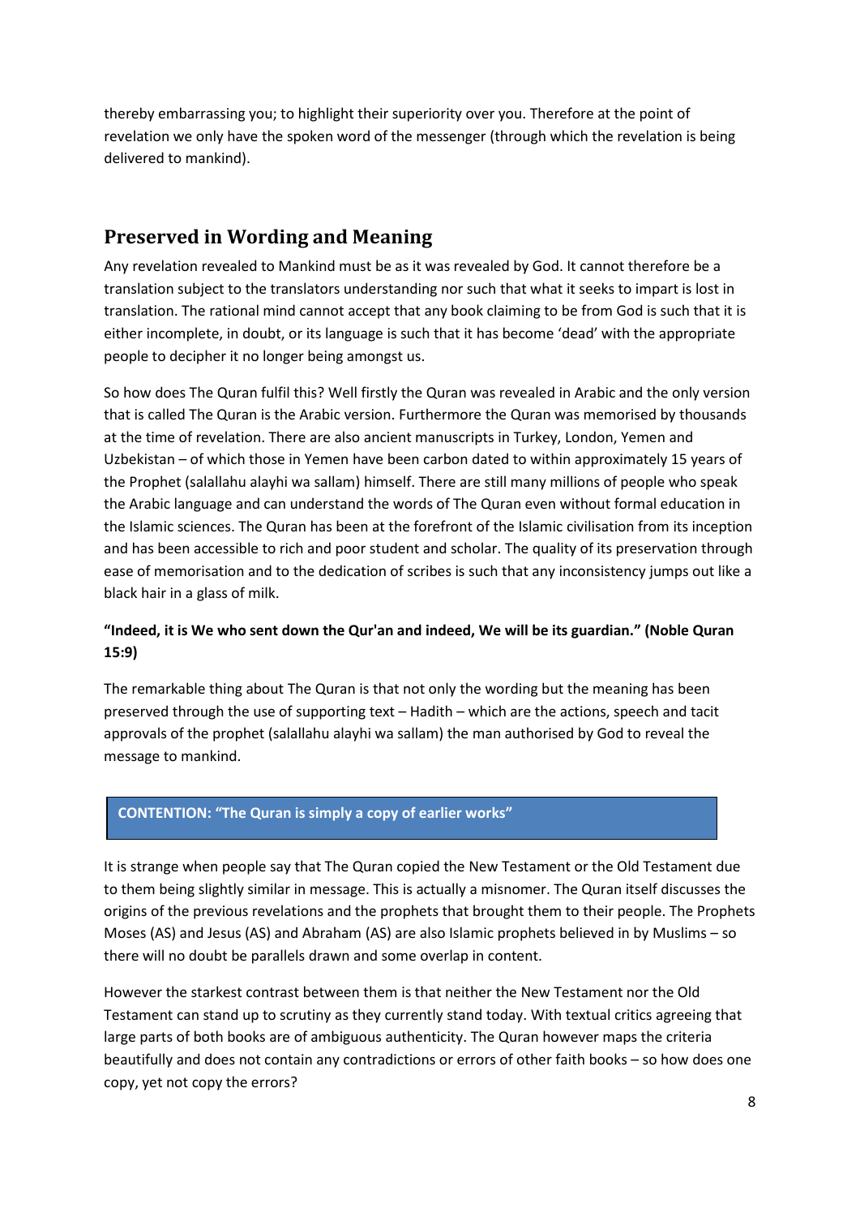thereby embarrassing you; to highlight their superiority over you. Therefore at the point of revelation we only have the spoken word of the messenger (through which the revelation is being delivered to mankind).

## Preserved in Wording and Meaning

Any revelation revealed to Mankind must be as it was revealed by God. It cannot therefore be a translation subject to the translators understanding nor such that what it seeks to impart is lost in translation. The rational mind cannot accept that any book claiming to be from God is such that it is either incomplete, in doubt, or its language is such that it has become 'dead' with the appropriate people to decipher it no longer being amongst us.

So how does The Quran fulfil this? Well firstly the Quran was revealed in Arabic and the only version that is called The Quran is the Arabic version. Furthermore the Quran was memorised by thousands at the time of revelation. There are also ancient manuscripts in Turkey, London, Yemen and Uzbekistan – of which those in Yemen have been carbon dated to within approximately 15 years of the Prophet (salallahu alayhi wa sallam) himself. There are still many millions of people who speak the Arabic language and can understand the words of The Quran even without formal education in the Islamic sciences. The Quran has been at the forefront of the Islamic civilisation from its inception and has been accessible to rich and poor student and scholar. The quality of its preservation through ease of memorisation and to the dedication of scribes is such that any inconsistency jumps out like a black hair in a glass of milk.

**"Indeed, it is We who sent down the Qur'an and indeed, We will be its guardian." (Noble Quran 15:9)**

The remarkable thing about The Quran is that not only the wording but the meaning has been preserved through the use of supporting text – Hadith – which are the actions, speech and tacit approvals of the prophet (salallahu alayhi wa sallam) the man authorised by God to reveal the message to mankind.

**CONTENTION: "The Quran is simply a copy of earlier works"**

It is strange when people say that The Quran copied the New Testament or the Old Testament due to them being slightly similar in message. This is actually a misnomer. The Quran itself discusses the origins of the previous revelations and the prophets that brought them to their people. The Prophets Moses (AS) and Jesus (AS) and Abraham (AS) are also Islamic prophets believed in by Muslims – so there will no doubt be parallels drawn and some overlap in content.

However the starkest contrast between them is that neither the New Testament nor the Old Testament can stand up to scrutiny as they currently stand today. With textual critics agreeing that large parts of both books are of ambiguous authenticity. The Quran however maps the criteria beautifully and does not contain any contradictions or errors of other faith books – so how does one copy, yet not copy the errors?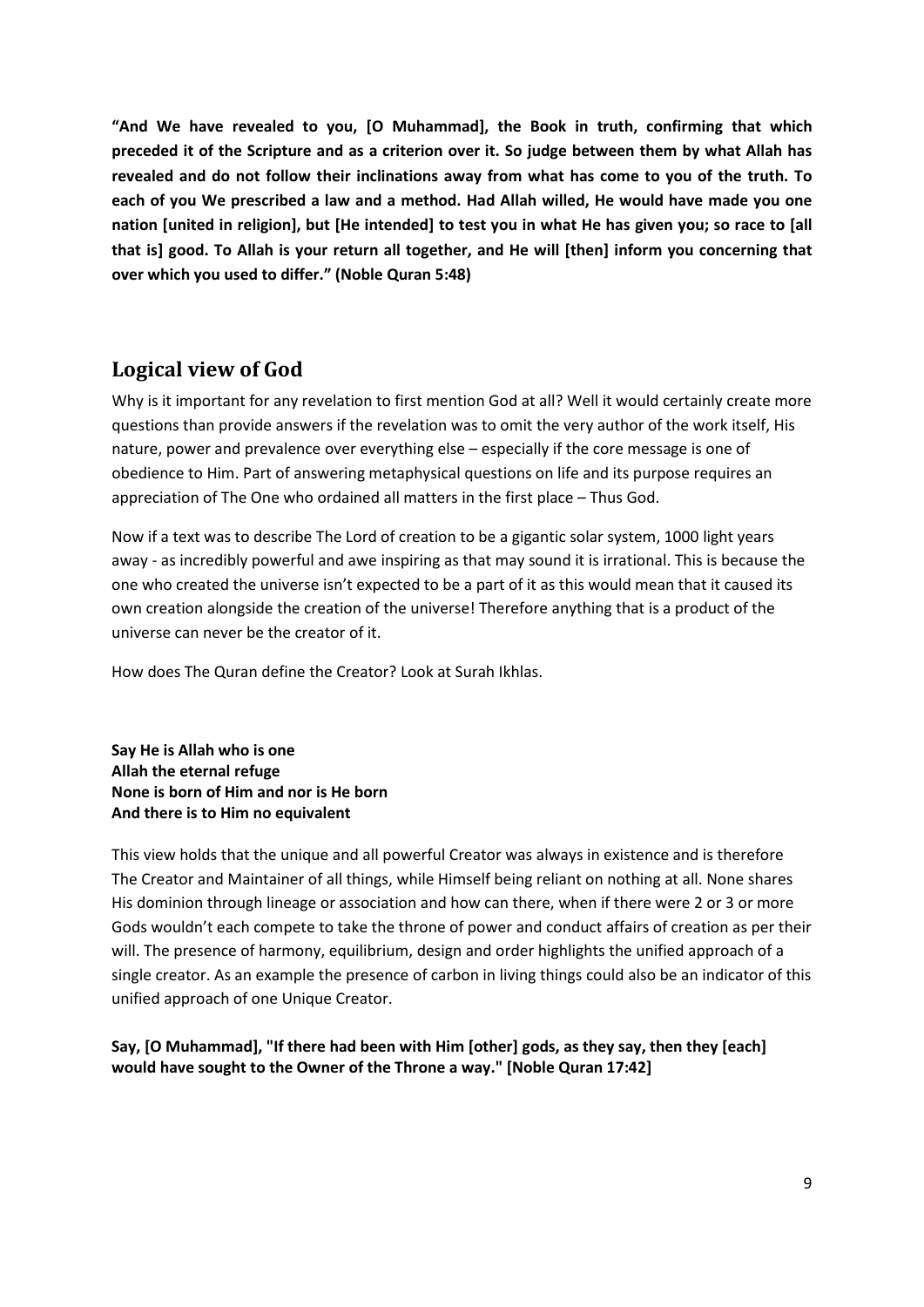**“And We have revealed to you, [O Muhammad], the Book in truth, confirming that which preceded it of the Scripture and as a criterion over it. So judge between them by what Allah has revealed and do not follow their inclinations away from what has come to you of the truth. To each of you We prescribed a law and a method. Had Allah willed, He would have made you one nation [united in religion], but [He intended] to test you in what He has given you; so race to [all that is] good. To Allah is your return all together, and He will [then] inform you concerning that over which you used to differ.” (Noble Quran 5:48)**

## Logical view of God

Why is it important for any revelation to first mention God at all? Well it would certainly create more questions than provide answers if the revelation was to omit the very author of the work itself, His nature, power and prevalence over everything else – especially if the core message is one of obedience to Him. Part of answering metaphysical questions on life and its purpose requires an appreciation of The One who ordained all matters in the first place – Thus God.

Now if a text was to describe The Lord of creation to be a gigantic solar system, 1000 light years away - as incredibly powerful and awe inspiring as that may sound it is irrational. This is because the one who created the universe isn’t expected to be a part of it as this would mean that it caused its own creation alongside the creation of the universe! Therefore anything that is a product of the universe can never be the creator of it.

How does The Quran define the Creator? Look at Surah Ikhlas.

**Say He is Allah who is one**
**Allah the eternal refuge**
**None is born of Him and nor is He born**
**And there is to Him no equivalent**

This view holds that the unique and all powerful Creator was always in existence and is therefore The Creator and Maintainer of all things, while Himself being reliant on nothing at all. None shares His dominion through lineage or association and how can there, when if there were 2 or 3 or more Gods wouldn’t each compete to take the throne of power and conduct affairs of creation as per their will. The presence of harmony, equilibrium, design and order highlights the unified approach of a single creator. As an example the presence of carbon in living things could also be an indicator of this unified approach of one Unique Creator.

**Say, [O Muhammad], "If there had been with Him [other] gods, as they say, then they [each] would have sought to the Owner of the Throne a way." [Noble Quran 17:42]**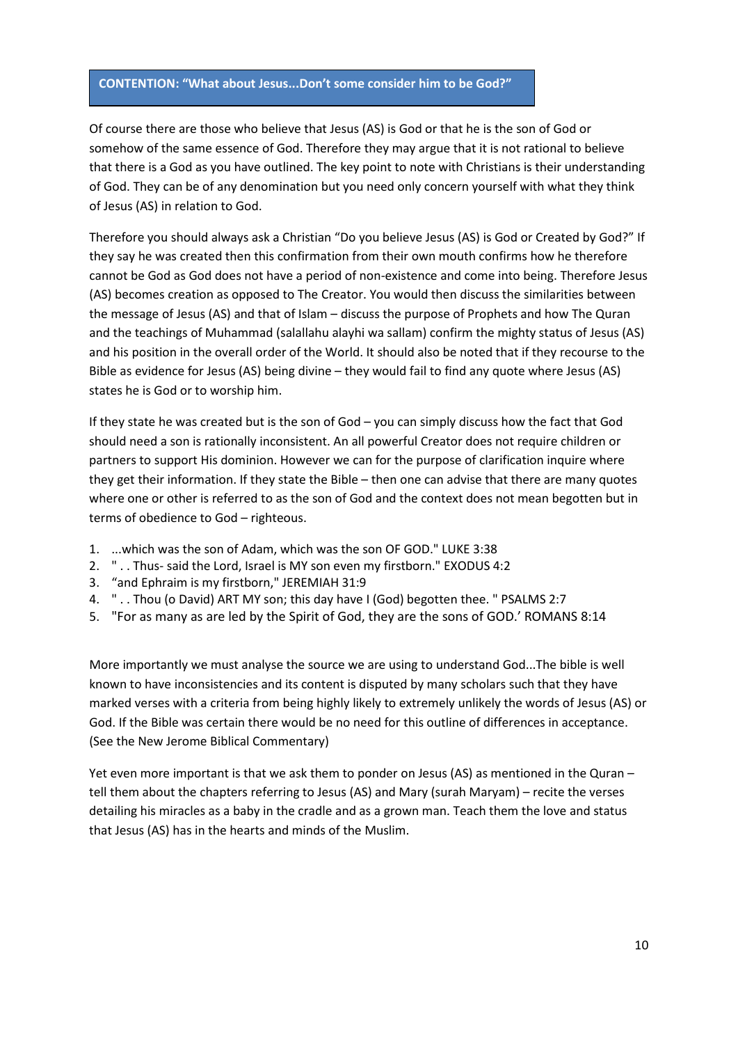**CONTENTION: "What about Jesus...Don't some consider him to be God?"**

Of course there are those who believe that Jesus (AS) is God or that he is the son of God or somehow of the same essence of God. Therefore they may argue that it is not rational to believe that there is a God as you have outlined. The key point to note with Christians is their understanding of God. They can be of any denomination but you need only concern yourself with what they think of Jesus (AS) in relation to God.

Therefore you should always ask a Christian "Do you believe Jesus (AS) is God or Created by God?" If they say he was created then this confirmation from their own mouth confirms how he therefore cannot be God as God does not have a period of non-existence and come into being. Therefore Jesus (AS) becomes creation as opposed to The Creator. You would then discuss the similarities between the message of Jesus (AS) and that of Islam – discuss the purpose of Prophets and how The Quran and the teachings of Muhammad (salallahu alayhi wa sallam) confirm the mighty status of Jesus (AS) and his position in the overall order of the World. It should also be noted that if they recourse to the Bible as evidence for Jesus (AS) being divine – they would fail to find any quote where Jesus (AS) states he is God or to worship him.

If they state he was created but is the son of God – you can simply discuss how the fact that God should need a son is rationally inconsistent. An all powerful Creator does not require children or partners to support His dominion. However we can for the purpose of clarification inquire where they get their information. If they state the Bible – then one can advise that there are many quotes where one or other is referred to as the son of God and the context does not mean begotten but in terms of obedience to God – righteous.

1. ...which was the son of Adam, which was the son OF GOD." LUKE 3:38
2. " . . Thus- said the Lord, Israel is MY son even my firstborn." EXODUS 4:2
3. "and Ephraim is my firstborn," JEREMIAH 31:9
4. " . . Thou (o David) ART MY son; this day have I (God) begotten thee. " PSALMS 2:7
5. "For as many as are led by the Spirit of God, they are the sons of GOD.' ROMANS 8:14

More importantly we must analyse the source we are using to understand God...The bible is well known to have inconsistencies and its content is disputed by many scholars such that they have marked verses with a criteria from being highly likely to extremely unlikely the words of Jesus (AS) or God. If the Bible was certain there would be no need for this outline of differences in acceptance. (See the New Jerome Biblical Commentary)

Yet even more important is that we ask them to ponder on Jesus (AS) as mentioned in the Quran – tell them about the chapters referring to Jesus (AS) and Mary (surah Maryam) – recite the verses detailing his miracles as a baby in the cradle and as a grown man. Teach them the love and status that Jesus (AS) has in the hearts and minds of the Muslim.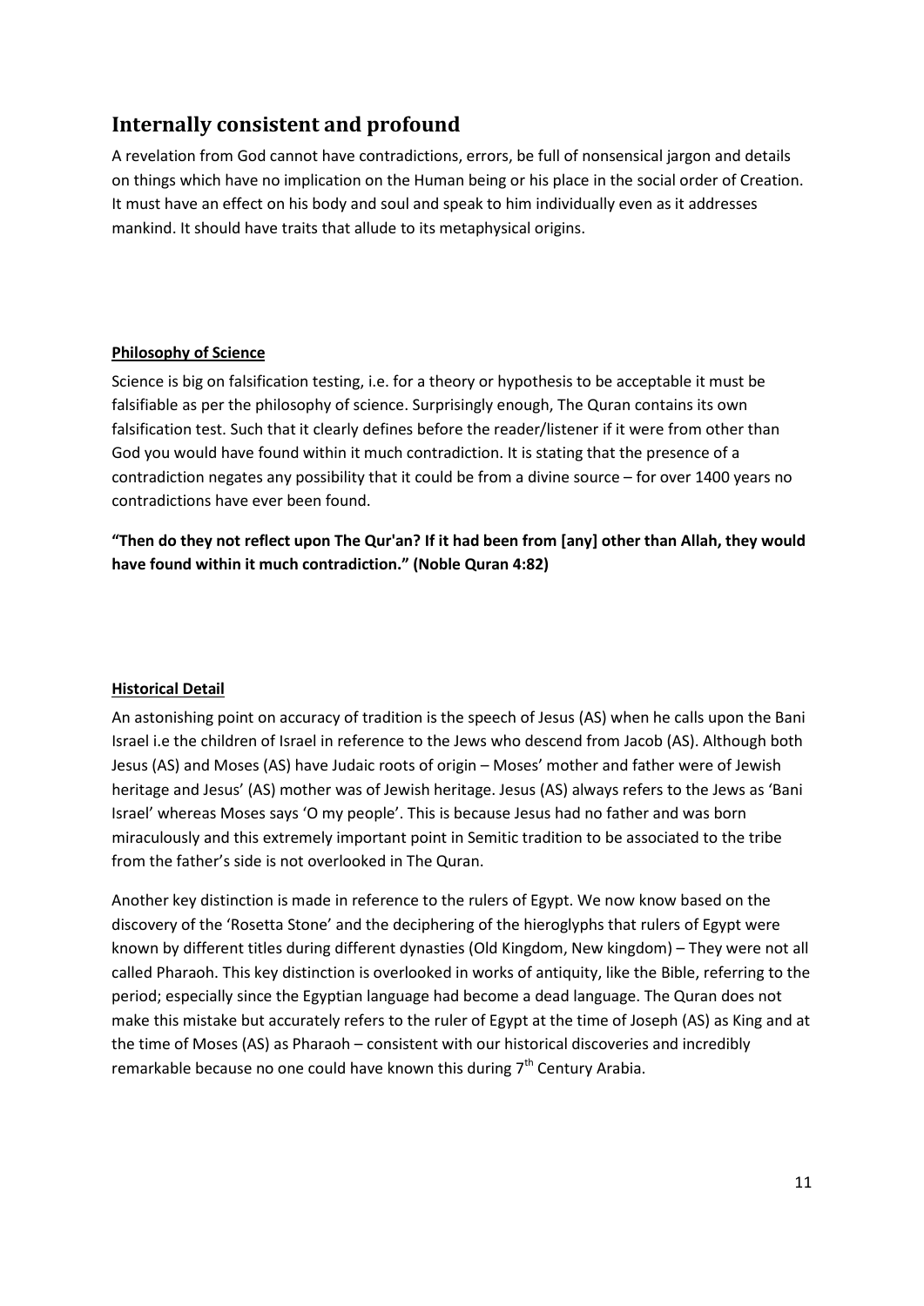## Internally consistent and profound

A revelation from God cannot have contradictions, errors, be full of nonsensical jargon and details on things which have no implication on the Human being or his place in the social order of Creation. It must have an effect on his body and soul and speak to him individually even as it addresses mankind. It should have traits that allude to its metaphysical origins.

**Philosophy of Science**

Science is big on falsification testing, i.e. for a theory or hypothesis to be acceptable it must be falsifiable as per the philosophy of science. Surprisingly enough, The Quran contains its own falsification test. Such that it clearly defines before the reader/listener if it were from other than God you would have found within it much contradiction. It is stating that the presence of a contradiction negates any possibility that it could be from a divine source – for over 1400 years no contradictions have ever been found.

**"Then do they not reflect upon The Qur'an? If it had been from [any] other than Allah, they would have found within it much contradiction." (Noble Quran 4:82)**

**Historical Detail**

An astonishing point on accuracy of tradition is the speech of Jesus (AS) when he calls upon the Bani Israel i.e the children of Israel in reference to the Jews who descend from Jacob (AS). Although both Jesus (AS) and Moses (AS) have Judaic roots of origin – Moses' mother and father were of Jewish heritage and Jesus' (AS) mother was of Jewish heritage. Jesus (AS) always refers to the Jews as 'Bani Israel' whereas Moses says 'O my people'. This is because Jesus had no father and was born miraculously and this extremely important point in Semitic tradition to be associated to the tribe from the father's side is not overlooked in The Quran.

Another key distinction is made in reference to the rulers of Egypt. We now know based on the discovery of the 'Rosetta Stone' and the deciphering of the hieroglyphs that rulers of Egypt were known by different titles during different dynasties (Old Kingdom, New kingdom) – They were not all called Pharaoh. This key distinction is overlooked in works of antiquity, like the Bible, referring to the period; especially since the Egyptian language had become a dead language. The Quran does not make this mistake but accurately refers to the ruler of Egypt at the time of Joseph (AS) as King and at the time of Moses (AS) as Pharaoh – consistent with our historical discoveries and incredibly remarkable because no one could have known this during 7th Century Arabia.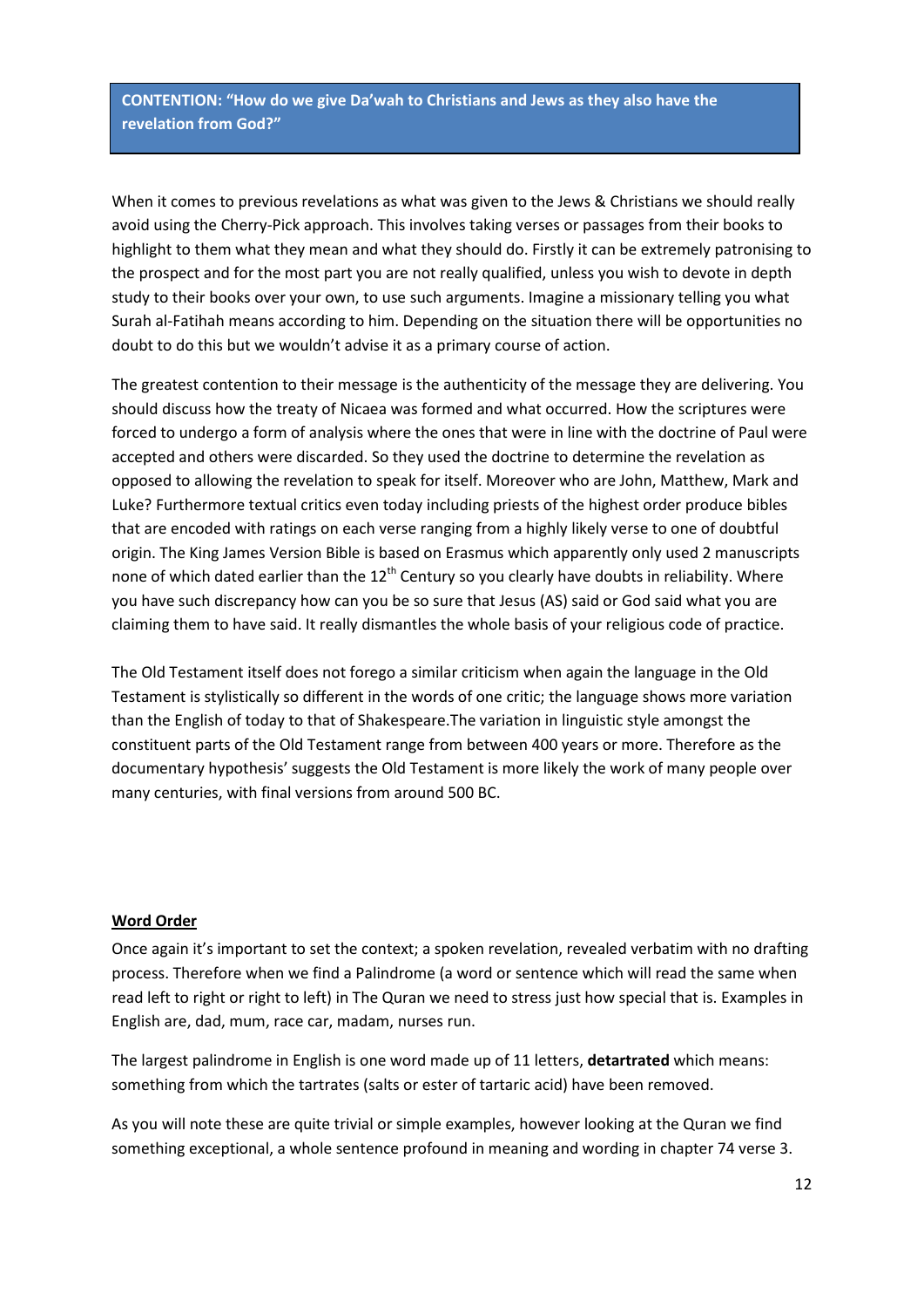**CONTENTION: "How do we give Da'wah to Christians and Jews as they also have the revelation from God?"**

When it comes to previous revelations as what was given to the Jews & Christians we should really avoid using the Cherry-Pick approach. This involves taking verses or passages from their books to highlight to them what they mean and what they should do. Firstly it can be extremely patronising to the prospect and for the most part you are not really qualified, unless you wish to devote in depth study to their books over your own, to use such arguments. Imagine a missionary telling you what Surah al-Fatihah means according to him. Depending on the situation there will be opportunities no doubt to do this but we wouldn't advise it as a primary course of action.

The greatest contention to their message is the authenticity of the message they are delivering. You should discuss how the treaty of Nicaea was formed and what occurred. How the scriptures were forced to undergo a form of analysis where the ones that were in line with the doctrine of Paul were accepted and others were discarded. So they used the doctrine to determine the revelation as opposed to allowing the revelation to speak for itself. Moreover who are John, Matthew, Mark and Luke? Furthermore textual critics even today including priests of the highest order produce bibles that are encoded with ratings on each verse ranging from a highly likely verse to one of doubtful origin. The King James Version Bible is based on Erasmus which apparently only used 2 manuscripts none of which dated earlier than the 12th Century so you clearly have doubts in reliability. Where you have such discrepancy how can you be so sure that Jesus (AS) said or God said what you are claiming them to have said. It really dismantles the whole basis of your religious code of practice.

The Old Testament itself does not forego a similar criticism when again the language in the Old Testament is stylistically so different in the words of one critic; the language shows more variation than the English of today to that of Shakespeare.The variation in linguistic style amongst the constituent parts of the Old Testament range from between 400 years or more. Therefore as the documentary hypothesis' suggests the Old Testament is more likely the work of many people over many centuries, with final versions from around 500 BC.

## Word Order

Once again it's important to set the context; a spoken revelation, revealed verbatim with no drafting process. Therefore when we find a Palindrome (a word or sentence which will read the same when read left to right or right to left) in The Quran we need to stress just how special that is. Examples in English are, dad, mum, race car, madam, nurses run.

The largest palindrome in English is one word made up of 11 letters, **detartrated** which means: something from which the tartrates (salts or ester of tartaric acid) have been removed.

As you will note these are quite trivial or simple examples, however looking at the Quran we find something exceptional, a whole sentence profound in meaning and wording in chapter 74 verse 3.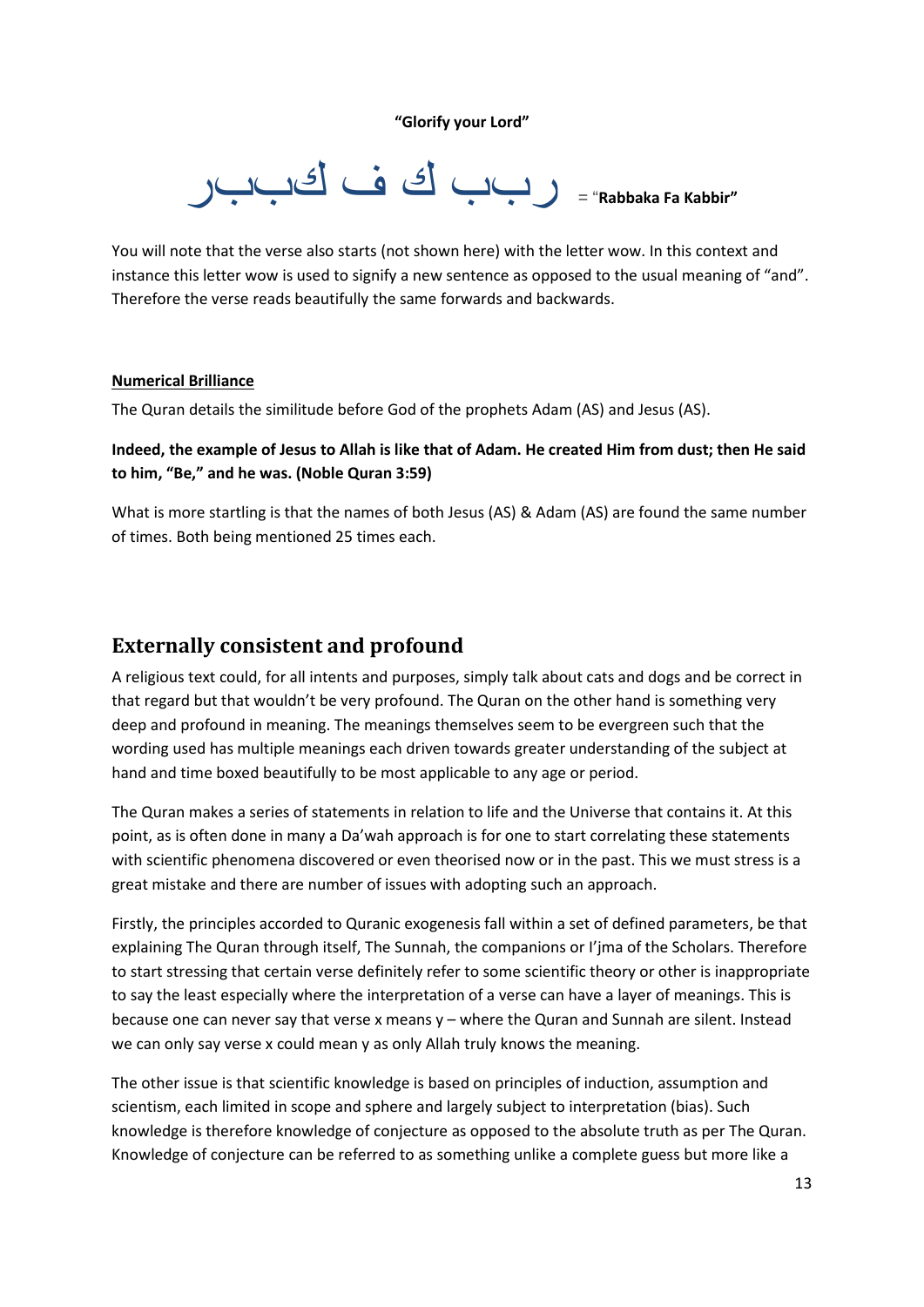**"Glorify your Lord"**

ربب ك ف كببر = "**Rabbaka Fa Kabbir"**

You will note that the verse also starts (not shown here) with the letter wow. In this context and instance this letter wow is used to signify a new sentence as opposed to the usual meaning of "and". Therefore the verse reads beautifully the same forwards and backwards.

**Numerical Brilliance**

The Quran details the similitude before God of the prophets Adam (AS) and Jesus (AS).

**Indeed, the example of Jesus to Allah is like that of Adam. He created Him from dust; then He said to him, "Be," and he was. (Noble Quran 3:59)**

What is more startling is that the names of both Jesus (AS) & Adam (AS) are found the same number of times. Both being mentioned 25 times each.

## Externally consistent and profound

A religious text could, for all intents and purposes, simply talk about cats and dogs and be correct in that regard but that wouldn't be very profound. The Quran on the other hand is something very deep and profound in meaning. The meanings themselves seem to be evergreen such that the wording used has multiple meanings each driven towards greater understanding of the subject at hand and time boxed beautifully to be most applicable to any age or period.

The Quran makes a series of statements in relation to life and the Universe that contains it. At this point, as is often done in many a Da'wah approach is for one to start correlating these statements with scientific phenomena discovered or even theorised now or in the past. This we must stress is a great mistake and there are number of issues with adopting such an approach.

Firstly, the principles accorded to Quranic exogenesis fall within a set of defined parameters, be that explaining The Quran through itself, The Sunnah, the companions or I'jma of the Scholars. Therefore to start stressing that certain verse definitely refer to some scientific theory or other is inappropriate to say the least especially where the interpretation of a verse can have a layer of meanings. This is because one can never say that verse x means y – where the Quran and Sunnah are silent. Instead we can only say verse x could mean y as only Allah truly knows the meaning.

The other issue is that scientific knowledge is based on principles of induction, assumption and scientism, each limited in scope and sphere and largely subject to interpretation (bias). Such knowledge is therefore knowledge of conjecture as opposed to the absolute truth as per The Quran. Knowledge of conjecture can be referred to as something unlike a complete guess but more like a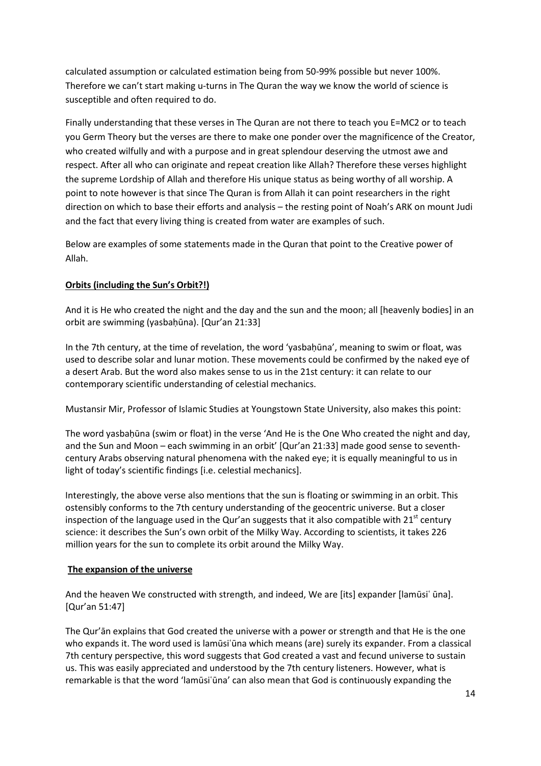calculated assumption or calculated estimation being from 50-99% possible but never 100%. Therefore we can't start making u-turns in The Quran the way we know the world of science is susceptible and often required to do.

Finally understanding that these verses in The Quran are not there to teach you E=MC2 or to teach you Germ Theory but the verses are there to make one ponder over the magnificence of the Creator, who created wilfully and with a purpose and in great splendour deserving the utmost awe and respect. After all who can originate and repeat creation like Allah? Therefore these verses highlight the supreme Lordship of Allah and therefore His unique status as being worthy of all worship. A point to note however is that since The Quran is from Allah it can point researchers in the right direction on which to base their efforts and analysis – the resting point of Noah's ARK on mount Judi and the fact that every living thing is created from water are examples of such.

Below are examples of some statements made in the Quran that point to the Creative power of Allah.

**Orbits (including the Sun's Orbit?!)**

And it is He who created the night and the day and the sun and the moon; all [heavenly bodies] in an orbit are swimming (yasbaḥūna). [Qur'an 21:33]

In the 7th century, at the time of revelation, the word 'yasbaḥūna', meaning to swim or float, was used to describe solar and lunar motion. These movements could be confirmed by the naked eye of a desert Arab. But the word also makes sense to us in the 21st century: it can relate to our contemporary scientific understanding of celestial mechanics.

Mustansir Mir, Professor of Islamic Studies at Youngstown State University, also makes this point:

The word yasbaḥūna (swim or float) in the verse 'And He is the One Who created the night and day, and the Sun and Moon – each swimming in an orbit' [Qur'an 21:33] made good sense to seventh-century Arabs observing natural phenomena with the naked eye; it is equally meaningful to us in light of today's scientific findings [i.e. celestial mechanics].

Interestingly, the above verse also mentions that the sun is floating or swimming in an orbit. This ostensibly conforms to the 7th century understanding of the geocentric universe. But a closer inspection of the language used in the Qur'an suggests that it also compatible with 21st century science: it describes the Sun's own orbit of the Milky Way. According to scientists, it takes 226 million years for the sun to complete its orbit around the Milky Way.

**The expansion of the universe**

And the heaven We constructed with strength, and indeed, We are [its] expander [lamūsiʿ ūna]. [Qur'an 51:47]

The Qur'ān explains that God created the universe with a power or strength and that He is the one who expands it. The word used is lamūsiʿūna which means (are) surely its expander. From a classical 7th century perspective, this word suggests that God created a vast and fecund universe to sustain us. This was easily appreciated and understood by the 7th century listeners. However, what is remarkable is that the word 'lamūsiʿūna' can also mean that God is continuously expanding the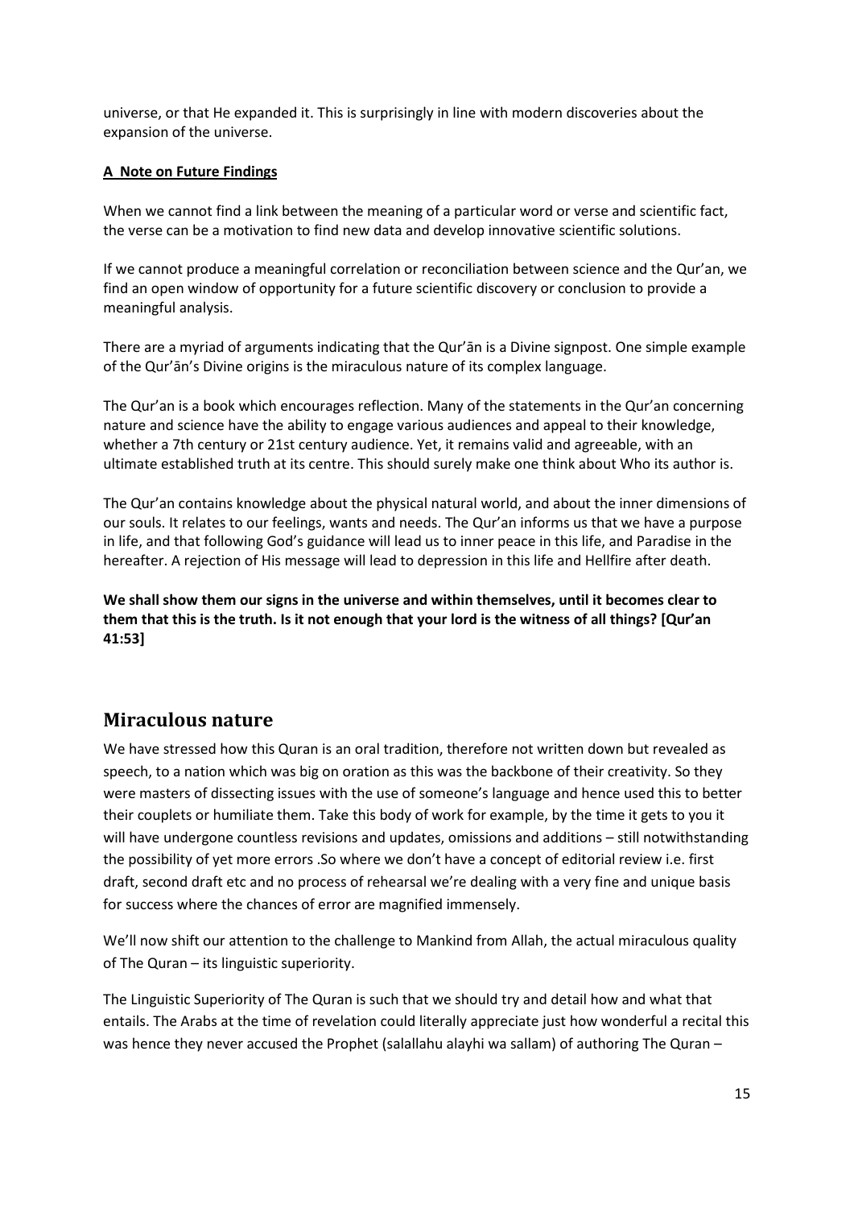universe, or that He expanded it. This is surprisingly in line with modern discoveries about the expansion of the universe.

**A Note on Future Findings**

When we cannot find a link between the meaning of a particular word or verse and scientific fact, the verse can be a motivation to find new data and develop innovative scientific solutions.

If we cannot produce a meaningful correlation or reconciliation between science and the Qur'an, we find an open window of opportunity for a future scientific discovery or conclusion to provide a meaningful analysis.

There are a myriad of arguments indicating that the Qur'ān is a Divine signpost. One simple example of the Qur'ān's Divine origins is the miraculous nature of its complex language.

The Qur'an is a book which encourages reflection. Many of the statements in the Qur'an concerning nature and science have the ability to engage various audiences and appeal to their knowledge, whether a 7th century or 21st century audience. Yet, it remains valid and agreeable, with an ultimate established truth at its centre. This should surely make one think about Who its author is.

The Qur'an contains knowledge about the physical natural world, and about the inner dimensions of our souls. It relates to our feelings, wants and needs. The Qur'an informs us that we have a purpose in life, and that following God's guidance will lead us to inner peace in this life, and Paradise in the hereafter. A rejection of His message will lead to depression in this life and Hellfire after death.

**We shall show them our signs in the universe and within themselves, until it becomes clear to them that this is the truth. Is it not enough that your lord is the witness of all things? [Qur'an 41:53]**

## Miraculous nature

We have stressed how this Quran is an oral tradition, therefore not written down but revealed as speech, to a nation which was big on oration as this was the backbone of their creativity. So they were masters of dissecting issues with the use of someone's language and hence used this to better their couplets or humiliate them. Take this body of work for example, by the time it gets to you it will have undergone countless revisions and updates, omissions and additions – still notwithstanding the possibility of yet more errors .So where we don't have a concept of editorial review i.e. first draft, second draft etc and no process of rehearsal we're dealing with a very fine and unique basis for success where the chances of error are magnified immensely.

We'll now shift our attention to the challenge to Mankind from Allah, the actual miraculous quality of The Quran – its linguistic superiority.

The Linguistic Superiority of The Quran is such that we should try and detail how and what that entails. The Arabs at the time of revelation could literally appreciate just how wonderful a recital this was hence they never accused the Prophet (salallahu alayhi wa sallam) of authoring The Quran –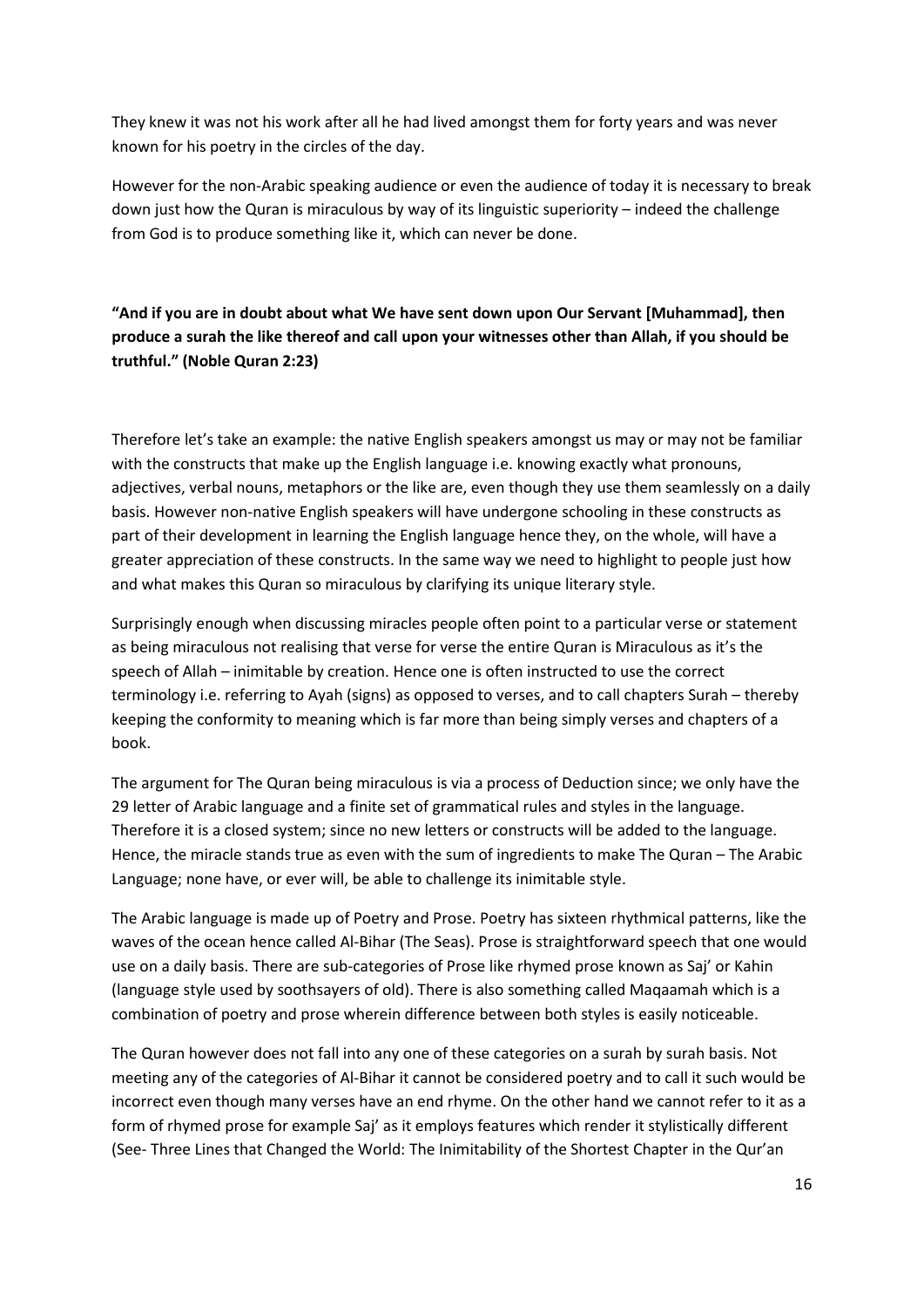They knew it was not his work after all he had lived amongst them for forty years and was never known for his poetry in the circles of the day.

However for the non-Arabic speaking audience or even the audience of today it is necessary to break down just how the Quran is miraculous by way of its linguistic superiority – indeed the challenge from God is to produce something like it, which can never be done.

**"And if you are in doubt about what We have sent down upon Our Servant [Muhammad], then produce a surah the like thereof and call upon your witnesses other than Allah, if you should be truthful." (Noble Quran 2:23)**

Therefore let's take an example: the native English speakers amongst us may or may not be familiar with the constructs that make up the English language i.e. knowing exactly what pronouns, adjectives, verbal nouns, metaphors or the like are, even though they use them seamlessly on a daily basis. However non-native English speakers will have undergone schooling in these constructs as part of their development in learning the English language hence they, on the whole, will have a greater appreciation of these constructs. In the same way we need to highlight to people just how and what makes this Quran so miraculous by clarifying its unique literary style.

Surprisingly enough when discussing miracles people often point to a particular verse or statement as being miraculous not realising that verse for verse the entire Quran is Miraculous as it's the speech of Allah – inimitable by creation. Hence one is often instructed to use the correct terminology i.e. referring to Ayah (signs) as opposed to verses, and to call chapters Surah – thereby keeping the conformity to meaning which is far more than being simply verses and chapters of a book.

The argument for The Quran being miraculous is via a process of Deduction since; we only have the 29 letter of Arabic language and a finite set of grammatical rules and styles in the language. Therefore it is a closed system; since no new letters or constructs will be added to the language. Hence, the miracle stands true as even with the sum of ingredients to make The Quran – The Arabic Language; none have, or ever will, be able to challenge its inimitable style.

The Arabic language is made up of Poetry and Prose. Poetry has sixteen rhythmical patterns, like the waves of the ocean hence called Al-Bihar (The Seas). Prose is straightforward speech that one would use on a daily basis. There are sub-categories of Prose like rhymed prose known as Saj' or Kahin (language style used by soothsayers of old). There is also something called Maqaamah which is a combination of poetry and prose wherein difference between both styles is easily noticeable.

The Quran however does not fall into any one of these categories on a surah by surah basis. Not meeting any of the categories of Al-Bihar it cannot be considered poetry and to call it such would be incorrect even though many verses have an end rhyme. On the other hand we cannot refer to it as a form of rhymed prose for example Saj' as it employs features which render it stylistically different (See- Three Lines that Changed the World: The Inimitability of the Shortest Chapter in the Qur'an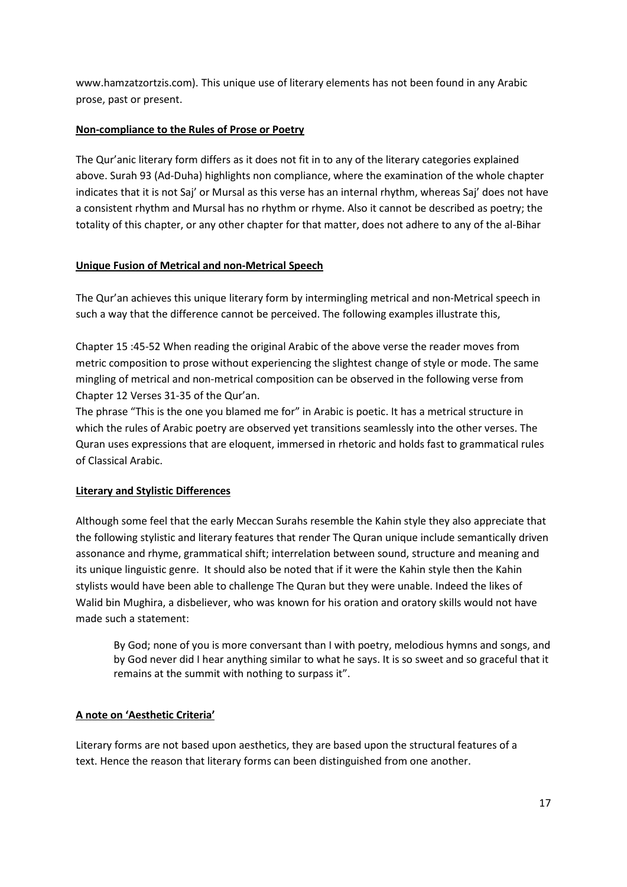www.hamzatzortzis.com). This unique use of literary elements has not been found in any Arabic prose, past or present.

**Non-compliance to the Rules of Prose or Poetry**

The Qur'anic literary form differs as it does not fit in to any of the literary categories explained above. Surah 93 (Ad-Duha) highlights non compliance, where the examination of the whole chapter indicates that it is not Saj' or Mursal as this verse has an internal rhythm, whereas Saj' does not have a consistent rhythm and Mursal has no rhythm or rhyme. Also it cannot be described as poetry; the totality of this chapter, or any other chapter for that matter, does not adhere to any of the al-Bihar

**Unique Fusion of Metrical and non-Metrical Speech**

The Qur'an achieves this unique literary form by intermingling metrical and non-Metrical speech in such a way that the difference cannot be perceived. The following examples illustrate this,

Chapter 15 :45-52 When reading the original Arabic of the above verse the reader moves from metric composition to prose without experiencing the slightest change of style or mode. The same mingling of metrical and non-metrical composition can be observed in the following verse from Chapter 12 Verses 31-35 of the Qur'an.

The phrase "This is the one you blamed me for" in Arabic is poetic. It has a metrical structure in which the rules of Arabic poetry are observed yet transitions seamlessly into the other verses. The Quran uses expressions that are eloquent, immersed in rhetoric and holds fast to grammatical rules of Classical Arabic.

**Literary and Stylistic Differences**

Although some feel that the early Meccan Surahs resemble the Kahin style they also appreciate that the following stylistic and literary features that render The Quran unique include semantically driven assonance and rhyme, grammatical shift; interrelation between sound, structure and meaning and its unique linguistic genre. It should also be noted that if it were the Kahin style then the Kahin stylists would have been able to challenge The Quran but they were unable. Indeed the likes of Walid bin Mughira, a disbeliever, who was known for his oration and oratory skills would not have made such a statement:

> By God; none of you is more conversant than I with poetry, melodious hymns and songs, and by God never did I hear anything similar to what he says. It is so sweet and so graceful that it remains at the summit with nothing to surpass it".

**A note on 'Aesthetic Criteria'**

Literary forms are not based upon aesthetics, they are based upon the structural features of a text. Hence the reason that literary forms can been distinguished from one another.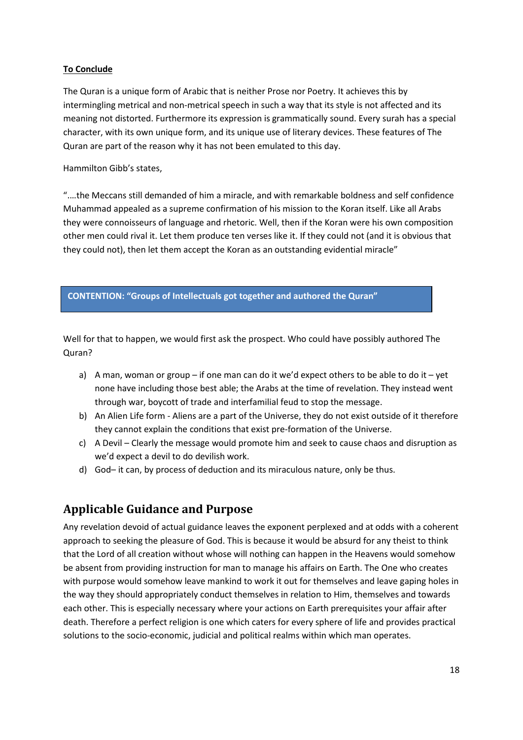**<u>To Conclude</u>**

The Quran is a unique form of Arabic that is neither Prose nor Poetry. It achieves this by intermingling metrical and non-metrical speech in such a way that its style is not affected and its meaning not distorted. Furthermore its expression is grammatically sound. Every surah has a special character, with its own unique form, and its unique use of literary devices. These features of The Quran are part of the reason why it has not been emulated to this day.

Hammilton Gibb's states,

"….the Meccans still demanded of him a miracle, and with remarkable boldness and self confidence Muhammad appealed as a supreme confirmation of his mission to the Koran itself. Like all Arabs they were connoisseurs of language and rhetoric. Well, then if the Koran were his own composition other men could rival it. Let them produce ten verses like it. If they could not (and it is obvious that they could not), then let them accept the Koran as an outstanding evidential miracle"

**CONTENTION: "Groups of Intellectuals got together and authored the Quran"**

Well for that to happen, we would first ask the prospect. Who could have possibly authored The Quran?

a) A man, woman or group – if one man can do it we'd expect others to be able to do it – yet none have including those best able; the Arabs at the time of revelation. They instead went through war, boycott of trade and interfamilial feud to stop the message.
b) An Alien Life form - Aliens are a part of the Universe, they do not exist outside of it therefore they cannot explain the conditions that exist pre-formation of the Universe.
c) A Devil – Clearly the message would promote him and seek to cause chaos and disruption as we'd expect a devil to do devilish work.
d) God– it can, by process of deduction and its miraculous nature, only be thus.

## Applicable Guidance and Purpose

Any revelation devoid of actual guidance leaves the exponent perplexed and at odds with a coherent approach to seeking the pleasure of God. This is because it would be absurd for any theist to think that the Lord of all creation without whose will nothing can happen in the Heavens would somehow be absent from providing instruction for man to manage his affairs on Earth. The One who creates with purpose would somehow leave mankind to work it out for themselves and leave gaping holes in the way they should appropriately conduct themselves in relation to Him, themselves and towards each other. This is especially necessary where your actions on Earth prerequisites your affair after death. Therefore a perfect religion is one which caters for every sphere of life and provides practical solutions to the socio-economic, judicial and political realms within which man operates.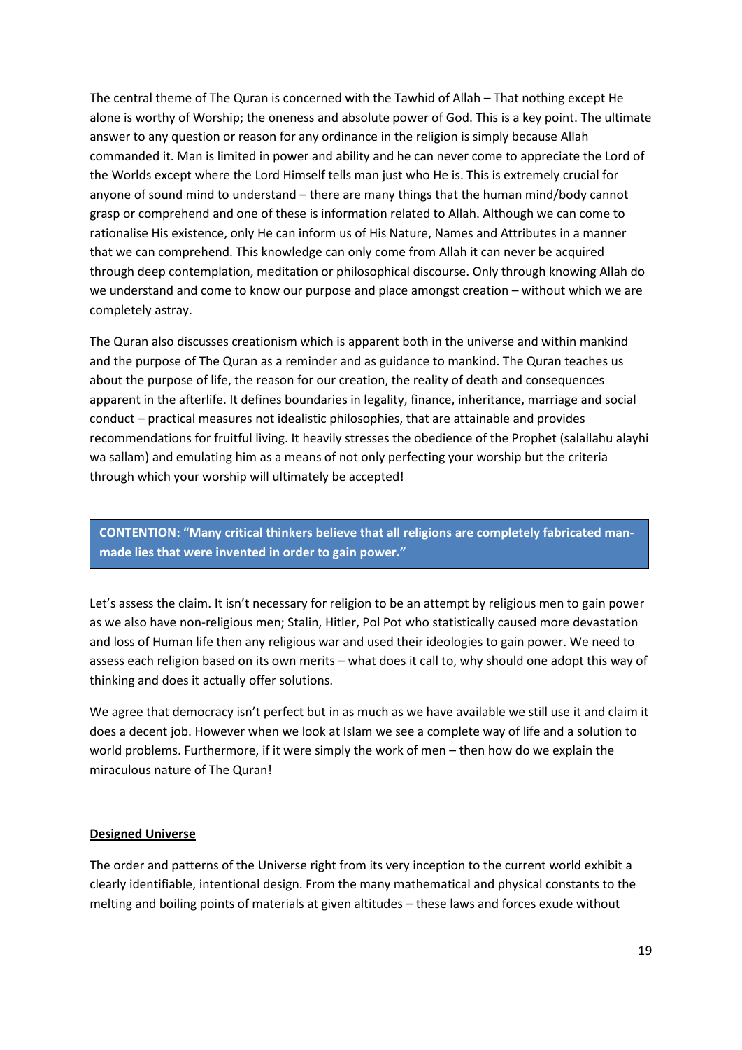The central theme of The Quran is concerned with the Tawhid of Allah – That nothing except He alone is worthy of Worship; the oneness and absolute power of God. This is a key point. The ultimate answer to any question or reason for any ordinance in the religion is simply because Allah commanded it. Man is limited in power and ability and he can never come to appreciate the Lord of the Worlds except where the Lord Himself tells man just who He is. This is extremely crucial for anyone of sound mind to understand – there are many things that the human mind/body cannot grasp or comprehend and one of these is information related to Allah. Although we can come to rationalise His existence, only He can inform us of His Nature, Names and Attributes in a manner that we can comprehend. This knowledge can only come from Allah it can never be acquired through deep contemplation, meditation or philosophical discourse. Only through knowing Allah do we understand and come to know our purpose and place amongst creation – without which we are completely astray.

The Quran also discusses creationism which is apparent both in the universe and within mankind and the purpose of The Quran as a reminder and as guidance to mankind. The Quran teaches us about the purpose of life, the reason for our creation, the reality of death and consequences apparent in the afterlife. It defines boundaries in legality, finance, inheritance, marriage and social conduct – practical measures not idealistic philosophies, that are attainable and provides recommendations for fruitful living. It heavily stresses the obedience of the Prophet (salallahu alayhi wa sallam) and emulating him as a means of not only perfecting your worship but the criteria through which your worship will ultimately be accepted!

**CONTENTION: "Many critical thinkers believe that all religions are completely fabricated man-made lies that were invented in order to gain power."**

Let's assess the claim. It isn't necessary for religion to be an attempt by religious men to gain power as we also have non-religious men; Stalin, Hitler, Pol Pot who statistically caused more devastation and loss of Human life then any religious war and used their ideologies to gain power. We need to assess each religion based on its own merits – what does it call to, why should one adopt this way of thinking and does it actually offer solutions.

We agree that democracy isn't perfect but in as much as we have available we still use it and claim it does a decent job. However when we look at Islam we see a complete way of life and a solution to world problems. Furthermore, if it were simply the work of men – then how do we explain the miraculous nature of The Quran!

**Designed Universe**

The order and patterns of the Universe right from its very inception to the current world exhibit a clearly identifiable, intentional design. From the many mathematical and physical constants to the melting and boiling points of materials at given altitudes – these laws and forces exude without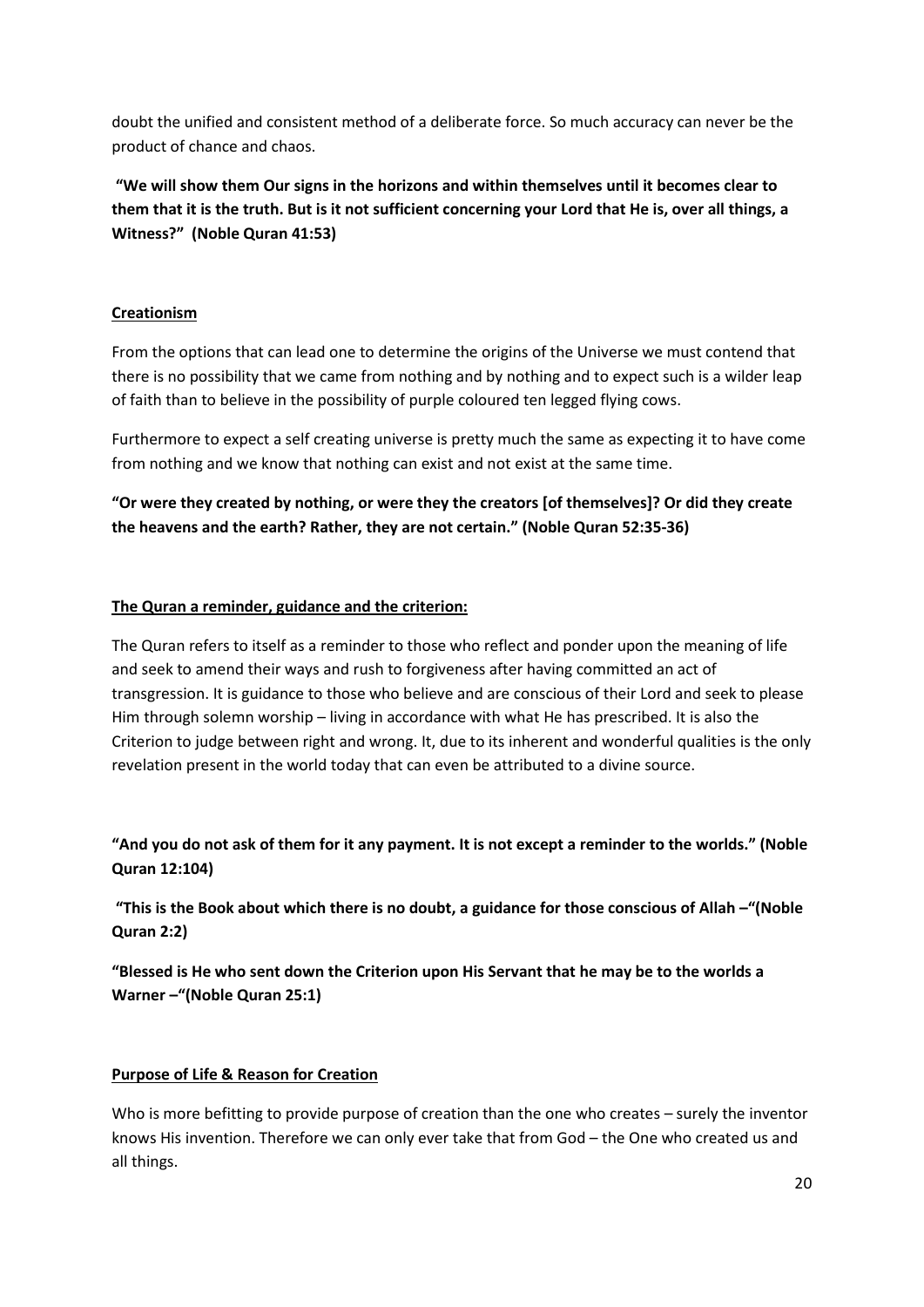doubt the unified and consistent method of a deliberate force. So much accuracy can never be the product of chance and chaos.

**"We will show them Our signs in the horizons and within themselves until it becomes clear to them that it is the truth. But is it not sufficient concerning your Lord that He is, over all things, a Witness?" (Noble Quran 41:53)**

## Creationism

From the options that can lead one to determine the origins of the Universe we must contend that there is no possibility that we came from nothing and by nothing and to expect such is a wilder leap of faith than to believe in the possibility of purple coloured ten legged flying cows.

Furthermore to expect a self creating universe is pretty much the same as expecting it to have come from nothing and we know that nothing can exist and not exist at the same time.

**"Or were they created by nothing, or were they the creators [of themselves]? Or did they create the heavens and the earth? Rather, they are not certain." (Noble Quran 52:35-36)**

## The Quran a reminder, guidance and the criterion:

The Quran refers to itself as a reminder to those who reflect and ponder upon the meaning of life and seek to amend their ways and rush to forgiveness after having committed an act of transgression. It is guidance to those who believe and are conscious of their Lord and seek to please Him through solemn worship – living in accordance with what He has prescribed. It is also the Criterion to judge between right and wrong. It, due to its inherent and wonderful qualities is the only revelation present in the world today that can even be attributed to a divine source.

**"And you do not ask of them for it any payment. It is not except a reminder to the worlds." (Noble Quran 12:104)**

**"This is the Book about which there is no doubt, a guidance for those conscious of Allah –"(Noble Quran 2:2)**

**"Blessed is He who sent down the Criterion upon His Servant that he may be to the worlds a Warner –"(Noble Quran 25:1)**

## Purpose of Life & Reason for Creation

Who is more befitting to provide purpose of creation than the one who creates – surely the inventor knows His invention. Therefore we can only ever take that from God – the One who created us and all things.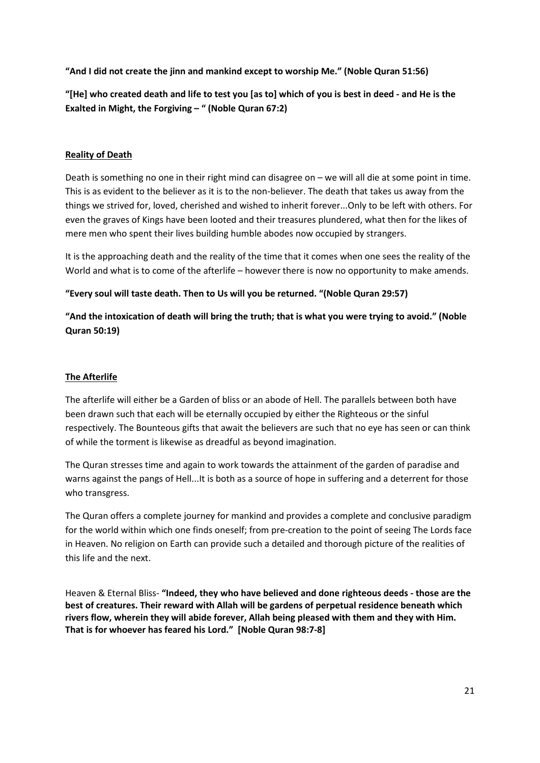**“And I did not create the jinn and mankind except to worship Me.” (Noble Quran 51:56)**

**“[He] who created death and life to test you [as to] which of you is best in deed - and He is the Exalted in Might, the Forgiving – “ (Noble Quran 67:2)**

**<u>Reality of Death</u>**

Death is something no one in their right mind can disagree on – we will all die at some point in time. This is as evident to the believer as it is to the non-believer. The death that takes us away from the things we strived for, loved, cherished and wished to inherit forever...Only to be left with others. For even the graves of Kings have been looted and their treasures plundered, what then for the likes of mere men who spent their lives building humble abodes now occupied by strangers.

It is the approaching death and the reality of the time that it comes when one sees the reality of the World and what is to come of the afterlife – however there is now no opportunity to make amends.

**“Every soul will taste death. Then to Us will you be returned. “(Noble Quran 29:57)**

**“And the intoxication of death will bring the truth; that is what you were trying to avoid.” (Noble Quran 50:19)**

**<u>The Afterlife</u>**

The afterlife will either be a Garden of bliss or an abode of Hell. The parallels between both have been drawn such that each will be eternally occupied by either the Righteous or the sinful respectively. The Bounteous gifts that await the believers are such that no eye has seen or can think of while the torment is likewise as dreadful as beyond imagination.

The Quran stresses time and again to work towards the attainment of the garden of paradise and warns against the pangs of Hell...It is both as a source of hope in suffering and a deterrent for those who transgress.

The Quran offers a complete journey for mankind and provides a complete and conclusive paradigm for the world within which one finds oneself; from pre-creation to the point of seeing The Lords face in Heaven. No religion on Earth can provide such a detailed and thorough picture of the realities of this life and the next.

Heaven & Eternal Bliss- **“Indeed, they who have believed and done righteous deeds - those are the best of creatures. Their reward with Allah will be gardens of perpetual residence beneath which rivers flow, wherein they will abide forever, Allah being pleased with them and they with Him. That is for whoever has feared his Lord.” [Noble Quran 98:7-8]**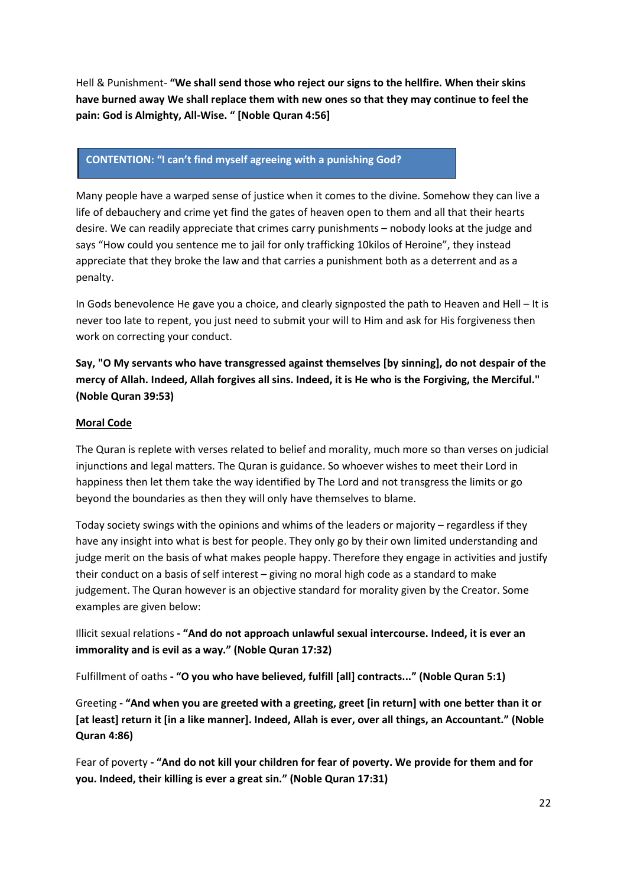Hell & Punishment- **"We shall send those who reject our signs to the hellfire. When their skins have burned away We shall replace them with new ones so that they may continue to feel the pain: God is Almighty, All-Wise. " [Noble Quran 4:56]**

**CONTENTION: "I can't find myself agreeing with a punishing God?**

Many people have a warped sense of justice when it comes to the divine. Somehow they can live a life of debauchery and crime yet find the gates of heaven open to them and all that their hearts desire. We can readily appreciate that crimes carry punishments – nobody looks at the judge and says "How could you sentence me to jail for only trafficking 10kilos of Heroine", they instead appreciate that they broke the law and that carries a punishment both as a deterrent and as a penalty.

In Gods benevolence He gave you a choice, and clearly signposted the path to Heaven and Hell – It is never too late to repent, you just need to submit your will to Him and ask for His forgiveness then work on correcting your conduct.

**Say, "O My servants who have transgressed against themselves [by sinning], do not despair of the mercy of Allah. Indeed, Allah forgives all sins. Indeed, it is He who is the Forgiving, the Merciful." (Noble Quran 39:53)**

**Moral Code**

The Quran is replete with verses related to belief and morality, much more so than verses on judicial injunctions and legal matters. The Quran is guidance. So whoever wishes to meet their Lord in happiness then let them take the way identified by The Lord and not transgress the limits or go beyond the boundaries as then they will only have themselves to blame.

Today society swings with the opinions and whims of the leaders or majority – regardless if they have any insight into what is best for people. They only go by their own limited understanding and judge merit on the basis of what makes people happy. Therefore they engage in activities and justify their conduct on a basis of self interest – giving no moral high code as a standard to make judgement. The Quran however is an objective standard for morality given by the Creator. Some examples are given below:

Illicit sexual relations **- "And do not approach unlawful sexual intercourse. Indeed, it is ever an immorality and is evil as a way." (Noble Quran 17:32)**

Fulfillment of oaths **- "O you who have believed, fulfill [all] contracts..." (Noble Quran 5:1)**

Greeting **- "And when you are greeted with a greeting, greet [in return] with one better than it or [at least] return it [in a like manner]. Indeed, Allah is ever, over all things, an Accountant." (Noble Quran 4:86)**

Fear of poverty **- "And do not kill your children for fear of poverty. We provide for them and for you. Indeed, their killing is ever a great sin." (Noble Quran 17:31)**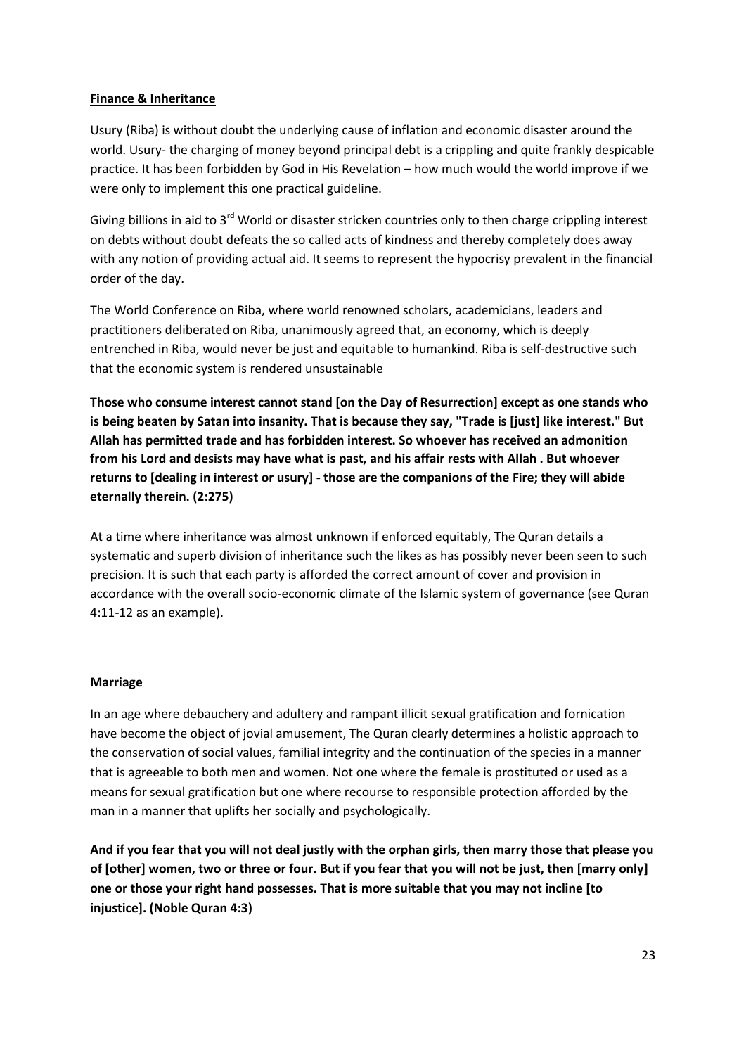**Finance & Inheritance**

Usury (Riba) is without doubt the underlying cause of inflation and economic disaster around the world. Usury- the charging of money beyond principal debt is a crippling and quite frankly despicable practice. It has been forbidden by God in His Revelation – how much would the world improve if we were only to implement this one practical guideline.

Giving billions in aid to 3rd World or disaster stricken countries only to then charge crippling interest on debts without doubt defeats the so called acts of kindness and thereby completely does away with any notion of providing actual aid. It seems to represent the hypocrisy prevalent in the financial order of the day.

The World Conference on Riba, where world renowned scholars, academicians, leaders and practitioners deliberated on Riba, unanimously agreed that, an economy, which is deeply entrenched in Riba, would never be just and equitable to humankind. Riba is self-destructive such that the economic system is rendered unsustainable

**Those who consume interest cannot stand [on the Day of Resurrection] except as one stands who is being beaten by Satan into insanity. That is because they say, "Trade is [just] like interest." But Allah has permitted trade and has forbidden interest. So whoever has received an admonition from his Lord and desists may have what is past, and his affair rests with Allah . But whoever returns to [dealing in interest or usury] - those are the companions of the Fire; they will abide eternally therein. (2:275)**

At a time where inheritance was almost unknown if enforced equitably, The Quran details a systematic and superb division of inheritance such the likes as has possibly never been seen to such precision. It is such that each party is afforded the correct amount of cover and provision in accordance with the overall socio-economic climate of the Islamic system of governance (see Quran 4:11-12 as an example).

**Marriage**

In an age where debauchery and adultery and rampant illicit sexual gratification and fornication have become the object of jovial amusement, The Quran clearly determines a holistic approach to the conservation of social values, familial integrity and the continuation of the species in a manner that is agreeable to both men and women. Not one where the female is prostituted or used as a means for sexual gratification but one where recourse to responsible protection afforded by the man in a manner that uplifts her socially and psychologically.

**And if you fear that you will not deal justly with the orphan girls, then marry those that please you of [other] women, two or three or four. But if you fear that you will not be just, then [marry only] one or those your right hand possesses. That is more suitable that you may not incline [to injustice]. (Noble Quran 4:3)**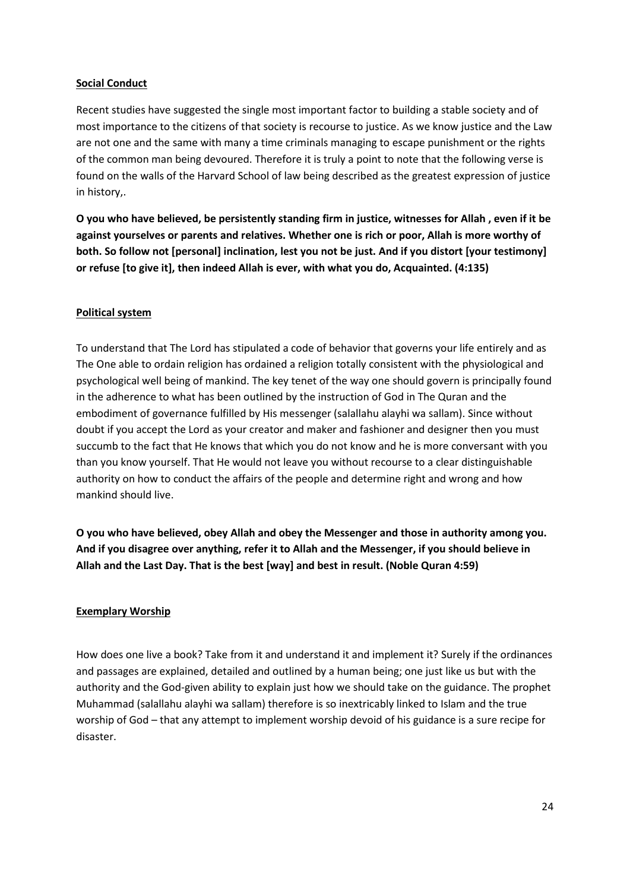**Social Conduct**

Recent studies have suggested the single most important factor to building a stable society and of most importance to the citizens of that society is recourse to justice. As we know justice and the Law are not one and the same with many a time criminals managing to escape punishment or the rights of the common man being devoured. Therefore it is truly a point to note that the following verse is found on the walls of the Harvard School of law being described as the greatest expression of justice in history,.

**O you who have believed, be persistently standing firm in justice, witnesses for Allah , even if it be against yourselves or parents and relatives. Whether one is rich or poor, Allah is more worthy of both. So follow not [personal] inclination, lest you not be just. And if you distort [your testimony] or refuse [to give it], then indeed Allah is ever, with what you do, Acquainted. (4:135)**

**Political system**

To understand that The Lord has stipulated a code of behavior that governs your life entirely and as The One able to ordain religion has ordained a religion totally consistent with the physiological and psychological well being of mankind. The key tenet of the way one should govern is principally found in the adherence to what has been outlined by the instruction of God in The Quran and the embodiment of governance fulfilled by His messenger (salallahu alayhi wa sallam). Since without doubt if you accept the Lord as your creator and maker and fashioner and designer then you must succumb to the fact that He knows that which you do not know and he is more conversant with you than you know yourself. That He would not leave you without recourse to a clear distinguishable authority on how to conduct the affairs of the people and determine right and wrong and how mankind should live.

**O you who have believed, obey Allah and obey the Messenger and those in authority among you. And if you disagree over anything, refer it to Allah and the Messenger, if you should believe in Allah and the Last Day. That is the best [way] and best in result. (Noble Quran 4:59)**

**Exemplary Worship**

How does one live a book? Take from it and understand it and implement it? Surely if the ordinances and passages are explained, detailed and outlined by a human being; one just like us but with the authority and the God-given ability to explain just how we should take on the guidance. The prophet Muhammad (salallahu alayhi wa sallam) therefore is so inextricably linked to Islam and the true worship of God – that any attempt to implement worship devoid of his guidance is a sure recipe for disaster.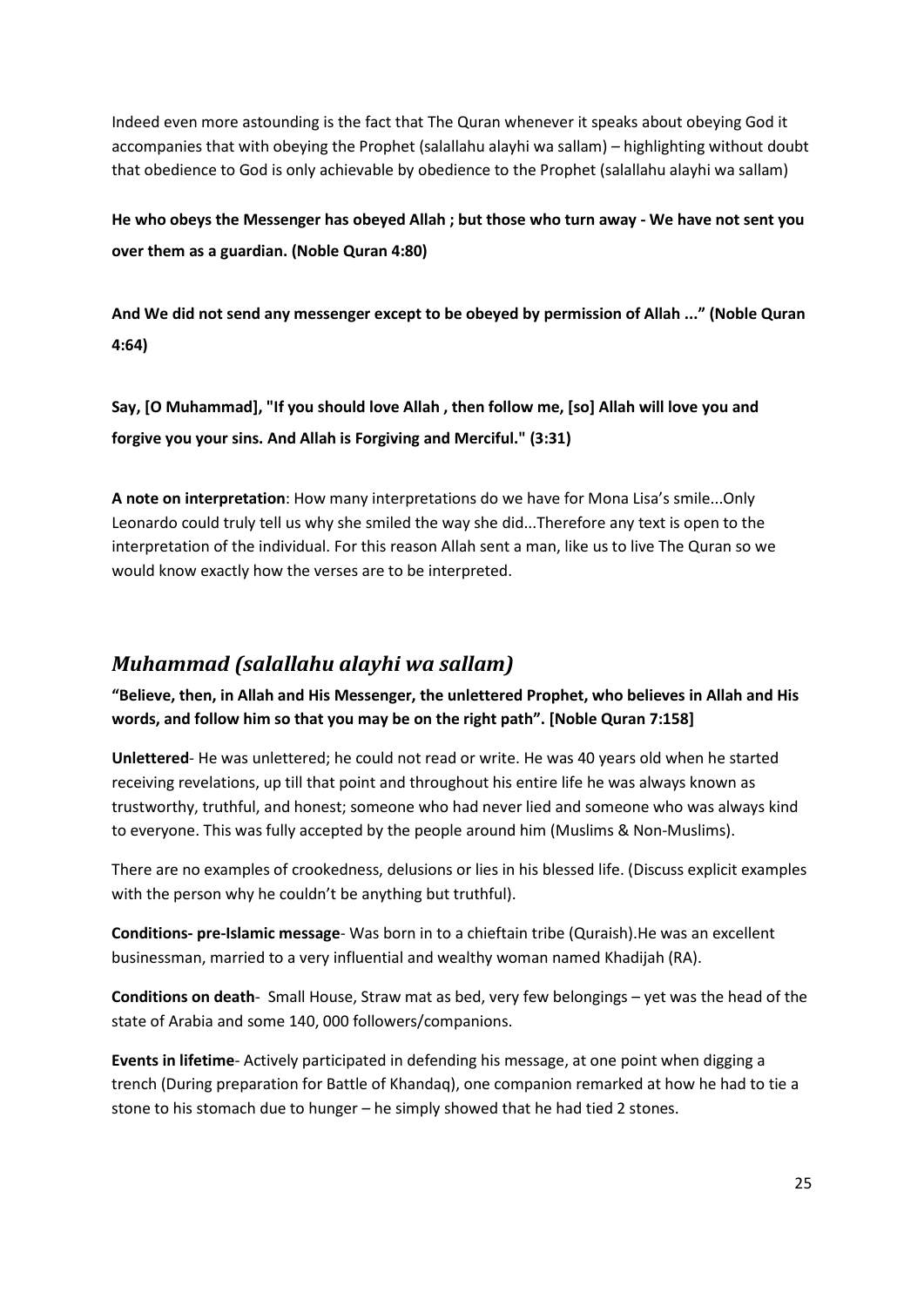Indeed even more astounding is the fact that The Quran whenever it speaks about obeying God it accompanies that with obeying the Prophet (salallahu alayhi wa sallam) – highlighting without doubt that obedience to God is only achievable by obedience to the Prophet (salallahu alayhi wa sallam)

**He who obeys the Messenger has obeyed Allah ; but those who turn away - We have not sent you over them as a guardian. (Noble Quran 4:80)**

**And We did not send any messenger except to be obeyed by permission of Allah ..." (Noble Quran 4:64)**

**Say, [O Muhammad], "If you should love Allah , then follow me, [so] Allah will love you and forgive you your sins. And Allah is Forgiving and Merciful." (3:31)**

**A note on interpretation**: How many interpretations do we have for Mona Lisa's smile...Only Leonardo could truly tell us why she smiled the way she did...Therefore any text is open to the interpretation of the individual. For this reason Allah sent a man, like us to live The Quran so we would know exactly how the verses are to be interpreted.

## *Muhammad (salallahu alayhi wa sallam)*

**"Believe, then, in Allah and His Messenger, the unlettered Prophet, who believes in Allah and His words, and follow him so that you may be on the right path". [Noble Quran 7:158]**

**Unlettered**- He was unlettered; he could not read or write. He was 40 years old when he started receiving revelations, up till that point and throughout his entire life he was always known as trustworthy, truthful, and honest; someone who had never lied and someone who was always kind to everyone. This was fully accepted by the people around him (Muslims & Non-Muslims).

There are no examples of crookedness, delusions or lies in his blessed life. (Discuss explicit examples with the person why he couldn't be anything but truthful).

**Conditions- pre-Islamic message**- Was born in to a chieftain tribe (Quraish).He was an excellent businessman, married to a very influential and wealthy woman named Khadijah (RA).

**Conditions on death**- Small House, Straw mat as bed, very few belongings – yet was the head of the state of Arabia and some 140, 000 followers/companions.

**Events in lifetime**- Actively participated in defending his message, at one point when digging a trench (During preparation for Battle of Khandaq), one companion remarked at how he had to tie a stone to his stomach due to hunger – he simply showed that he had tied 2 stones.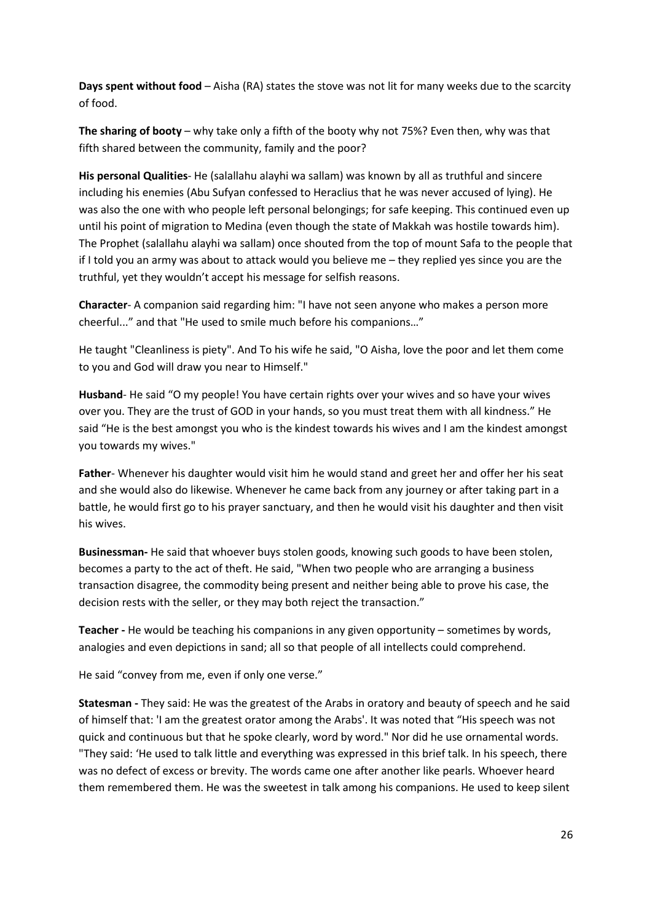**Days spent without food** – Aisha (RA) states the stove was not lit for many weeks due to the scarcity of food.

**The sharing of booty** – why take only a fifth of the booty why not 75%? Even then, why was that fifth shared between the community, family and the poor?

**His personal Qualities**- He (salallahu alayhi wa sallam) was known by all as truthful and sincere including his enemies (Abu Sufyan confessed to Heraclius that he was never accused of lying). He was also the one with who people left personal belongings; for safe keeping. This continued even up until his point of migration to Medina (even though the state of Makkah was hostile towards him). The Prophet (salallahu alayhi wa sallam) once shouted from the top of mount Safa to the people that if I told you an army was about to attack would you believe me – they replied yes since you are the truthful, yet they wouldn't accept his message for selfish reasons.

**Character**- A companion said regarding him: "I have not seen anyone who makes a person more cheerful..." and that "He used to smile much before his companions…"

He taught "Cleanliness is piety". And To his wife he said, "O Aisha, love the poor and let them come to you and God will draw you near to Himself."

**Husband**- He said "O my people! You have certain rights over your wives and so have your wives over you. They are the trust of GOD in your hands, so you must treat them with all kindness." He said "He is the best amongst you who is the kindest towards his wives and I am the kindest amongst you towards my wives."

**Father**- Whenever his daughter would visit him he would stand and greet her and offer her his seat and she would also do likewise. Whenever he came back from any journey or after taking part in a battle, he would first go to his prayer sanctuary, and then he would visit his daughter and then visit his wives.

**Businessman-** He said that whoever buys stolen goods, knowing such goods to have been stolen, becomes a party to the act of theft. He said, "When two people who are arranging a business transaction disagree, the commodity being present and neither being able to prove his case, the decision rests with the seller, or they may both reject the transaction."

**Teacher -** He would be teaching his companions in any given opportunity – sometimes by words, analogies and even depictions in sand; all so that people of all intellects could comprehend.

He said "convey from me, even if only one verse."

**Statesman -** They said: He was the greatest of the Arabs in oratory and beauty of speech and he said of himself that: 'I am the greatest orator among the Arabs'. It was noted that "His speech was not quick and continuous but that he spoke clearly, word by word." Nor did he use ornamental words. "They said: 'He used to talk little and everything was expressed in this brief talk. In his speech, there was no defect of excess or brevity. The words came one after another like pearls. Whoever heard them remembered them. He was the sweetest in talk among his companions. He used to keep silent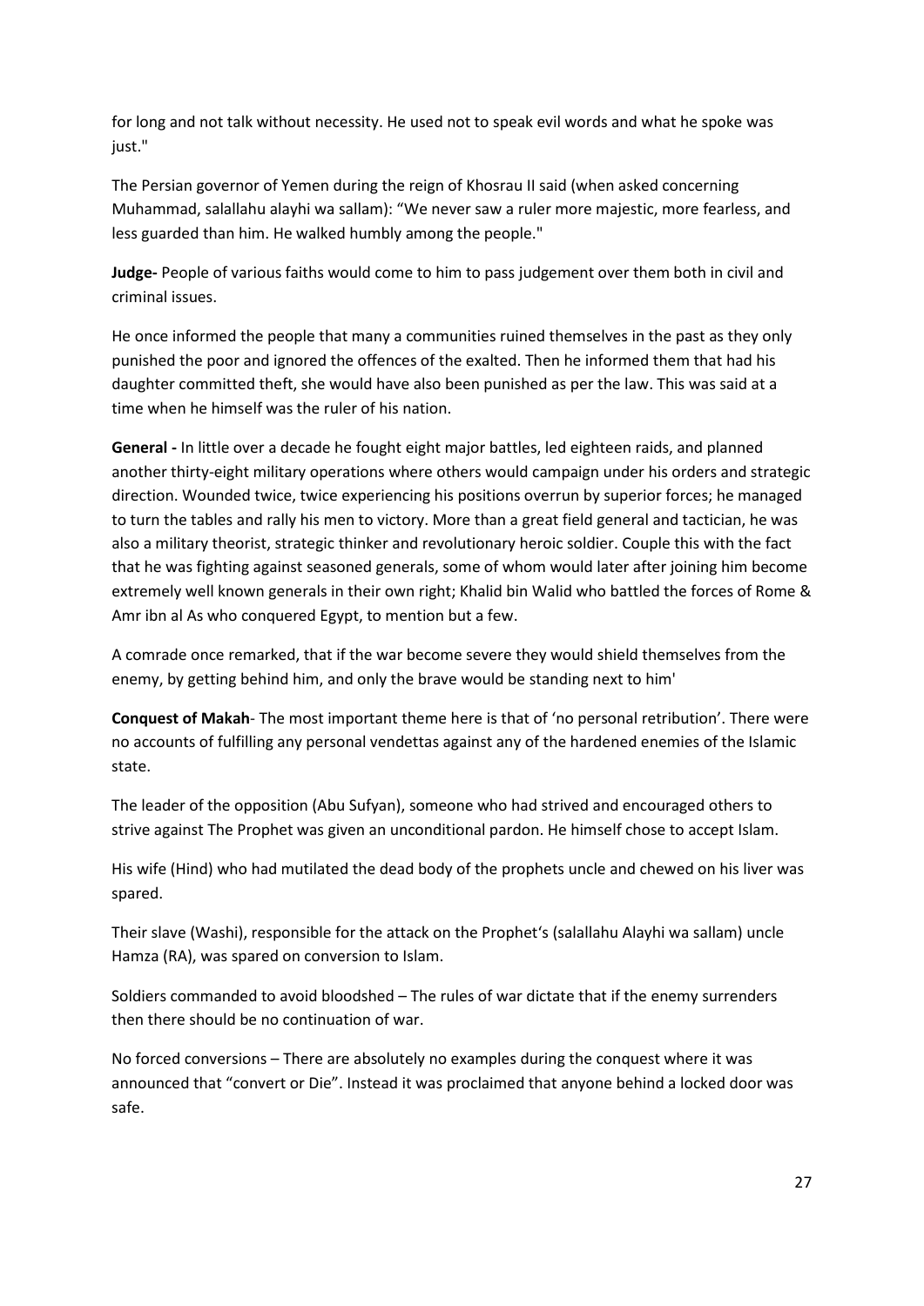for long and not talk without necessity. He used not to speak evil words and what he spoke was just."

The Persian governor of Yemen during the reign of Khosrau II said (when asked concerning Muhammad, salallahu alayhi wa sallam): "We never saw a ruler more majestic, more fearless, and less guarded than him. He walked humbly among the people."

**Judge-** People of various faiths would come to him to pass judgement over them both in civil and criminal issues.

He once informed the people that many a communities ruined themselves in the past as they only punished the poor and ignored the offences of the exalted. Then he informed them that had his daughter committed theft, she would have also been punished as per the law. This was said at a time when he himself was the ruler of his nation.

**General -** In little over a decade he fought eight major battles, led eighteen raids, and planned another thirty-eight military operations where others would campaign under his orders and strategic direction. Wounded twice, twice experiencing his positions overrun by superior forces; he managed to turn the tables and rally his men to victory. More than a great field general and tactician, he was also a military theorist, strategic thinker and revolutionary heroic soldier. Couple this with the fact that he was fighting against seasoned generals, some of whom would later after joining him become extremely well known generals in their own right; Khalid bin Walid who battled the forces of Rome & Amr ibn al As who conquered Egypt, to mention but a few.

A comrade once remarked, that if the war become severe they would shield themselves from the enemy, by getting behind him, and only the brave would be standing next to him'

**Conquest of Makah**- The most important theme here is that of 'no personal retribution'. There were no accounts of fulfilling any personal vendettas against any of the hardened enemies of the Islamic state.

The leader of the opposition (Abu Sufyan), someone who had strived and encouraged others to strive against The Prophet was given an unconditional pardon. He himself chose to accept Islam.

His wife (Hind) who had mutilated the dead body of the prophets uncle and chewed on his liver was spared.

Their slave (Washi), responsible for the attack on the Prophet's (salallahu Alayhi wa sallam) uncle Hamza (RA), was spared on conversion to Islam.

Soldiers commanded to avoid bloodshed – The rules of war dictate that if the enemy surrenders then there should be no continuation of war.

No forced conversions – There are absolutely no examples during the conquest where it was announced that "convert or Die". Instead it was proclaimed that anyone behind a locked door was safe.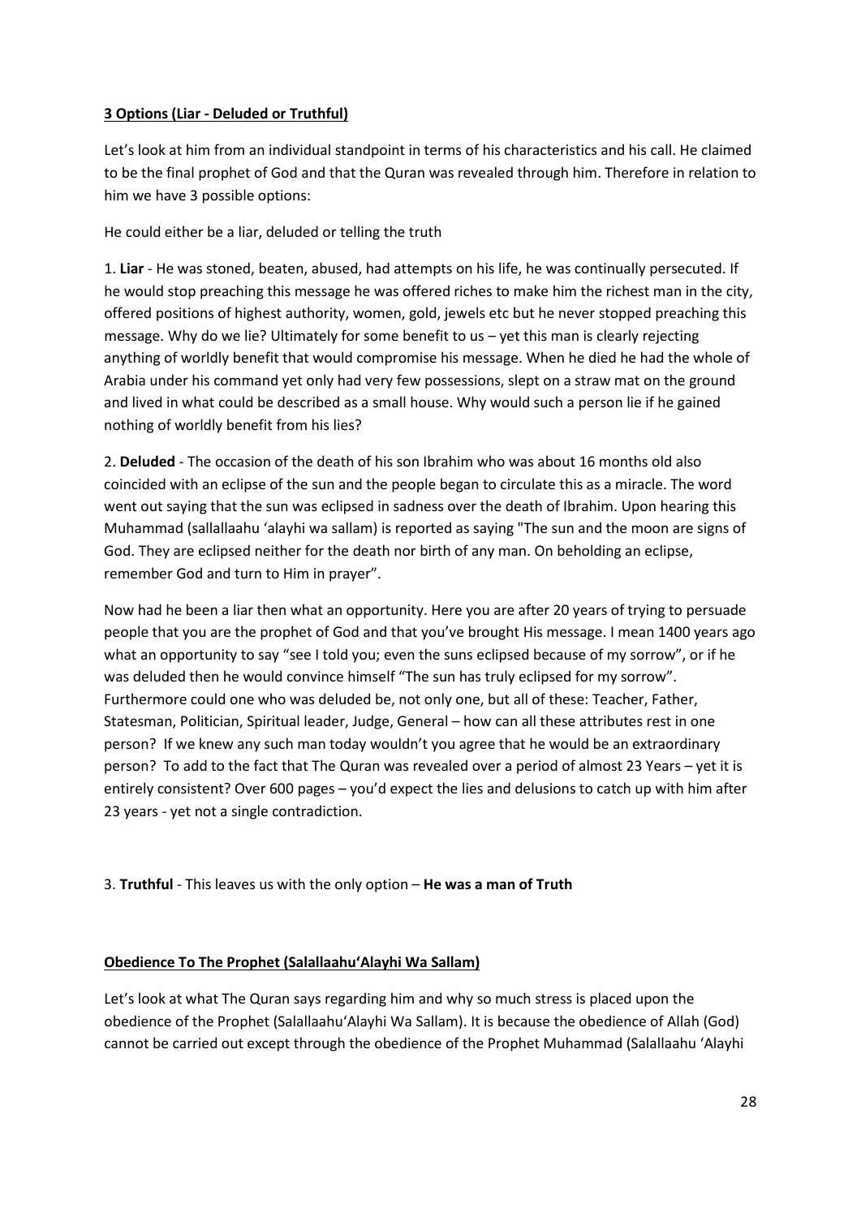**3 Options (Liar - Deluded or Truthful)**

Let's look at him from an individual standpoint in terms of his characteristics and his call. He claimed to be the final prophet of God and that the Quran was revealed through him. Therefore in relation to him we have 3 possible options:

He could either be a liar, deluded or telling the truth

1. **Liar** - He was stoned, beaten, abused, had attempts on his life, he was continually persecuted. If he would stop preaching this message he was offered riches to make him the richest man in the city, offered positions of highest authority, women, gold, jewels etc but he never stopped preaching this message. Why do we lie? Ultimately for some benefit to us – yet this man is clearly rejecting anything of worldly benefit that would compromise his message. When he died he had the whole of Arabia under his command yet only had very few possessions, slept on a straw mat on the ground and lived in what could be described as a small house. Why would such a person lie if he gained nothing of worldly benefit from his lies?

2. **Deluded** - The occasion of the death of his son Ibrahim who was about 16 months old also coincided with an eclipse of the sun and the people began to circulate this as a miracle. The word went out saying that the sun was eclipsed in sadness over the death of Ibrahim. Upon hearing this Muhammad (sallallaahu 'alayhi wa sallam) is reported as saying "The sun and the moon are signs of God. They are eclipsed neither for the death nor birth of any man. On beholding an eclipse, remember God and turn to Him in prayer".

Now had he been a liar then what an opportunity. Here you are after 20 years of trying to persuade people that you are the prophet of God and that you've brought His message. I mean 1400 years ago what an opportunity to say "see I told you; even the suns eclipsed because of my sorrow", or if he was deluded then he would convince himself "The sun has truly eclipsed for my sorrow". Furthermore could one who was deluded be, not only one, but all of these: Teacher, Father, Statesman, Politician, Spiritual leader, Judge, General – how can all these attributes rest in one person? If we knew any such man today wouldn't you agree that he would be an extraordinary person? To add to the fact that The Quran was revealed over a period of almost 23 Years – yet it is entirely consistent? Over 600 pages – you'd expect the lies and delusions to catch up with him after 23 years - yet not a single contradiction.

3. **Truthful** - This leaves us with the only option – **He was a man of Truth**

**Obedience To The Prophet (Salallaahu'Alayhi Wa Sallam)**

Let's look at what The Quran says regarding him and why so much stress is placed upon the obedience of the Prophet (Salallaahu'Alayhi Wa Sallam). It is because the obedience of Allah (God) cannot be carried out except through the obedience of the Prophet Muhammad (Salallaahu 'Alayhi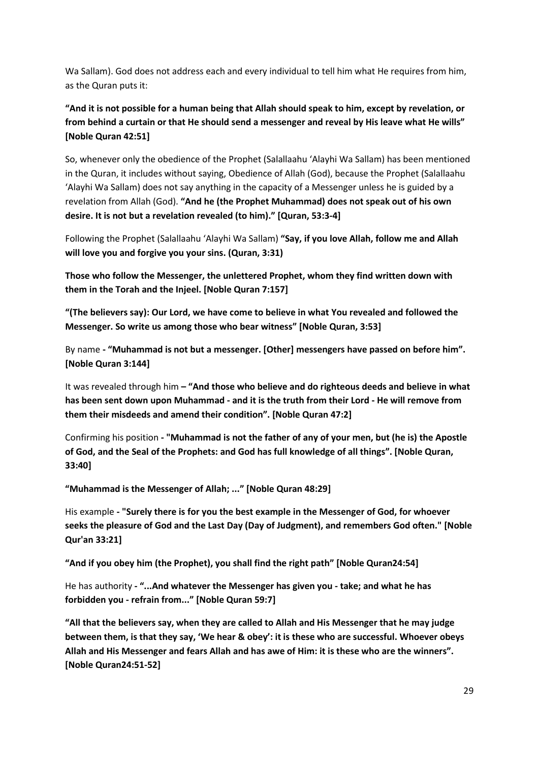Wa Sallam). God does not address each and every individual to tell him what He requires from him, as the Quran puts it:

**“And it is not possible for a human being that Allah should speak to him, except by revelation, or from behind a curtain or that He should send a messenger and reveal by His leave what He wills” [Noble Quran 42:51]**

So, whenever only the obedience of the Prophet (Salallaahu ‘Alayhi Wa Sallam) has been mentioned in the Quran, it includes without saying, Obedience of Allah (God), because the Prophet (Salallaahu ‘Alayhi Wa Sallam) does not say anything in the capacity of a Messenger unless he is guided by a revelation from Allah (God). **“And he (the Prophet Muhammad) does not speak out of his own desire. It is not but a revelation revealed (to him).” [Quran, 53:3-4]**

Following the Prophet (Salallaahu ‘Alayhi Wa Sallam) **“Say, if you love Allah, follow me and Allah will love you and forgive you your sins. (Quran, 3:31)**

**Those who follow the Messenger, the unlettered Prophet, whom they find written down with them in the Torah and the Injeel. [Noble Quran 7:157]**

**“(The believers say): Our Lord, we have come to believe in what You revealed and followed the Messenger. So write us among those who bear witness” [Noble Quran, 3:53]**

By name **- “Muhammad is not but a messenger. [Other] messengers have passed on before him”. [Noble Quran 3:144]**

It was revealed through him **– “And those who believe and do righteous deeds and believe in what has been sent down upon Muhammad - and it is the truth from their Lord - He will remove from them their misdeeds and amend their condition”. [Noble Quran 47:2]**

Confirming his position **- "Muhammad is not the father of any of your men, but (he is) the Apostle of God, and the Seal of the Prophets: and God has full knowledge of all things”. [Noble Quran, 33:40]**

**“Muhammad is the Messenger of Allah; ..." [Noble Quran 48:29]**

His example **- "Surely there is for you the best example in the Messenger of God, for whoever seeks the pleasure of God and the Last Day (Day of Judgment), and remembers God often." [Noble Qur'an 33:21]**

**“And if you obey him (the Prophet), you shall find the right path” [Noble Quran24:54]**

He has authority **- “...And whatever the Messenger has given you - take; and what he has forbidden you - refrain from..." [Noble Quran 59:7]**

**“All that the believers say, when they are called to Allah and His Messenger that he may judge between them, is that they say, ‘We hear & obey’: it is these who are successful. Whoever obeys Allah and His Messenger and fears Allah and has awe of Him: it is these who are the winners”. [Noble Quran24:51-52]**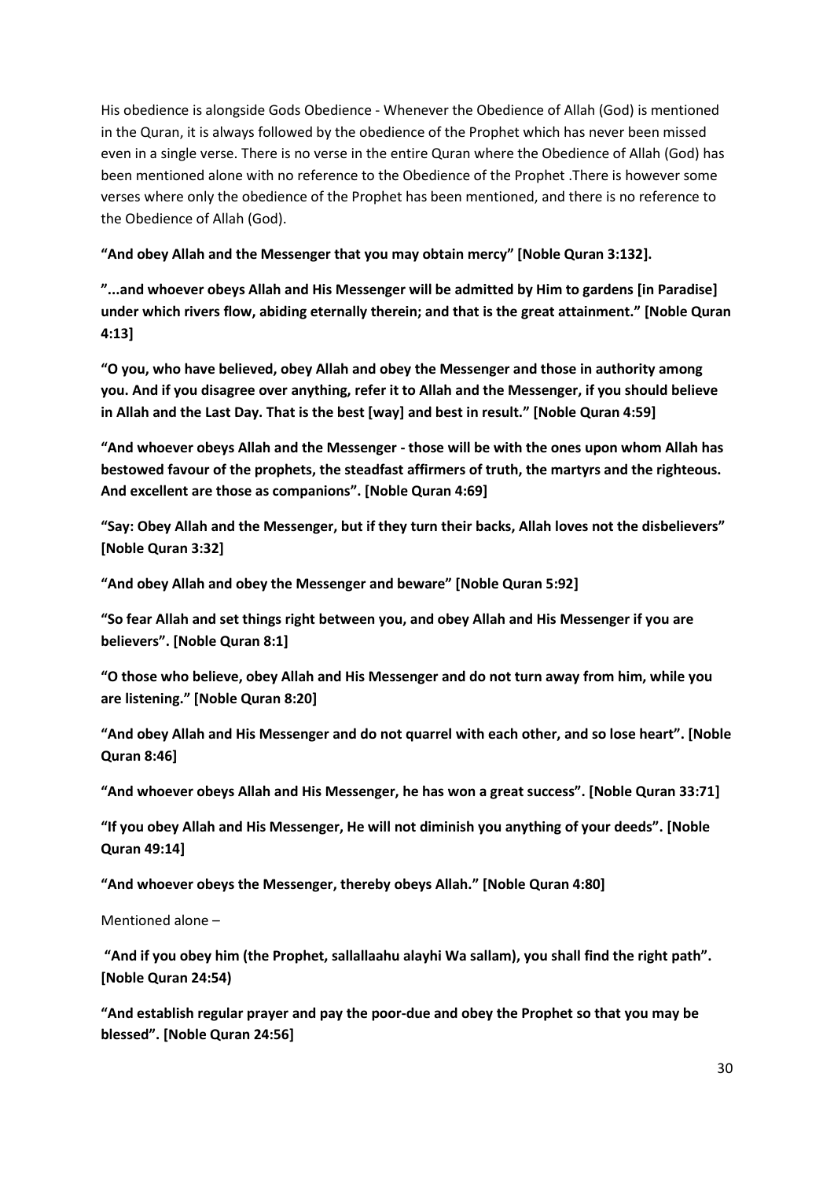His obedience is alongside Gods Obedience - Whenever the Obedience of Allah (God) is mentioned in the Quran, it is always followed by the obedience of the Prophet which has never been missed even in a single verse. There is no verse in the entire Quran where the Obedience of Allah (God) has been mentioned alone with no reference to the Obedience of the Prophet .There is however some verses where only the obedience of the Prophet has been mentioned, and there is no reference to the Obedience of Allah (God).

**"And obey Allah and the Messenger that you may obtain mercy" [Noble Quran 3:132].**

**"...and whoever obeys Allah and His Messenger will be admitted by Him to gardens [in Paradise] under which rivers flow, abiding eternally therein; and that is the great attainment." [Noble Quran 4:13]**

**"O you, who have believed, obey Allah and obey the Messenger and those in authority among you. And if you disagree over anything, refer it to Allah and the Messenger, if you should believe in Allah and the Last Day. That is the best [way] and best in result." [Noble Quran 4:59]**

**"And whoever obeys Allah and the Messenger - those will be with the ones upon whom Allah has bestowed favour of the prophets, the steadfast affirmers of truth, the martyrs and the righteous. And excellent are those as companions". [Noble Quran 4:69]**

**"Say: Obey Allah and the Messenger, but if they turn their backs, Allah loves not the disbelievers" [Noble Quran 3:32]**

**"And obey Allah and obey the Messenger and beware" [Noble Quran 5:92]**

**"So fear Allah and set things right between you, and obey Allah and His Messenger if you are believers". [Noble Quran 8:1]**

**"O those who believe, obey Allah and His Messenger and do not turn away from him, while you are listening." [Noble Quran 8:20]**

**"And obey Allah and His Messenger and do not quarrel with each other, and so lose heart". [Noble Quran 8:46]**

**"And whoever obeys Allah and His Messenger, he has won a great success". [Noble Quran 33:71]**

**"If you obey Allah and His Messenger, He will not diminish you anything of your deeds". [Noble Quran 49:14]**

**"And whoever obeys the Messenger, thereby obeys Allah." [Noble Quran 4:80]**

Mentioned alone –

**"And if you obey him (the Prophet, sallallaahu alayhi Wa sallam), you shall find the right path". [Noble Quran 24:54)**

**"And establish regular prayer and pay the poor-due and obey the Prophet so that you may be blessed". [Noble Quran 24:56]**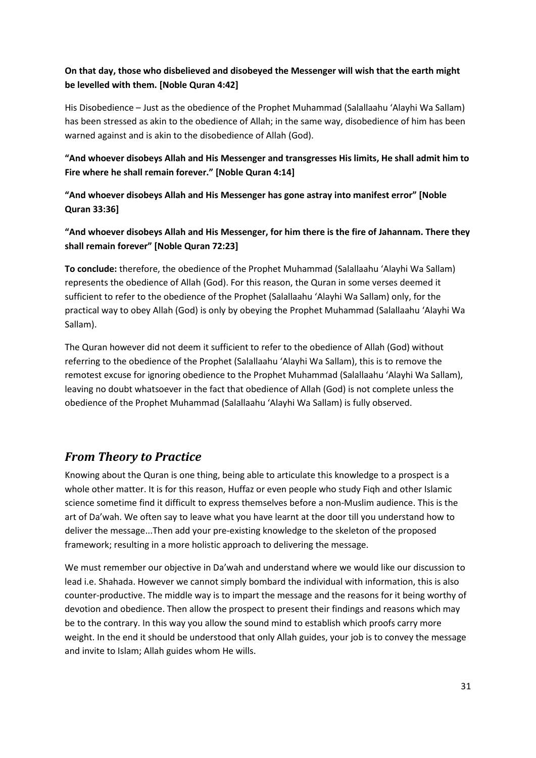**On that day, those who disbelieved and disobeyed the Messenger will wish that the earth might be levelled with them. [Noble Quran 4:42]**

His Disobedience – Just as the obedience of the Prophet Muhammad (Salallaahu 'Alayhi Wa Sallam) has been stressed as akin to the obedience of Allah; in the same way, disobedience of him has been warned against and is akin to the disobedience of Allah (God).

**"And whoever disobeys Allah and His Messenger and transgresses His limits, He shall admit him to Fire where he shall remain forever." [Noble Quran 4:14]**

**"And whoever disobeys Allah and His Messenger has gone astray into manifest error" [Noble Quran 33:36]**

**"And whoever disobeys Allah and His Messenger, for him there is the fire of Jahannam. There they shall remain forever" [Noble Quran 72:23]**

**To conclude:** therefore, the obedience of the Prophet Muhammad (Salallaahu 'Alayhi Wa Sallam) represents the obedience of Allah (God). For this reason, the Quran in some verses deemed it sufficient to refer to the obedience of the Prophet (Salallaahu 'Alayhi Wa Sallam) only, for the practical way to obey Allah (God) is only by obeying the Prophet Muhammad (Salallaahu 'Alayhi Wa Sallam).

The Quran however did not deem it sufficient to refer to the obedience of Allah (God) without referring to the obedience of the Prophet (Salallaahu 'Alayhi Wa Sallam), this is to remove the remotest excuse for ignoring obedience to the Prophet Muhammad (Salallaahu 'Alayhi Wa Sallam), leaving no doubt whatsoever in the fact that obedience of Allah (God) is not complete unless the obedience of the Prophet Muhammad (Salallaahu 'Alayhi Wa Sallam) is fully observed.

## *From Theory to Practice*

Knowing about the Quran is one thing, being able to articulate this knowledge to a prospect is a whole other matter. It is for this reason, Huffaz or even people who study Fiqh and other Islamic science sometime find it difficult to express themselves before a non-Muslim audience. This is the art of Da'wah. We often say to leave what you have learnt at the door till you understand how to deliver the message...Then add your pre-existing knowledge to the skeleton of the proposed framework; resulting in a more holistic approach to delivering the message.

We must remember our objective in Da'wah and understand where we would like our discussion to lead i.e. Shahada. However we cannot simply bombard the individual with information, this is also counter-productive. The middle way is to impart the message and the reasons for it being worthy of devotion and obedience. Then allow the prospect to present their findings and reasons which may be to the contrary. In this way you allow the sound mind to establish which proofs carry more weight. In the end it should be understood that only Allah guides, your job is to convey the message and invite to Islam; Allah guides whom He wills.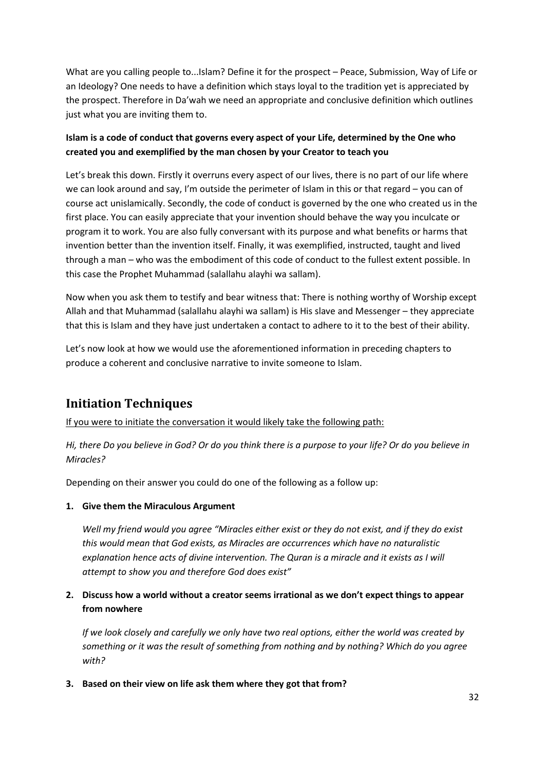What are you calling people to...Islam? Define it for the prospect – Peace, Submission, Way of Life or an Ideology? One needs to have a definition which stays loyal to the tradition yet is appreciated by the prospect. Therefore in Da'wah we need an appropriate and conclusive definition which outlines just what you are inviting them to.

**Islam is a code of conduct that governs every aspect of your Life, determined by the One who created you and exemplified by the man chosen by your Creator to teach you**

Let's break this down. Firstly it overruns every aspect of our lives, there is no part of our life where we can look around and say, I'm outside the perimeter of Islam in this or that regard – you can of course act unislamically. Secondly, the code of conduct is governed by the one who created us in the first place. You can easily appreciate that your invention should behave the way you inculcate or program it to work. You are also fully conversant with its purpose and what benefits or harms that invention better than the invention itself. Finally, it was exemplified, instructed, taught and lived through a man – who was the embodiment of this code of conduct to the fullest extent possible. In this case the Prophet Muhammad (salallahu alayhi wa sallam).

Now when you ask them to testify and bear witness that: There is nothing worthy of Worship except Allah and that Muhammad (salallahu alayhi wa sallam) is His slave and Messenger – they appreciate that this is Islam and they have just undertaken a contact to adhere to it to the best of their ability.

Let's now look at how we would use the aforementioned information in preceding chapters to produce a coherent and conclusive narrative to invite someone to Islam.

## Initiation Techniques

<u>If you were to initiate the conversation it would likely take the following path:</u>

*Hi, there Do you believe in God? Or do you think there is a purpose to your life? Or do you believe in Miracles?*

Depending on their answer you could do one of the following as a follow up:

1. **Give them the Miraculous Argument**

   *Well my friend would you agree "Miracles either exist or they do not exist, and if they do exist this would mean that God exists, as Miracles are occurrences which have no naturalistic explanation hence acts of divine intervention. The Quran is a miracle and it exists as I will attempt to show you and therefore God does exist"*

2. **Discuss how a world without a creator seems irrational as we don't expect things to appear from nowhere**

   *If we look closely and carefully we only have two real options, either the world was created by something or it was the result of something from nothing and by nothing? Which do you agree with?*

3. **Based on their view on life ask them where they got that from?**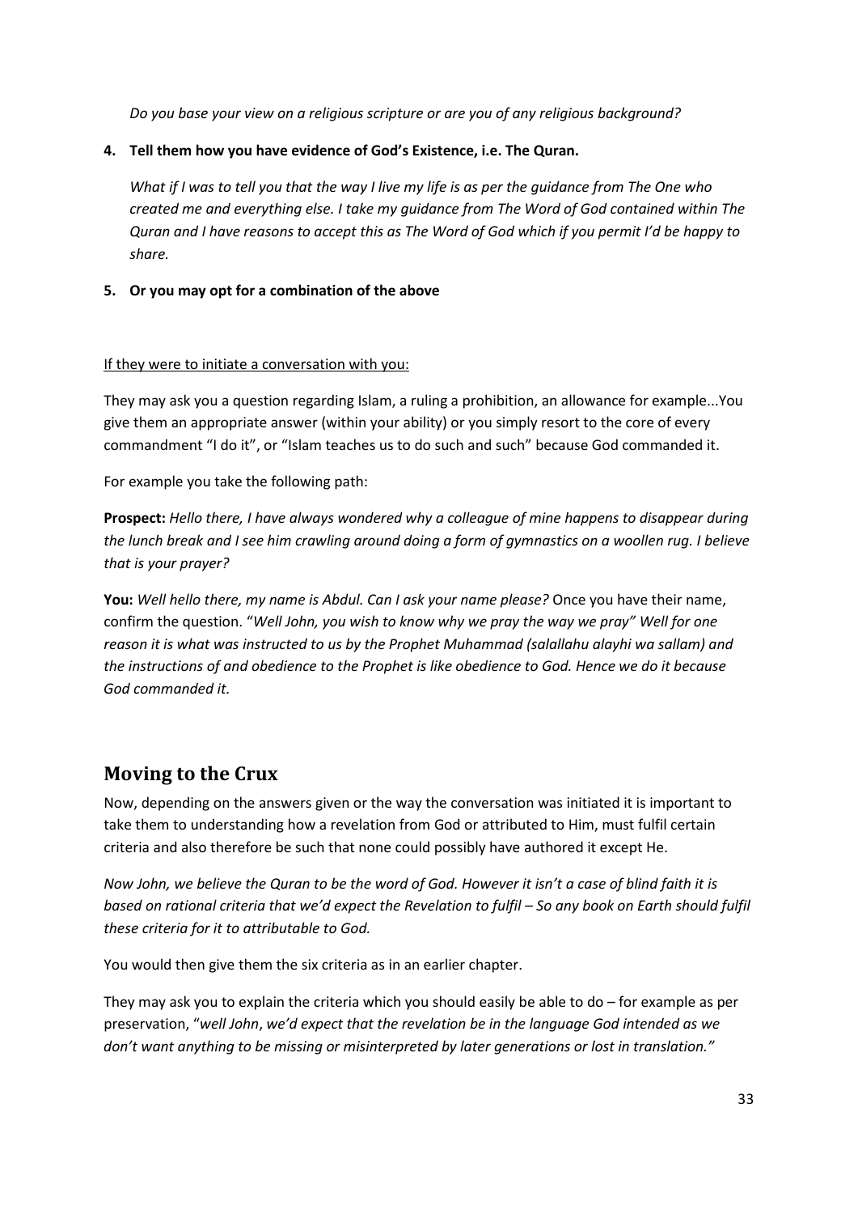*Do you base your view on a religious scripture or are you of any religious background?*

**4. Tell them how you have evidence of God's Existence, i.e. The Quran.**

*What if I was to tell you that the way I live my life is as per the guidance from The One who created me and everything else. I take my guidance from The Word of God contained within The Quran and I have reasons to accept this as The Word of God which if you permit I'd be happy to share.*

**5. Or you may opt for a combination of the above**

<u>If they were to initiate a conversation with you:</u>

They may ask you a question regarding Islam, a ruling a prohibition, an allowance for example...You give them an appropriate answer (within your ability) or you simply resort to the core of every commandment "I do it", or "Islam teaches us to do such and such" because God commanded it.

For example you take the following path:

**Prospect:** *Hello there, I have always wondered why a colleague of mine happens to disappear during the lunch break and I see him crawling around doing a form of gymnastics on a woollen rug. I believe that is your prayer?*

**You:** *Well hello there, my name is Abdul. Can I ask your name please?* Once you have their name, confirm the question. "*Well John, you wish to know why we pray the way we pray" Well for one reason it is what was instructed to us by the Prophet Muhammad (salallahu alayhi wa sallam) and the instructions of and obedience to the Prophet is like obedience to God. Hence we do it because God commanded it.*

## Moving to the Crux

Now, depending on the answers given or the way the conversation was initiated it is important to take them to understanding how a revelation from God or attributed to Him, must fulfil certain criteria and also therefore be such that none could possibly have authored it except He.

*Now John, we believe the Quran to be the word of God. However it isn't a case of blind faith it is based on rational criteria that we'd expect the Revelation to fulfil – So any book on Earth should fulfil these criteria for it to attributable to God.*

You would then give them the six criteria as in an earlier chapter.

They may ask you to explain the criteria which you should easily be able to do – for example as per preservation, "*well John*, *we'd expect that the revelation be in the language God intended as we don't want anything to be missing or misinterpreted by later generations or lost in translation."*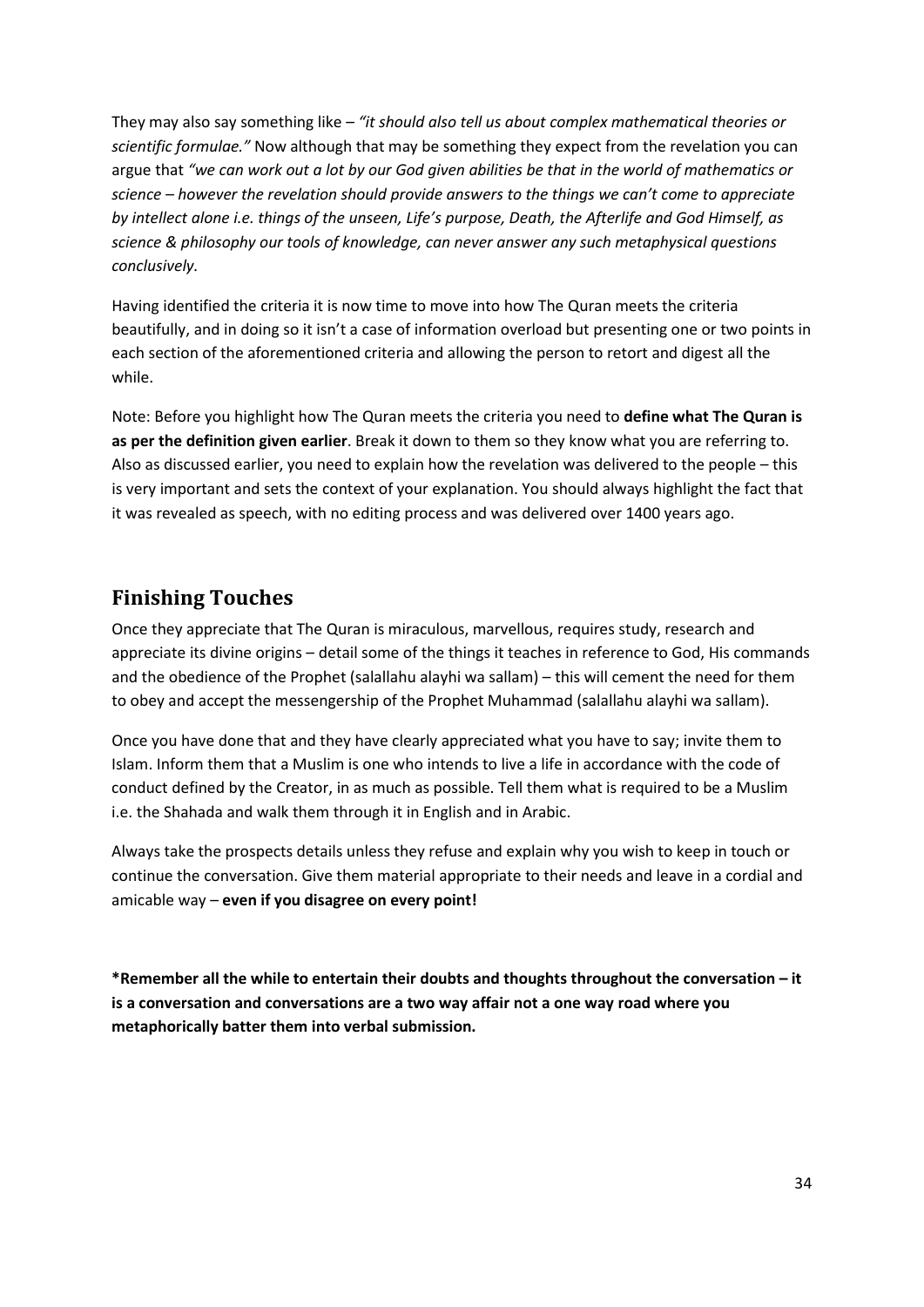They may also say something like – *"it should also tell us about complex mathematical theories or scientific formulae."* Now although that may be something they expect from the revelation you can argue that *"we can work out a lot by our God given abilities be that in the world of mathematics or science – however the revelation should provide answers to the things we can't come to appreciate by intellect alone i.e. things of the unseen, Life's purpose, Death, the Afterlife and God Himself, as science & philosophy our tools of knowledge, can never answer any such metaphysical questions conclusively.*

Having identified the criteria it is now time to move into how The Quran meets the criteria beautifully, and in doing so it isn't a case of information overload but presenting one or two points in each section of the aforementioned criteria and allowing the person to retort and digest all the while.

Note: Before you highlight how The Quran meets the criteria you need to **define what The Quran is as per the definition given earlier**. Break it down to them so they know what you are referring to. Also as discussed earlier, you need to explain how the revelation was delivered to the people – this is very important and sets the context of your explanation. You should always highlight the fact that it was revealed as speech, with no editing process and was delivered over 1400 years ago.

## Finishing Touches

Once they appreciate that The Quran is miraculous, marvellous, requires study, research and appreciate its divine origins – detail some of the things it teaches in reference to God, His commands and the obedience of the Prophet (salallahu alayhi wa sallam) – this will cement the need for them to obey and accept the messengership of the Prophet Muhammad (salallahu alayhi wa sallam).

Once you have done that and they have clearly appreciated what you have to say; invite them to Islam. Inform them that a Muslim is one who intends to live a life in accordance with the code of conduct defined by the Creator, in as much as possible. Tell them what is required to be a Muslim i.e. the Shahada and walk them through it in English and in Arabic.

Always take the prospects details unless they refuse and explain why you wish to keep in touch or continue the conversation. Give them material appropriate to their needs and leave in a cordial and amicable way – **even if you disagree on every point!**

**\*Remember all the while to entertain their doubts and thoughts throughout the conversation – it is a conversation and conversations are a two way affair not a one way road where you metaphorically batter them into verbal submission.**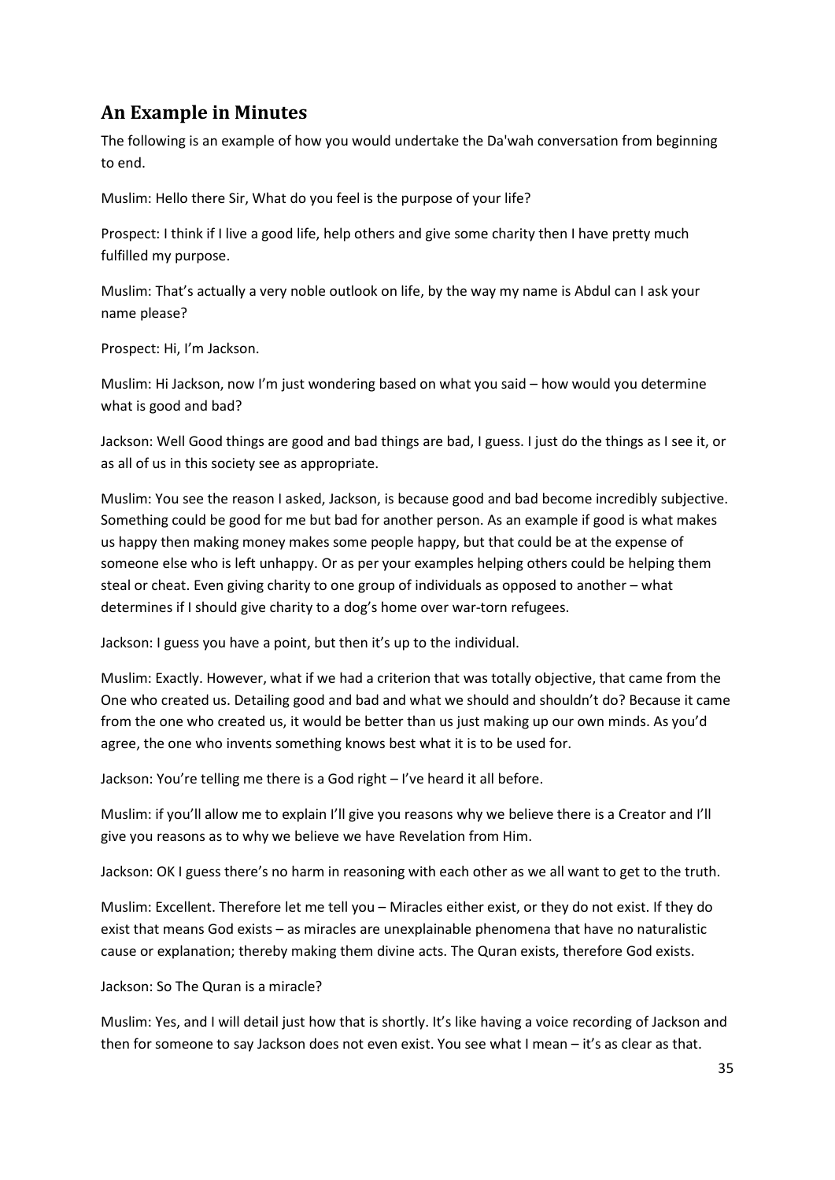## An Example in Minutes

The following is an example of how you would undertake the Da'wah conversation from beginning to end.

Muslim: Hello there Sir, What do you feel is the purpose of your life?

Prospect: I think if I live a good life, help others and give some charity then I have pretty much fulfilled my purpose.

Muslim: That's actually a very noble outlook on life, by the way my name is Abdul can I ask your name please?

Prospect: Hi, I'm Jackson.

Muslim: Hi Jackson, now I'm just wondering based on what you said – how would you determine what is good and bad?

Jackson: Well Good things are good and bad things are bad, I guess. I just do the things as I see it, or as all of us in this society see as appropriate.

Muslim: You see the reason I asked, Jackson, is because good and bad become incredibly subjective. Something could be good for me but bad for another person. As an example if good is what makes us happy then making money makes some people happy, but that could be at the expense of someone else who is left unhappy. Or as per your examples helping others could be helping them steal or cheat. Even giving charity to one group of individuals as opposed to another – what determines if I should give charity to a dog's home over war-torn refugees.

Jackson: I guess you have a point, but then it's up to the individual.

Muslim: Exactly. However, what if we had a criterion that was totally objective, that came from the One who created us. Detailing good and bad and what we should and shouldn't do? Because it came from the one who created us, it would be better than us just making up our own minds. As you'd agree, the one who invents something knows best what it is to be used for.

Jackson: You're telling me there is a God right – I've heard it all before.

Muslim: if you'll allow me to explain I'll give you reasons why we believe there is a Creator and I'll give you reasons as to why we believe we have Revelation from Him.

Jackson: OK I guess there's no harm in reasoning with each other as we all want to get to the truth.

Muslim: Excellent. Therefore let me tell you – Miracles either exist, or they do not exist. If they do exist that means God exists – as miracles are unexplainable phenomena that have no naturalistic cause or explanation; thereby making them divine acts. The Quran exists, therefore God exists.

Jackson: So The Quran is a miracle?

Muslim: Yes, and I will detail just how that is shortly. It's like having a voice recording of Jackson and then for someone to say Jackson does not even exist. You see what I mean – it's as clear as that.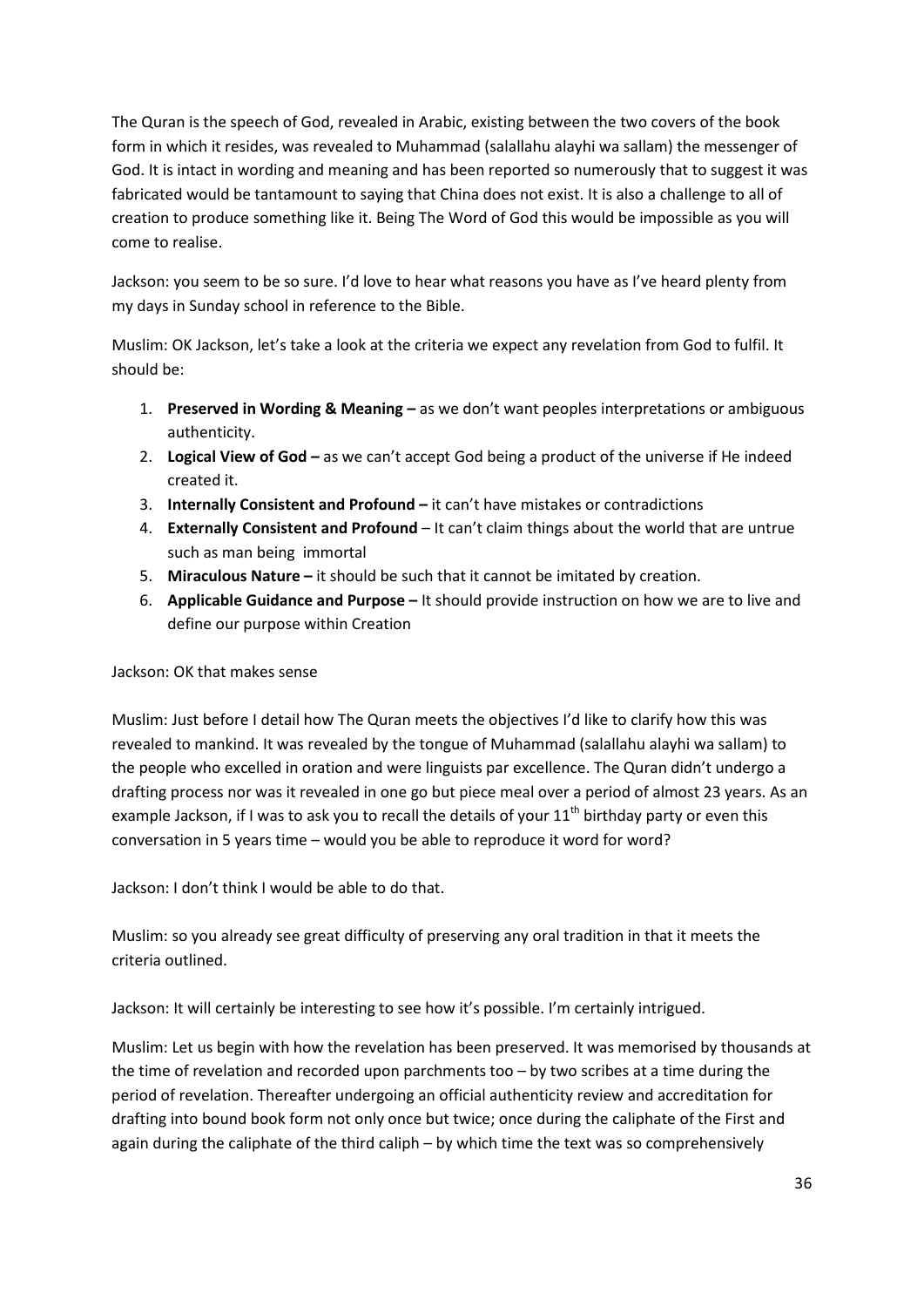The Quran is the speech of God, revealed in Arabic, existing between the two covers of the book form in which it resides, was revealed to Muhammad (salallahu alayhi wa sallam) the messenger of God. It is intact in wording and meaning and has been reported so numerously that to suggest it was fabricated would be tantamount to saying that China does not exist. It is also a challenge to all of creation to produce something like it. Being The Word of God this would be impossible as you will come to realise.

Jackson: you seem to be so sure. I'd love to hear what reasons you have as I've heard plenty from my days in Sunday school in reference to the Bible.

Muslim: OK Jackson, let's take a look at the criteria we expect any revelation from God to fulfil. It should be:

1. **Preserved in Wording & Meaning –** as we don't want peoples interpretations or ambiguous authenticity.
2. **Logical View of God –** as we can't accept God being a product of the universe if He indeed created it.
3. **Internally Consistent and Profound –** it can't have mistakes or contradictions
4. **Externally Consistent and Profound** – It can't claim things about the world that are untrue such as man being immortal
5. **Miraculous Nature –** it should be such that it cannot be imitated by creation.
6. **Applicable Guidance and Purpose –** It should provide instruction on how we are to live and define our purpose within Creation

Jackson: OK that makes sense

Muslim: Just before I detail how The Quran meets the objectives I'd like to clarify how this was revealed to mankind. It was revealed by the tongue of Muhammad (salallahu alayhi wa sallam) to the people who excelled in oration and were linguists par excellence. The Quran didn't undergo a drafting process nor was it revealed in one go but piece meal over a period of almost 23 years. As an example Jackson, if I was to ask you to recall the details of your 11th birthday party or even this conversation in 5 years time – would you be able to reproduce it word for word?

Jackson: I don't think I would be able to do that.

Muslim: so you already see great difficulty of preserving any oral tradition in that it meets the criteria outlined.

Jackson: It will certainly be interesting to see how it's possible. I'm certainly intrigued.

Muslim: Let us begin with how the revelation has been preserved. It was memorised by thousands at the time of revelation and recorded upon parchments too – by two scribes at a time during the period of revelation. Thereafter undergoing an official authenticity review and accreditation for drafting into bound book form not only once but twice; once during the caliphate of the First and again during the caliphate of the third caliph – by which time the text was so comprehensively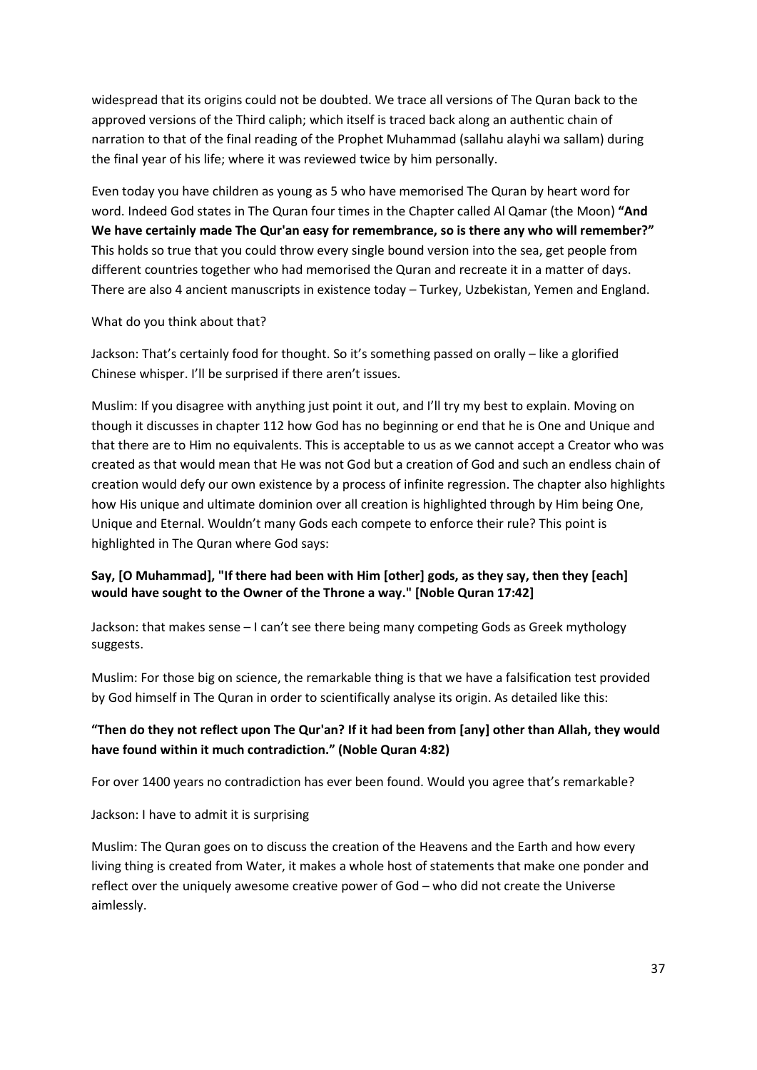widespread that its origins could not be doubted. We trace all versions of The Quran back to the approved versions of the Third caliph; which itself is traced back along an authentic chain of narration to that of the final reading of the Prophet Muhammad (sallahu alayhi wa sallam) during the final year of his life; where it was reviewed twice by him personally.

Even today you have children as young as 5 who have memorised The Quran by heart word for word. Indeed God states in The Quran four times in the Chapter called Al Qamar (the Moon) **"And We have certainly made The Qur'an easy for remembrance, so is there any who will remember?"** This holds so true that you could throw every single bound version into the sea, get people from different countries together who had memorised the Quran and recreate it in a matter of days. There are also 4 ancient manuscripts in existence today – Turkey, Uzbekistan, Yemen and England.

What do you think about that?

Jackson: That's certainly food for thought. So it's something passed on orally – like a glorified Chinese whisper. I'll be surprised if there aren't issues.

Muslim: If you disagree with anything just point it out, and I'll try my best to explain. Moving on though it discusses in chapter 112 how God has no beginning or end that he is One and Unique and that there are to Him no equivalents. This is acceptable to us as we cannot accept a Creator who was created as that would mean that He was not God but a creation of God and such an endless chain of creation would defy our own existence by a process of infinite regression. The chapter also highlights how His unique and ultimate dominion over all creation is highlighted through by Him being One, Unique and Eternal. Wouldn't many Gods each compete to enforce their rule? This point is highlighted in The Quran where God says:

**Say, [O Muhammad], "If there had been with Him [other] gods, as they say, then they [each] would have sought to the Owner of the Throne a way." [Noble Quran 17:42]**

Jackson: that makes sense – I can't see there being many competing Gods as Greek mythology suggests.

Muslim: For those big on science, the remarkable thing is that we have a falsification test provided by God himself in The Quran in order to scientifically analyse its origin. As detailed like this:

**"Then do they not reflect upon The Qur'an? If it had been from [any] other than Allah, they would have found within it much contradiction." (Noble Quran 4:82)**

For over 1400 years no contradiction has ever been found. Would you agree that's remarkable?

Jackson: I have to admit it is surprising

Muslim: The Quran goes on to discuss the creation of the Heavens and the Earth and how every living thing is created from Water, it makes a whole host of statements that make one ponder and reflect over the uniquely awesome creative power of God – who did not create the Universe aimlessly.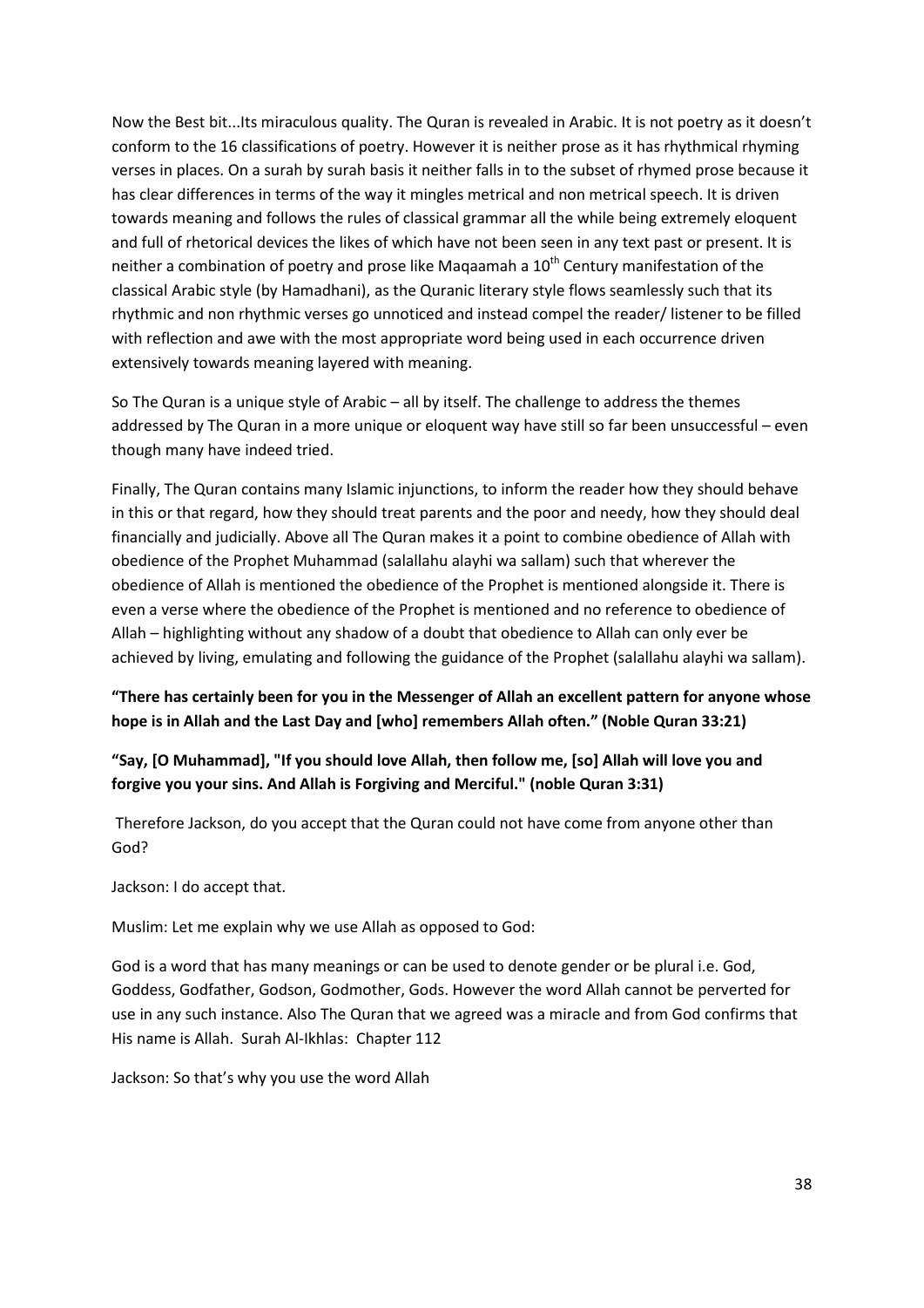Now the Best bit...Its miraculous quality. The Quran is revealed in Arabic. It is not poetry as it doesn't conform to the 16 classifications of poetry. However it is neither prose as it has rhythmical rhyming verses in places. On a surah by surah basis it neither falls in to the subset of rhymed prose because it has clear differences in terms of the way it mingles metrical and non metrical speech. It is driven towards meaning and follows the rules of classical grammar all the while being extremely eloquent and full of rhetorical devices the likes of which have not been seen in any text past or present. It is neither a combination of poetry and prose like Maqaamah a 10th Century manifestation of the classical Arabic style (by Hamadhani), as the Quranic literary style flows seamlessly such that its rhythmic and non rhythmic verses go unnoticed and instead compel the reader/ listener to be filled with reflection and awe with the most appropriate word being used in each occurrence driven extensively towards meaning layered with meaning.

So The Quran is a unique style of Arabic – all by itself. The challenge to address the themes addressed by The Quran in a more unique or eloquent way have still so far been unsuccessful – even though many have indeed tried.

Finally, The Quran contains many Islamic injunctions, to inform the reader how they should behave in this or that regard, how they should treat parents and the poor and needy, how they should deal financially and judicially. Above all The Quran makes it a point to combine obedience of Allah with obedience of the Prophet Muhammad (salallahu alayhi wa sallam) such that wherever the obedience of Allah is mentioned the obedience of the Prophet is mentioned alongside it. There is even a verse where the obedience of the Prophet is mentioned and no reference to obedience of Allah – highlighting without any shadow of a doubt that obedience to Allah can only ever be achieved by living, emulating and following the guidance of the Prophet (salallahu alayhi wa sallam).

**"There has certainly been for you in the Messenger of Allah an excellent pattern for anyone whose hope is in Allah and the Last Day and [who] remembers Allah often." (Noble Quran 33:21)**

**"Say, [O Muhammad], "If you should love Allah, then follow me, [so] Allah will love you and forgive you your sins. And Allah is Forgiving and Merciful." (noble Quran 3:31)**

Therefore Jackson, do you accept that the Quran could not have come from anyone other than God?

Jackson: I do accept that.

Muslim: Let me explain why we use Allah as opposed to God:

God is a word that has many meanings or can be used to denote gender or be plural i.e. God, Goddess, Godfather, Godson, Godmother, Gods. However the word Allah cannot be perverted for use in any such instance. Also The Quran that we agreed was a miracle and from God confirms that His name is Allah. Surah Al-Ikhlas: Chapter 112

Jackson: So that's why you use the word Allah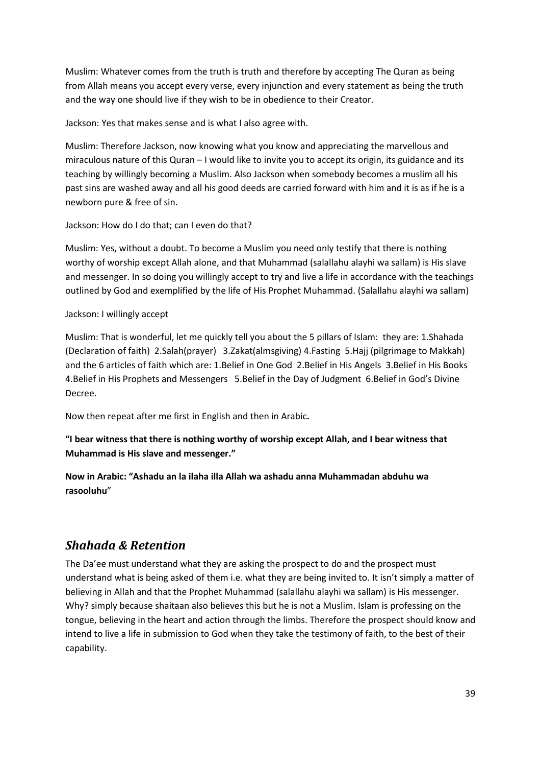Muslim: Whatever comes from the truth is truth and therefore by accepting The Quran as being from Allah means you accept every verse, every injunction and every statement as being the truth and the way one should live if they wish to be in obedience to their Creator.

Jackson: Yes that makes sense and is what I also agree with.

Muslim: Therefore Jackson, now knowing what you know and appreciating the marvellous and miraculous nature of this Quran – I would like to invite you to accept its origin, its guidance and its teaching by willingly becoming a Muslim. Also Jackson when somebody becomes a muslim all his past sins are washed away and all his good deeds are carried forward with him and it is as if he is a newborn pure & free of sin.

Jackson: How do I do that; can I even do that?

Muslim: Yes, without a doubt. To become a Muslim you need only testify that there is nothing worthy of worship except Allah alone, and that Muhammad (salallahu alayhi wa sallam) is His slave and messenger. In so doing you willingly accept to try and live a life in accordance with the teachings outlined by God and exemplified by the life of His Prophet Muhammad. (Salallahu alayhi wa sallam)

Jackson: I willingly accept

Muslim: That is wonderful, let me quickly tell you about the 5 pillars of Islam: they are: 1.Shahada (Declaration of faith) 2.Salah(prayer) 3.Zakat(almsgiving) 4.Fasting 5.Hajj (pilgrimage to Makkah) and the 6 articles of faith which are: 1.Belief in One God 2.Belief in His Angels 3.Belief in His Books 4.Belief in His Prophets and Messengers 5.Belief in the Day of Judgment 6.Belief in God's Divine Decree.

Now then repeat after me first in English and then in Arabic**.**

**"I bear witness that there is nothing worthy of worship except Allah, and I bear witness that Muhammad is His slave and messenger."**

**Now in Arabic: "Ashadu an la ilaha illa Allah wa ashadu anna Muhammadan abduhu wa rasooluhu**"

## ***Shahada & Retention***

The Da'ee must understand what they are asking the prospect to do and the prospect must understand what is being asked of them i.e. what they are being invited to. It isn't simply a matter of believing in Allah and that the Prophet Muhammad (salallahu alayhi wa sallam) is His messenger. Why? simply because shaitaan also believes this but he is not a Muslim. Islam is professing on the tongue, believing in the heart and action through the limbs. Therefore the prospect should know and intend to live a life in submission to God when they take the testimony of faith, to the best of their capability.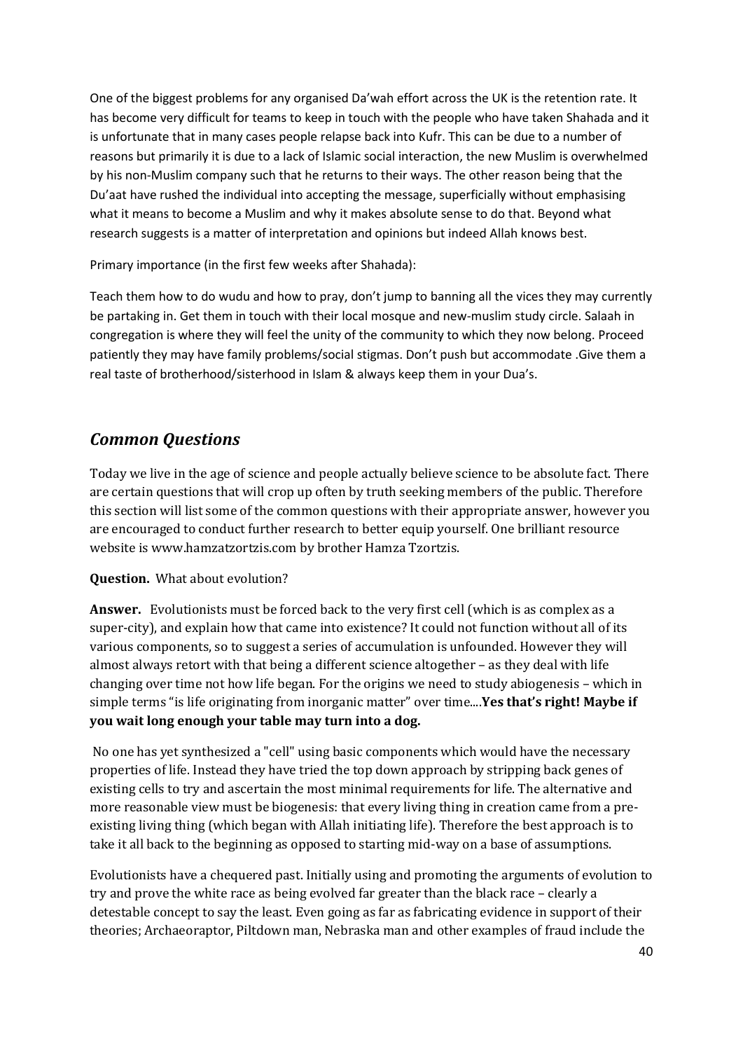One of the biggest problems for any organised Da'wah effort across the UK is the retention rate. It has become very difficult for teams to keep in touch with the people who have taken Shahada and it is unfortunate that in many cases people relapse back into Kufr. This can be due to a number of reasons but primarily it is due to a lack of Islamic social interaction, the new Muslim is overwhelmed by his non-Muslim company such that he returns to their ways. The other reason being that the Du'aat have rushed the individual into accepting the message, superficially without emphasising what it means to become a Muslim and why it makes absolute sense to do that. Beyond what research suggests is a matter of interpretation and opinions but indeed Allah knows best.

Primary importance (in the first few weeks after Shahada):

Teach them how to do wudu and how to pray, don't jump to banning all the vices they may currently be partaking in. Get them in touch with their local mosque and new-muslim study circle. Salaah in congregation is where they will feel the unity of the community to which they now belong. Proceed patiently they may have family problems/social stigmas. Don't push but accommodate .Give them a real taste of brotherhood/sisterhood in Islam & always keep them in your Dua's.

## *Common Questions*

Today we live in the age of science and people actually believe science to be absolute fact. There are certain questions that will crop up often by truth seeking members of the public. Therefore this section will list some of the common questions with their appropriate answer, however you are encouraged to conduct further research to better equip yourself. One brilliant resource website is www.hamzatzortzis.com by brother Hamza Tzortzis.

**Question.** What about evolution?

**Answer.** Evolutionists must be forced back to the very first cell (which is as complex as a super-city), and explain how that came into existence? It could not function without all of its various components, so to suggest a series of accumulation is unfounded. However they will almost always retort with that being a different science altogether – as they deal with life changing over time not how life began. For the origins we need to study abiogenesis – which in simple terms "is life originating from inorganic matter" over time....**Yes that's right! Maybe if you wait long enough your table may turn into a dog.**

No one has yet synthesized a "cell" using basic components which would have the necessary properties of life. Instead they have tried the top down approach by stripping back genes of existing cells to try and ascertain the most minimal requirements for life. The alternative and more reasonable view must be biogenesis: that every living thing in creation came from a pre-existing living thing (which began with Allah initiating life). Therefore the best approach is to take it all back to the beginning as opposed to starting mid-way on a base of assumptions.

Evolutionists have a chequered past. Initially using and promoting the arguments of evolution to try and prove the white race as being evolved far greater than the black race – clearly a detestable concept to say the least. Even going as far as fabricating evidence in support of their theories; Archaeoraptor, Piltdown man, Nebraska man and other examples of fraud include the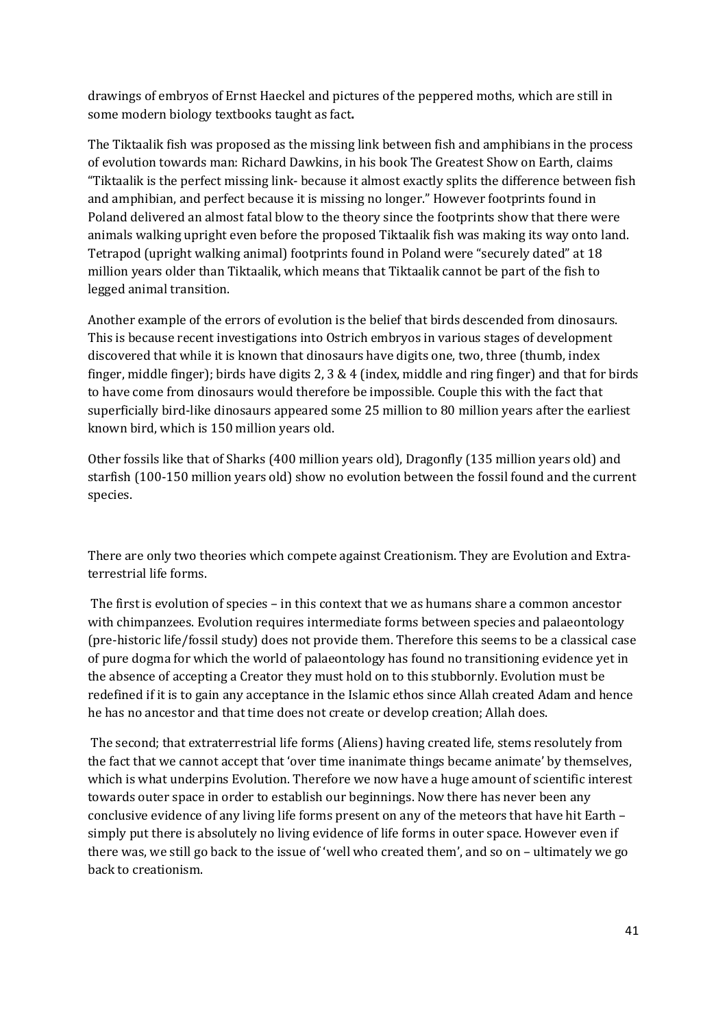drawings of embryos of Ernst Haeckel and pictures of the peppered moths, which are still in some modern biology textbooks taught as fact**.**

The Tiktaalik fish was proposed as the missing link between fish and amphibians in the process of evolution towards man: Richard Dawkins, in his book The Greatest Show on Earth, claims "Tiktaalik is the perfect missing link- because it almost exactly splits the difference between fish and amphibian, and perfect because it is missing no longer." However footprints found in Poland delivered an almost fatal blow to the theory since the footprints show that there were animals walking upright even before the proposed Tiktaalik fish was making its way onto land. Tetrapod (upright walking animal) footprints found in Poland were "securely dated" at 18 million years older than Tiktaalik, which means that Tiktaalik cannot be part of the fish to legged animal transition.

Another example of the errors of evolution is the belief that birds descended from dinosaurs. This is because recent investigations into Ostrich embryos in various stages of development discovered that while it is known that dinosaurs have digits one, two, three (thumb, index finger, middle finger); birds have digits 2, 3 & 4 (index, middle and ring finger) and that for birds to have come from dinosaurs would therefore be impossible. Couple this with the fact that superficially bird-like dinosaurs appeared some 25 million to 80 million years after the earliest known bird, which is 150 million years old.

Other fossils like that of Sharks (400 million years old), Dragonfly (135 million years old) and starfish (100-150 million years old) show no evolution between the fossil found and the current species.

There are only two theories which compete against Creationism. They are Evolution and Extra-terrestrial life forms.

The first is evolution of species – in this context that we as humans share a common ancestor with chimpanzees. Evolution requires intermediate forms between species and palaeontology (pre-historic life/fossil study) does not provide them. Therefore this seems to be a classical case of pure dogma for which the world of palaeontology has found no transitioning evidence yet in the absence of accepting a Creator they must hold on to this stubbornly. Evolution must be redefined if it is to gain any acceptance in the Islamic ethos since Allah created Adam and hence he has no ancestor and that time does not create or develop creation; Allah does.

The second; that extraterrestrial life forms (Aliens) having created life, stems resolutely from the fact that we cannot accept that 'over time inanimate things became animate' by themselves, which is what underpins Evolution. Therefore we now have a huge amount of scientific interest towards outer space in order to establish our beginnings. Now there has never been any conclusive evidence of any living life forms present on any of the meteors that have hit Earth – simply put there is absolutely no living evidence of life forms in outer space. However even if there was, we still go back to the issue of 'well who created them', and so on – ultimately we go back to creationism.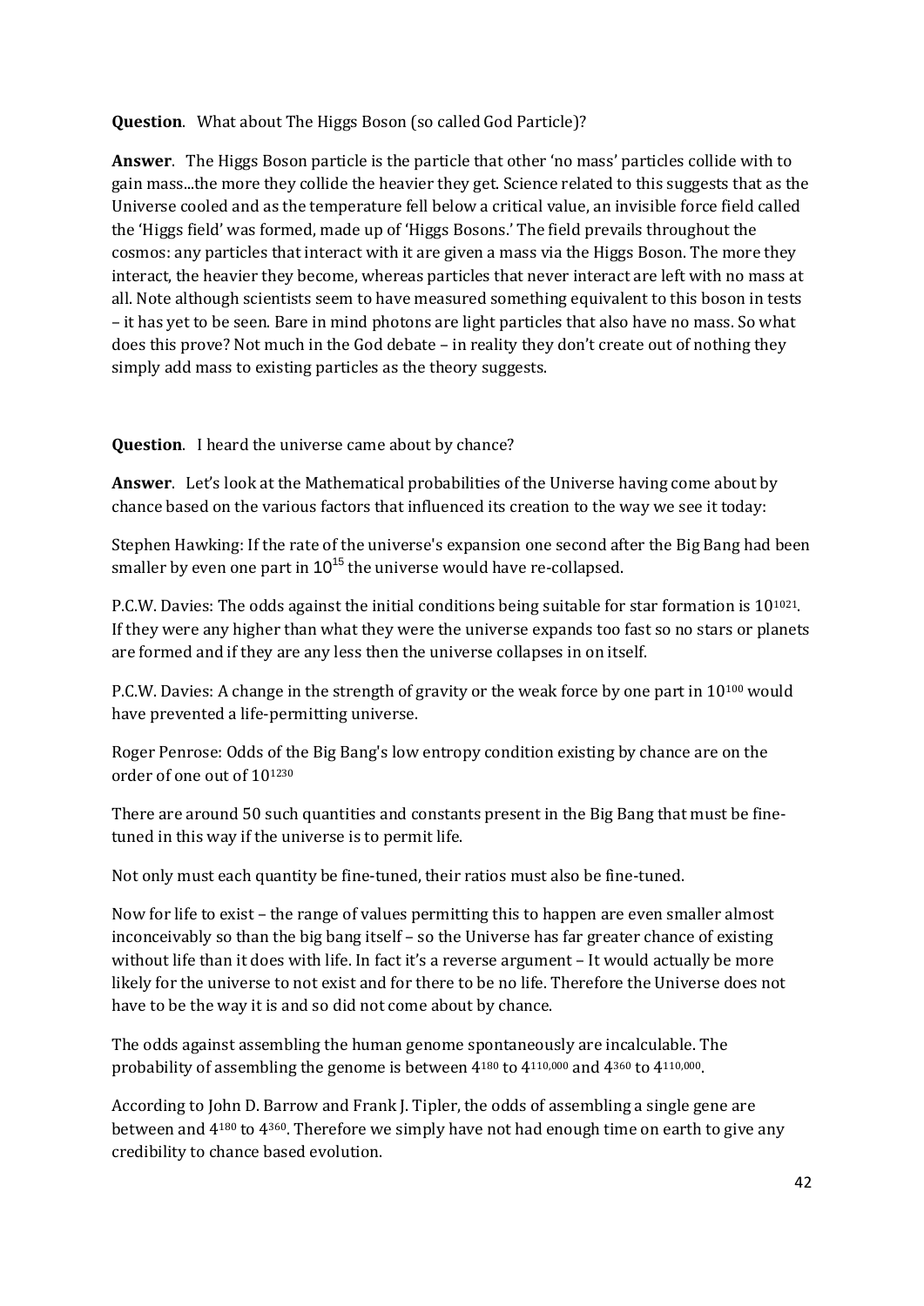**Question**. What about The Higgs Boson (so called God Particle)?

**Answer**. The Higgs Boson particle is the particle that other 'no mass' particles collide with to gain mass...the more they collide the heavier they get. Science related to this suggests that as the Universe cooled and as the temperature fell below a critical value, an invisible force field called the 'Higgs field' was formed, made up of 'Higgs Bosons.' The field prevails throughout the cosmos: any particles that interact with it are given a mass via the Higgs Boson. The more they interact, the heavier they become, whereas particles that never interact are left with no mass at all. Note although scientists seem to have measured something equivalent to this boson in tests – it has yet to be seen. Bare in mind photons are light particles that also have no mass. So what does this prove? Not much in the God debate – in reality they don't create out of nothing they simply add mass to existing particles as the theory suggests.

**Question**. I heard the universe came about by chance?

**Answer**. Let's look at the Mathematical probabilities of the Universe having come about by chance based on the various factors that influenced its creation to the way we see it today:

Stephen Hawking: If the rate of the universe's expansion one second after the Big Bang had been smaller by even one part in $10^{15}$ the universe would have re-collapsed.

P.C.W. Davies: The odds against the initial conditions being suitable for star formation is $10^{1021}$. If they were any higher than what they were the universe expands too fast so no stars or planets are formed and if they are any less then the universe collapses in on itself.

P.C.W. Davies: A change in the strength of gravity or the weak force by one part in $10^{100}$ would have prevented a life-permitting universe.

Roger Penrose: Odds of the Big Bang's low entropy condition existing by chance are on the order of one out of $10^{1230}$

There are around 50 such quantities and constants present in the Big Bang that must be fine-tuned in this way if the universe is to permit life.

Not only must each quantity be fine-tuned, their ratios must also be fine-tuned.

Now for life to exist – the range of values permitting this to happen are even smaller almost inconceivably so than the big bang itself – so the Universe has far greater chance of existing without life than it does with life. In fact it's a reverse argument – It would actually be more likely for the universe to not exist and for there to be no life. Therefore the Universe does not have to be the way it is and so did not come about by chance.

The odds against assembling the human genome spontaneously are incalculable. The probability of assembling the genome is between $4^{180}$ to $4^{110,000}$ and $4^{360}$ to $4^{110,000}$.

According to John D. Barrow and Frank J. Tipler, the odds of assembling a single gene are between and $4^{180}$ to $4^{360}$. Therefore we simply have not had enough time on earth to give any credibility to chance based evolution.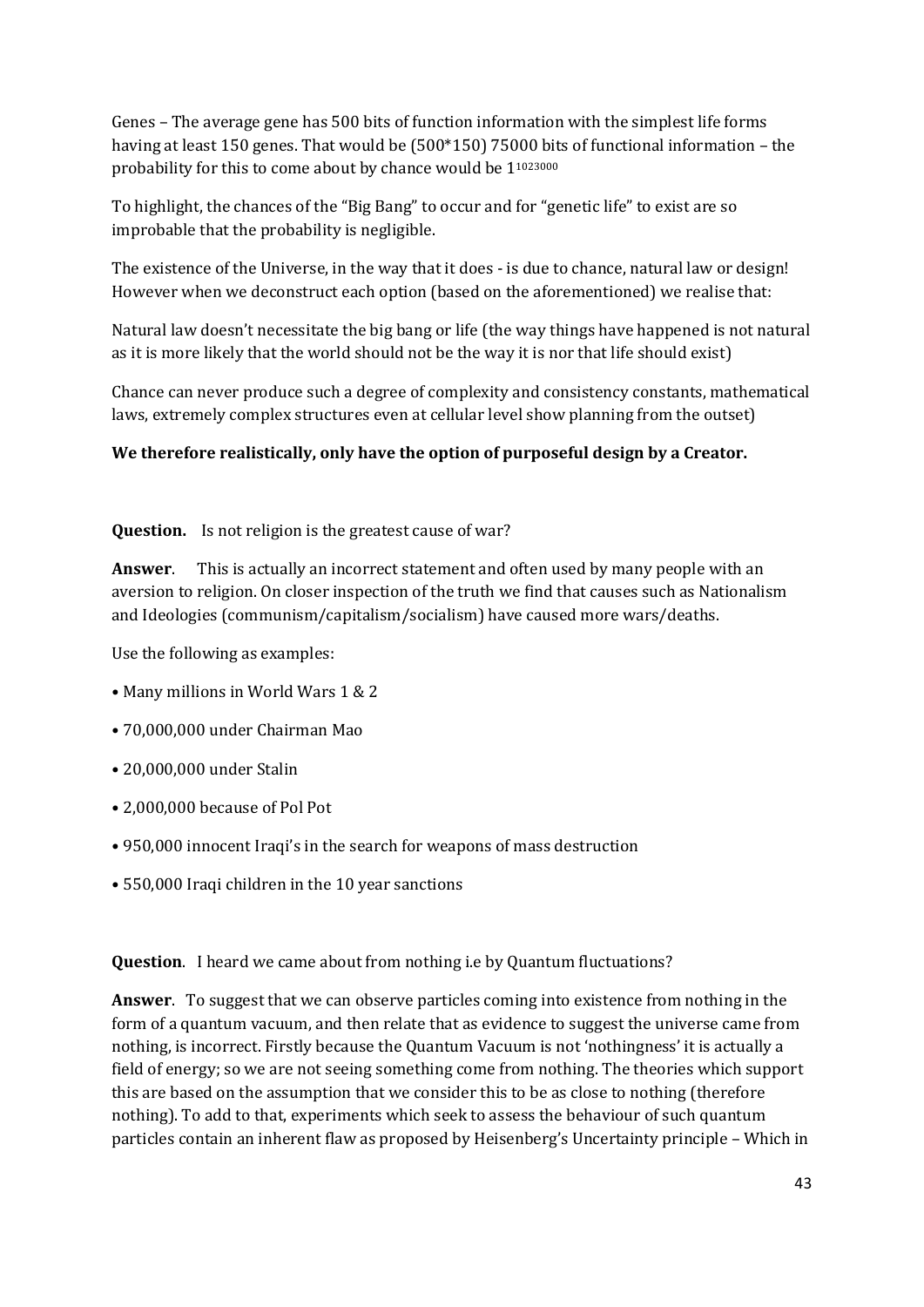Genes – The average gene has 500 bits of function information with the simplest life forms having at least 150 genes. That would be (500*150) 75000 bits of functional information – the probability for this to come about by chance would be $1^{1023000}$

To highlight, the chances of the "Big Bang" to occur and for "genetic life" to exist are so improbable that the probability is negligible.

The existence of the Universe, in the way that it does - is due to chance, natural law or design! However when we deconstruct each option (based on the aforementioned) we realise that:

Natural law doesn't necessitate the big bang or life (the way things have happened is not natural as it is more likely that the world should not be the way it is nor that life should exist)

Chance can never produce such a degree of complexity and consistency constants, mathematical laws, extremely complex structures even at cellular level show planning from the outset)

**We therefore realistically, only have the option of purposeful design by a Creator.**

**Question.** Is not religion is the greatest cause of war?

**Answer**. This is actually an incorrect statement and often used by many people with an aversion to religion. On closer inspection of the truth we find that causes such as Nationalism and Ideologies (communism/capitalism/socialism) have caused more wars/deaths.

Use the following as examples:

- Many millions in World Wars 1 & 2
- 70,000,000 under Chairman Mao
- 20,000,000 under Stalin
- 2,000,000 because of Pol Pot
- 950,000 innocent Iraqi's in the search for weapons of mass destruction
- 550,000 Iraqi children in the 10 year sanctions

**Question**. I heard we came about from nothing i.e by Quantum fluctuations?

**Answer**. To suggest that we can observe particles coming into existence from nothing in the form of a quantum vacuum, and then relate that as evidence to suggest the universe came from nothing, is incorrect. Firstly because the Quantum Vacuum is not 'nothingness' it is actually a field of energy; so we are not seeing something come from nothing. The theories which support this are based on the assumption that we consider this to be as close to nothing (therefore nothing). To add to that, experiments which seek to assess the behaviour of such quantum particles contain an inherent flaw as proposed by Heisenberg's Uncertainty principle – Which in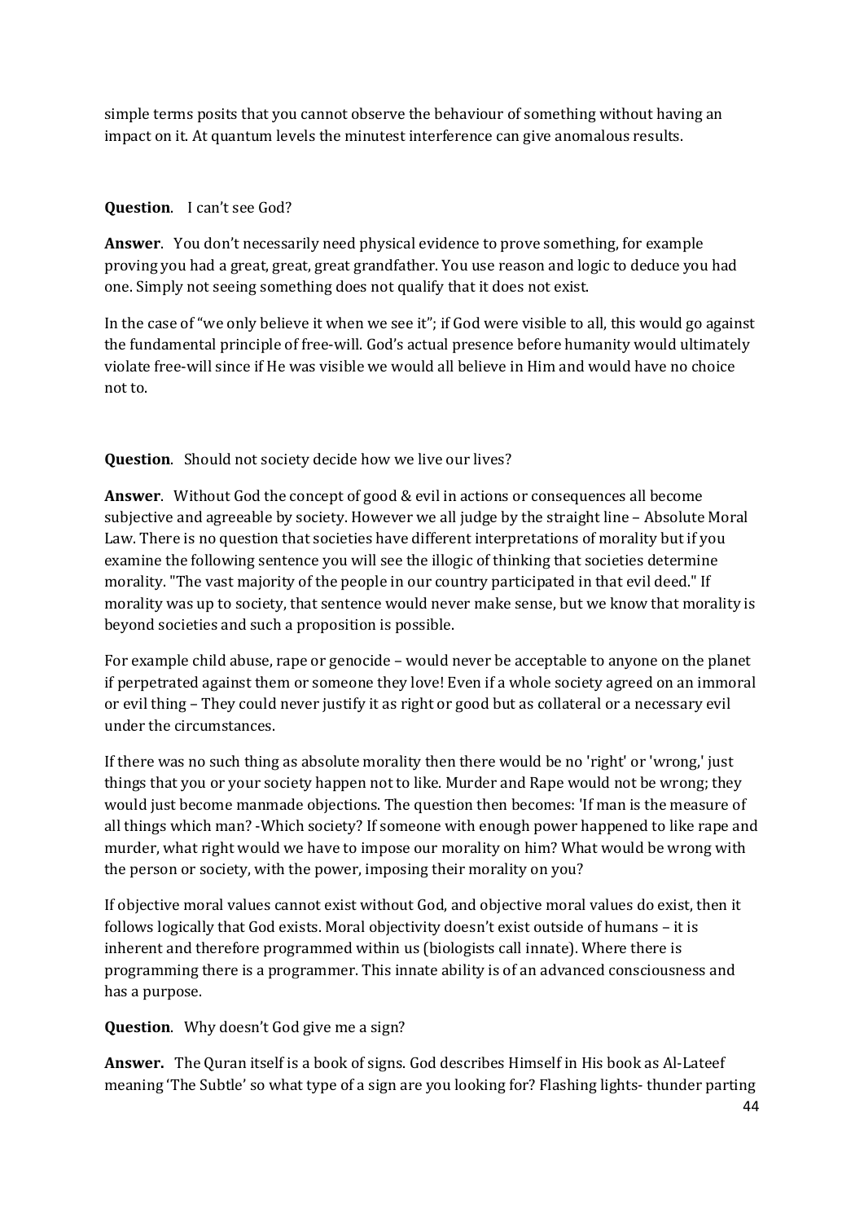simple terms posits that you cannot observe the behaviour of something without having an impact on it. At quantum levels the minutest interference can give anomalous results.

**Question**. I can't see God?

**Answer**. You don't necessarily need physical evidence to prove something, for example proving you had a great, great, great grandfather. You use reason and logic to deduce you had one. Simply not seeing something does not qualify that it does not exist.

In the case of "we only believe it when we see it"; if God were visible to all, this would go against the fundamental principle of free-will. God's actual presence before humanity would ultimately violate free-will since if He was visible we would all believe in Him and would have no choice not to.

**Question**. Should not society decide how we live our lives?

**Answer**. Without God the concept of good & evil in actions or consequences all become subjective and agreeable by society. However we all judge by the straight line – Absolute Moral Law. There is no question that societies have different interpretations of morality but if you examine the following sentence you will see the illogic of thinking that societies determine morality. "The vast majority of the people in our country participated in that evil deed." If morality was up to society, that sentence would never make sense, but we know that morality is beyond societies and such a proposition is possible.

For example child abuse, rape or genocide – would never be acceptable to anyone on the planet if perpetrated against them or someone they love! Even if a whole society agreed on an immoral or evil thing – They could never justify it as right or good but as collateral or a necessary evil under the circumstances.

If there was no such thing as absolute morality then there would be no 'right' or 'wrong,' just things that you or your society happen not to like. Murder and Rape would not be wrong; they would just become manmade objections. The question then becomes: 'If man is the measure of all things which man? -Which society? If someone with enough power happened to like rape and murder, what right would we have to impose our morality on him? What would be wrong with the person or society, with the power, imposing their morality on you?

If objective moral values cannot exist without God, and objective moral values do exist, then it follows logically that God exists. Moral objectivity doesn't exist outside of humans – it is inherent and therefore programmed within us (biologists call innate). Where there is programming there is a programmer. This innate ability is of an advanced consciousness and has a purpose.

**Question**. Why doesn't God give me a sign?

**Answer.** The Quran itself is a book of signs. God describes Himself in His book as Al-Lateef meaning 'The Subtle' so what type of a sign are you looking for? Flashing lights- thunder parting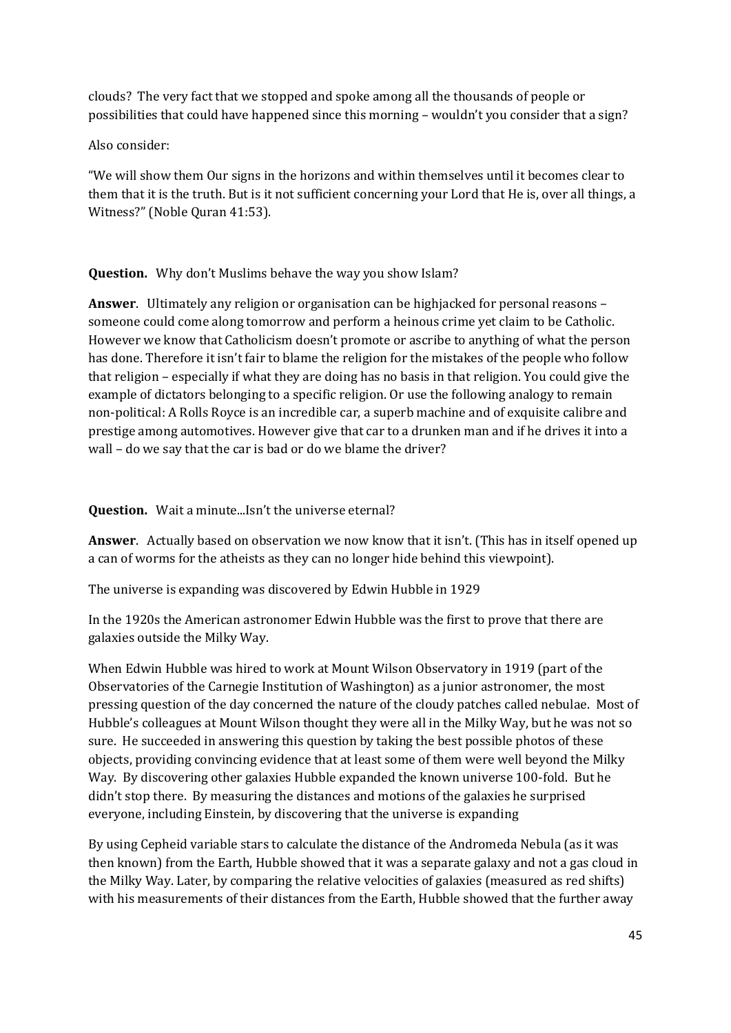clouds? The very fact that we stopped and spoke among all the thousands of people or possibilities that could have happened since this morning – wouldn't you consider that a sign?

Also consider:

"We will show them Our signs in the horizons and within themselves until it becomes clear to them that it is the truth. But is it not sufficient concerning your Lord that He is, over all things, a Witness?" (Noble Quran 41:53).

**Question.** Why don't Muslims behave the way you show Islam?

**Answer**. Ultimately any religion or organisation can be highjacked for personal reasons – someone could come along tomorrow and perform a heinous crime yet claim to be Catholic. However we know that Catholicism doesn't promote or ascribe to anything of what the person has done. Therefore it isn't fair to blame the religion for the mistakes of the people who follow that religion – especially if what they are doing has no basis in that religion. You could give the example of dictators belonging to a specific religion. Or use the following analogy to remain non-political: A Rolls Royce is an incredible car, a superb machine and of exquisite calibre and prestige among automotives. However give that car to a drunken man and if he drives it into a wall – do we say that the car is bad or do we blame the driver?

**Question.** Wait a minute...Isn't the universe eternal?

**Answer**. Actually based on observation we now know that it isn't. (This has in itself opened up a can of worms for the atheists as they can no longer hide behind this viewpoint).

The universe is expanding was discovered by Edwin Hubble in 1929

In the 1920s the American astronomer Edwin Hubble was the first to prove that there are galaxies outside the Milky Way.

When Edwin Hubble was hired to work at Mount Wilson Observatory in 1919 (part of the Observatories of the Carnegie Institution of Washington) as a junior astronomer, the most pressing question of the day concerned the nature of the cloudy patches called nebulae. Most of Hubble's colleagues at Mount Wilson thought they were all in the Milky Way, but he was not so sure. He succeeded in answering this question by taking the best possible photos of these objects, providing convincing evidence that at least some of them were well beyond the Milky Way. By discovering other galaxies Hubble expanded the known universe 100-fold. But he didn't stop there. By measuring the distances and motions of the galaxies he surprised everyone, including Einstein, by discovering that the universe is expanding

By using Cepheid variable stars to calculate the distance of the Andromeda Nebula (as it was then known) from the Earth, Hubble showed that it was a separate galaxy and not a gas cloud in the Milky Way. Later, by comparing the relative velocities of galaxies (measured as red shifts) with his measurements of their distances from the Earth, Hubble showed that the further away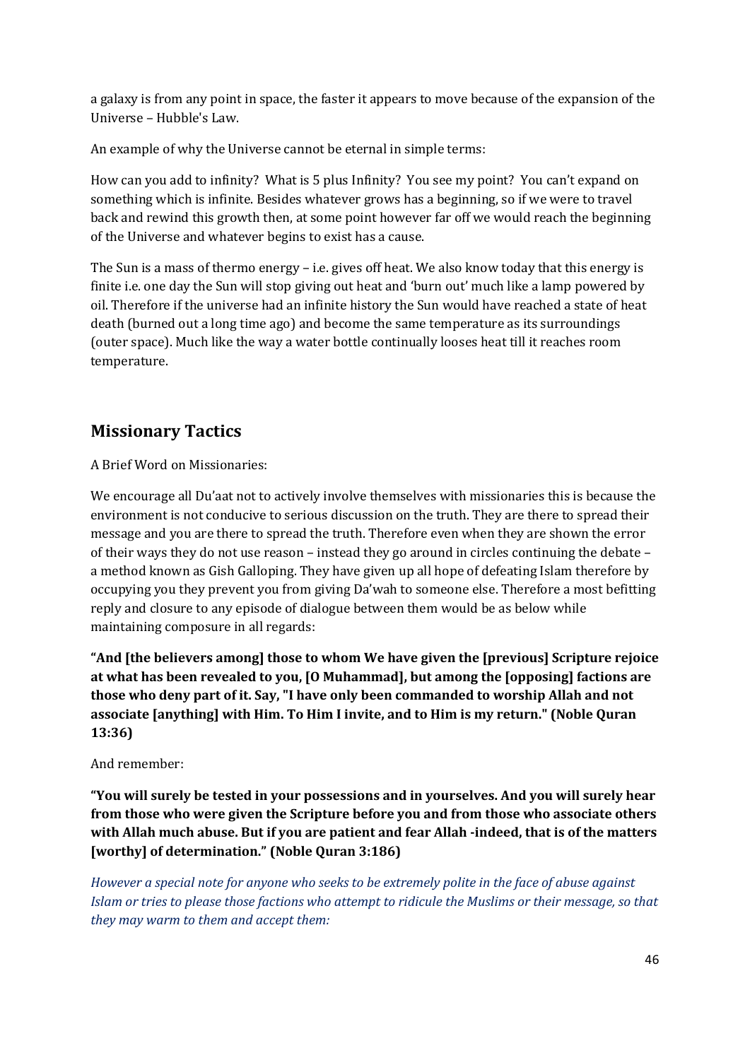a galaxy is from any point in space, the faster it appears to move because of the expansion of the Universe – Hubble's Law.

An example of why the Universe cannot be eternal in simple terms:

How can you add to infinity? What is 5 plus Infinity? You see my point? You can't expand on something which is infinite. Besides whatever grows has a beginning, so if we were to travel back and rewind this growth then, at some point however far off we would reach the beginning of the Universe and whatever begins to exist has a cause.

The Sun is a mass of thermo energy – i.e. gives off heat. We also know today that this energy is finite i.e. one day the Sun will stop giving out heat and 'burn out' much like a lamp powered by oil. Therefore if the universe had an infinite history the Sun would have reached a state of heat death (burned out a long time ago) and become the same temperature as its surroundings (outer space). Much like the way a water bottle continually looses heat till it reaches room temperature.

## Missionary Tactics

A Brief Word on Missionaries:

We encourage all Du'aat not to actively involve themselves with missionaries this is because the environment is not conducive to serious discussion on the truth. They are there to spread their message and you are there to spread the truth. Therefore even when they are shown the error of their ways they do not use reason – instead they go around in circles continuing the debate – a method known as Gish Galloping. They have given up all hope of defeating Islam therefore by occupying you they prevent you from giving Da'wah to someone else. Therefore a most befitting reply and closure to any episode of dialogue between them would be as below while maintaining composure in all regards:

**"And [the believers among] those to whom We have given the [previous] Scripture rejoice at what has been revealed to you, [O Muhammad], but among the [opposing] factions are those who deny part of it. Say, "I have only been commanded to worship Allah and not associate [anything] with Him. To Him I invite, and to Him is my return." (Noble Quran 13:36)**

And remember:

**"You will surely be tested in your possessions and in yourselves. And you will surely hear from those who were given the Scripture before you and from those who associate others with Allah much abuse. But if you are patient and fear Allah -indeed, that is of the matters [worthy] of determination." (Noble Quran 3:186)**

*However a special note for anyone who seeks to be extremely polite in the face of abuse against Islam or tries to please those factions who attempt to ridicule the Muslims or their message, so that they may warm to them and accept them:*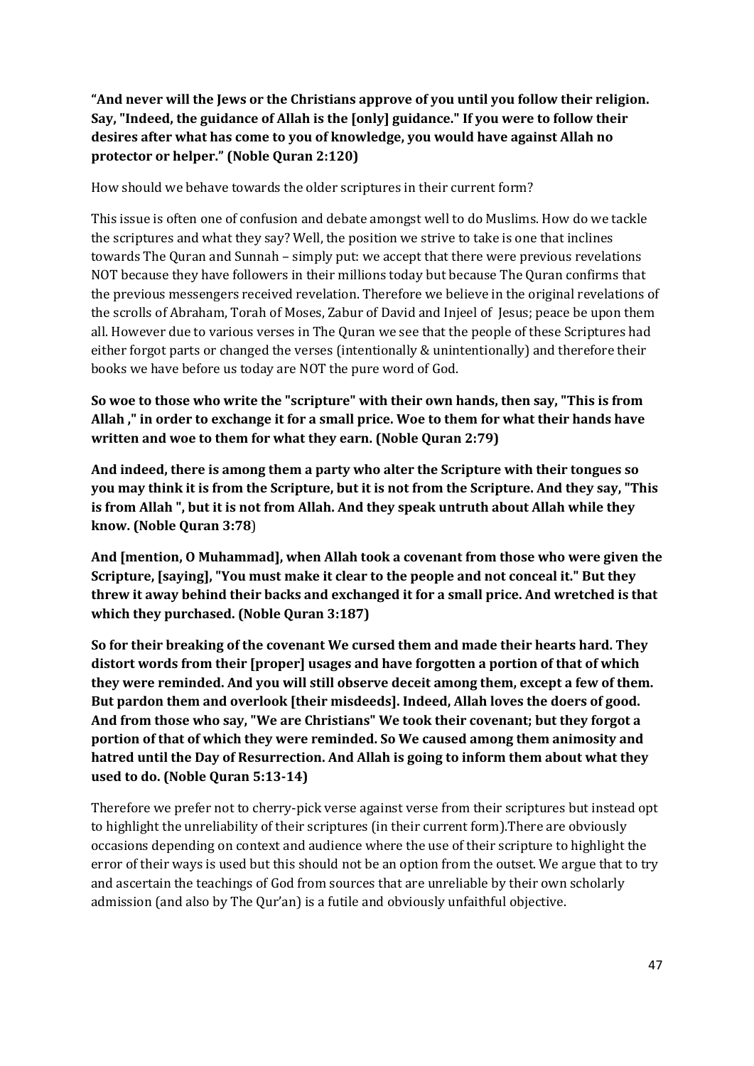**“And never will the Jews or the Christians approve of you until you follow their religion. Say, "Indeed, the guidance of Allah is the [only] guidance." If you were to follow their desires after what has come to you of knowledge, you would have against Allah no protector or helper.” (Noble Quran 2:120)**

How should we behave towards the older scriptures in their current form?

This issue is often one of confusion and debate amongst well to do Muslims. How do we tackle the scriptures and what they say? Well, the position we strive to take is one that inclines towards The Quran and Sunnah – simply put: we accept that there were previous revelations NOT because they have followers in their millions today but because The Quran confirms that the previous messengers received revelation. Therefore we believe in the original revelations of the scrolls of Abraham, Torah of Moses, Zabur of David and Injeel of Jesus; peace be upon them all. However due to various verses in The Quran we see that the people of these Scriptures had either forgot parts or changed the verses (intentionally & unintentionally) and therefore their books we have before us today are NOT the pure word of God.

**So woe to those who write the "scripture" with their own hands, then say, "This is from Allah ," in order to exchange it for a small price. Woe to them for what their hands have written and woe to them for what they earn. (Noble Quran 2:79)**

**And indeed, there is among them a party who alter the Scripture with their tongues so you may think it is from the Scripture, but it is not from the Scripture. And they say, "This is from Allah ", but it is not from Allah. And they speak untruth about Allah while they know. (Noble Quran 3:78**)

**And [mention, O Muhammad], when Allah took a covenant from those who were given the Scripture, [saying], "You must make it clear to the people and not conceal it." But they threw it away behind their backs and exchanged it for a small price. And wretched is that which they purchased. (Noble Quran 3:187)**

**So for their breaking of the covenant We cursed them and made their hearts hard. They distort words from their [proper] usages and have forgotten a portion of that of which they were reminded. And you will still observe deceit among them, except a few of them. But pardon them and overlook [their misdeeds]. Indeed, Allah loves the doers of good. And from those who say, "We are Christians" We took their covenant; but they forgot a portion of that of which they were reminded. So We caused among them animosity and hatred until the Day of Resurrection. And Allah is going to inform them about what they used to do. (Noble Quran 5:13-14)**

Therefore we prefer not to cherry-pick verse against verse from their scriptures but instead opt to highlight the unreliability of their scriptures (in their current form).There are obviously occasions depending on context and audience where the use of their scripture to highlight the error of their ways is used but this should not be an option from the outset. We argue that to try and ascertain the teachings of God from sources that are unreliable by their own scholarly admission (and also by The Qur’an) is a futile and obviously unfaithful objective.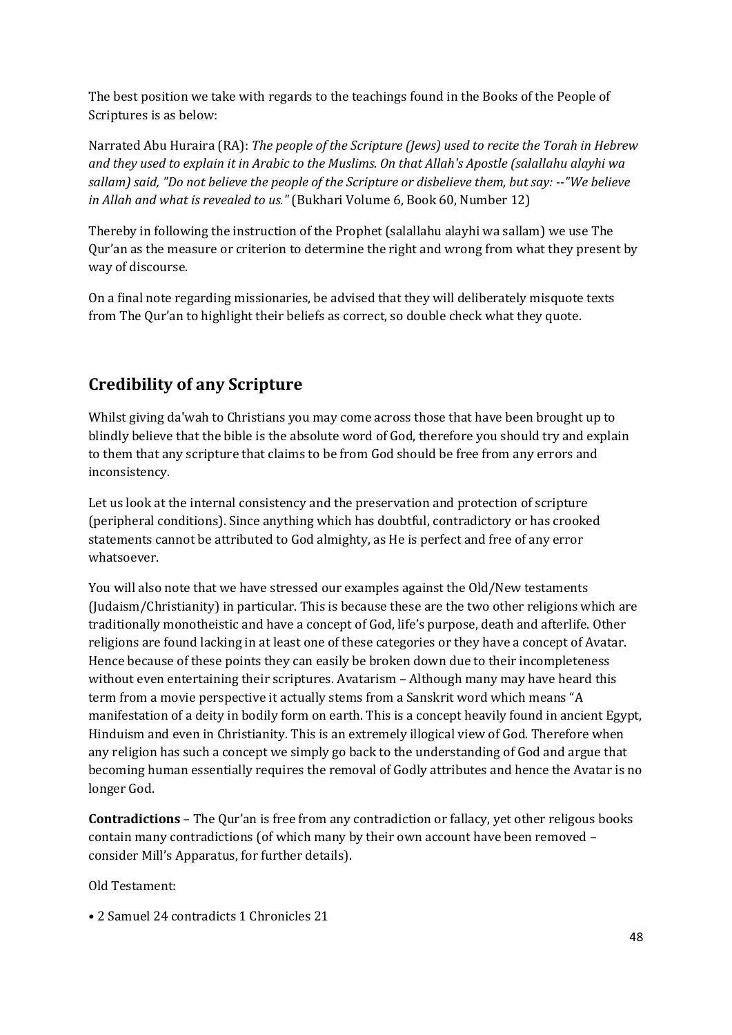The best position we take with regards to the teachings found in the Books of the People of Scriptures is as below:

Narrated Abu Huraira (RA): *The people of the Scripture (Jews) used to recite the Torah in Hebrew and they used to explain it in Arabic to the Muslims. On that Allah's Apostle (salallahu alayhi wa sallam) said, "Do not believe the people of the Scripture or disbelieve them, but say: --"We believe in Allah and what is revealed to us."* (Bukhari Volume 6, Book 60, Number 12)

Thereby in following the instruction of the Prophet (salallahu alayhi wa sallam) we use The Qur'an as the measure or criterion to determine the right and wrong from what they present by way of discourse.

On a final note regarding missionaries, be advised that they will deliberately misquote texts from The Qur'an to highlight their beliefs as correct, so double check what they quote.

## Credibility of any Scripture

Whilst giving da'wah to Christians you may come across those that have been brought up to blindly believe that the bible is the absolute word of God, therefore you should try and explain to them that any scripture that claims to be from God should be free from any errors and inconsistency.

Let us look at the internal consistency and the preservation and protection of scripture (peripheral conditions). Since anything which has doubtful, contradictory or has crooked statements cannot be attributed to God almighty, as He is perfect and free of any error whatsoever.

You will also note that we have stressed our examples against the Old/New testaments (Judaism/Christianity) in particular. This is because these are the two other religions which are traditionally monotheistic and have a concept of God, life's purpose, death and afterlife. Other religions are found lacking in at least one of these categories or they have a concept of Avatar. Hence because of these points they can easily be broken down due to their incompleteness without even entertaining their scriptures. Avatarism – Although many may have heard this term from a movie perspective it actually stems from a Sanskrit word which means "A manifestation of a deity in bodily form on earth. This is a concept heavily found in ancient Egypt, Hinduism and even in Christianity. This is an extremely illogical view of God. Therefore when any religion has such a concept we simply go back to the understanding of God and argue that becoming human essentially requires the removal of Godly attributes and hence the Avatar is no longer God.

**Contradictions** – The Qur'an is free from any contradiction or fallacy, yet other religous books contain many contradictions (of which many by their own account have been removed – consider Mill's Apparatus, for further details).

Old Testament:

- 2 Samuel 24 contradicts 1 Chronicles 21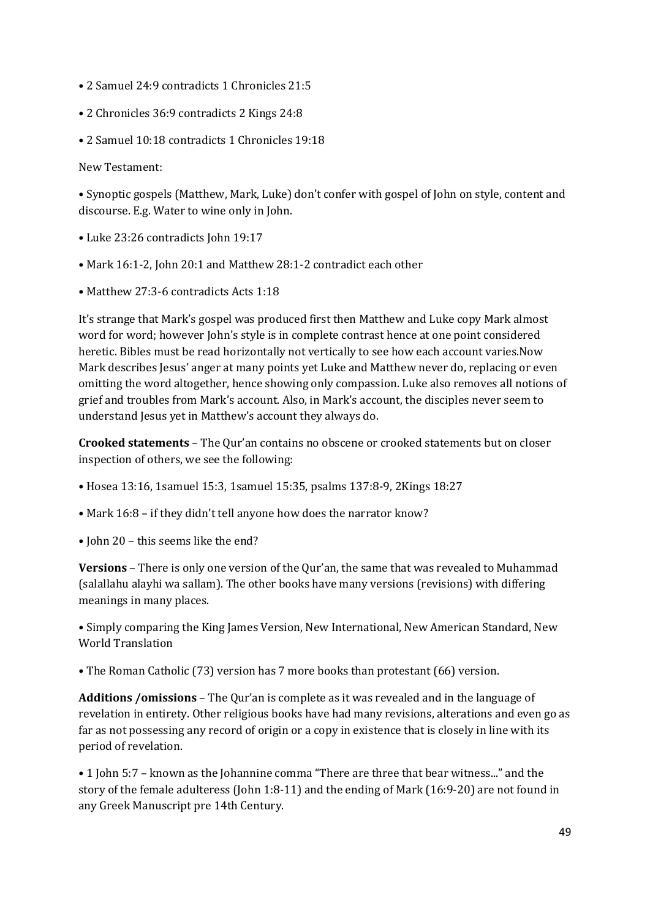- 2 Samuel 24:9 contradicts 1 Chronicles 21:5
- 2 Chronicles 36:9 contradicts 2 Kings 24:8
- 2 Samuel 10:18 contradicts 1 Chronicles 19:18

New Testament:

- Synoptic gospels (Matthew, Mark, Luke) don't confer with gospel of John on style, content and discourse. E.g. Water to wine only in John.
- Luke 23:26 contradicts John 19:17
- Mark 16:1-2, John 20:1 and Matthew 28:1-2 contradict each other
- Matthew 27:3-6 contradicts Acts 1:18

It's strange that Mark's gospel was produced first then Matthew and Luke copy Mark almost word for word; however John's style is in complete contrast hence at one point considered heretic. Bibles must be read horizontally not vertically to see how each account varies.Now Mark describes Jesus' anger at many points yet Luke and Matthew never do, replacing or even omitting the word altogether, hence showing only compassion. Luke also removes all notions of grief and troubles from Mark's account. Also, in Mark's account, the disciples never seem to understand Jesus yet in Matthew's account they always do.

**Crooked statements** – The Qur'an contains no obscene or crooked statements but on closer inspection of others, we see the following:

- Hosea 13:16, 1samuel 15:3, 1samuel 15:35, psalms 137:8-9, 2Kings 18:27
- Mark 16:8 – if they didn't tell anyone how does the narrator know?
- John 20 – this seems like the end?

**Versions** – There is only one version of the Qur'an, the same that was revealed to Muhammad (salallahu alayhi wa sallam). The other books have many versions (revisions) with differing meanings in many places.

- Simply comparing the King James Version, New International, New American Standard, New World Translation
- The Roman Catholic (73) version has 7 more books than protestant (66) version.

**Additions /omissions** – The Qur'an is complete as it was revealed and in the language of revelation in entirety. Other religious books have had many revisions, alterations and even go as far as not possessing any record of origin or a copy in existence that is closely in line with its period of revelation.

- 1 John 5:7 – known as the Johannine comma "There are three that bear witness..." and the story of the female adulteress (John 1:8-11) and the ending of Mark (16:9-20) are not found in any Greek Manuscript pre 14th Century.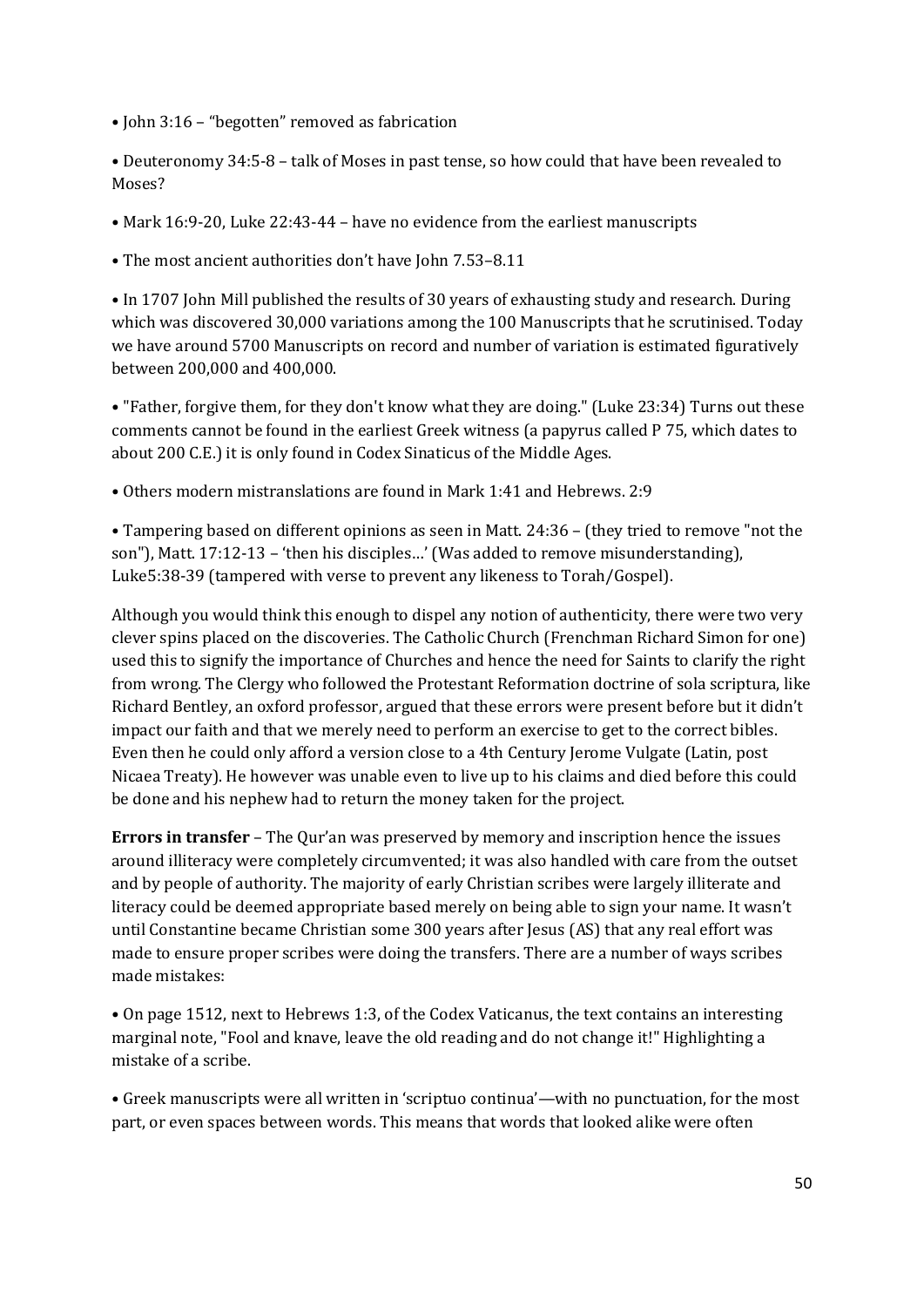- John 3:16 – "begotten" removed as fabrication
- Deuteronomy 34:5-8 – talk of Moses in past tense, so how could that have been revealed to Moses?
- Mark 16:9-20, Luke 22:43-44 – have no evidence from the earliest manuscripts
- The most ancient authorities don't have John 7.53–8.11
- In 1707 John Mill published the results of 30 years of exhausting study and research. During which was discovered 30,000 variations among the 100 Manuscripts that he scrutinised. Today we have around 5700 Manuscripts on record and number of variation is estimated figuratively between 200,000 and 400,000.
- "Father, forgive them, for they don't know what they are doing." (Luke 23:34) Turns out these comments cannot be found in the earliest Greek witness (a papyrus called P 75, which dates to about 200 C.E.) it is only found in Codex Sinaticus of the Middle Ages.
- Others modern mistranslations are found in Mark 1:41 and Hebrews. 2:9
- Tampering based on different opinions as seen in Matt. 24:36 – (they tried to remove "not the son"), Matt. 17:12-13 – 'then his disciples…' (Was added to remove misunderstanding), Luke5:38-39 (tampered with verse to prevent any likeness to Torah/Gospel).

Although you would think this enough to dispel any notion of authenticity, there were two very clever spins placed on the discoveries. The Catholic Church (Frenchman Richard Simon for one) used this to signify the importance of Churches and hence the need for Saints to clarify the right from wrong. The Clergy who followed the Protestant Reformation doctrine of sola scriptura, like Richard Bentley, an oxford professor, argued that these errors were present before but it didn't impact our faith and that we merely need to perform an exercise to get to the correct bibles. Even then he could only afford a version close to a 4th Century Jerome Vulgate (Latin, post Nicaea Treaty). He however was unable even to live up to his claims and died before this could be done and his nephew had to return the money taken for the project.

**Errors in transfer** – The Qur'an was preserved by memory and inscription hence the issues around illiteracy were completely circumvented; it was also handled with care from the outset and by people of authority. The majority of early Christian scribes were largely illiterate and literacy could be deemed appropriate based merely on being able to sign your name. It wasn't until Constantine became Christian some 300 years after Jesus (AS) that any real effort was made to ensure proper scribes were doing the transfers. There are a number of ways scribes made mistakes:

- On page 1512, next to Hebrews 1:3, of the Codex Vaticanus, the text contains an interesting marginal note, "Fool and knave, leave the old reading and do not change it!" Highlighting a mistake of a scribe.
- Greek manuscripts were all written in 'scriptuo continua'—with no punctuation, for the most part, or even spaces between words. This means that words that looked alike were often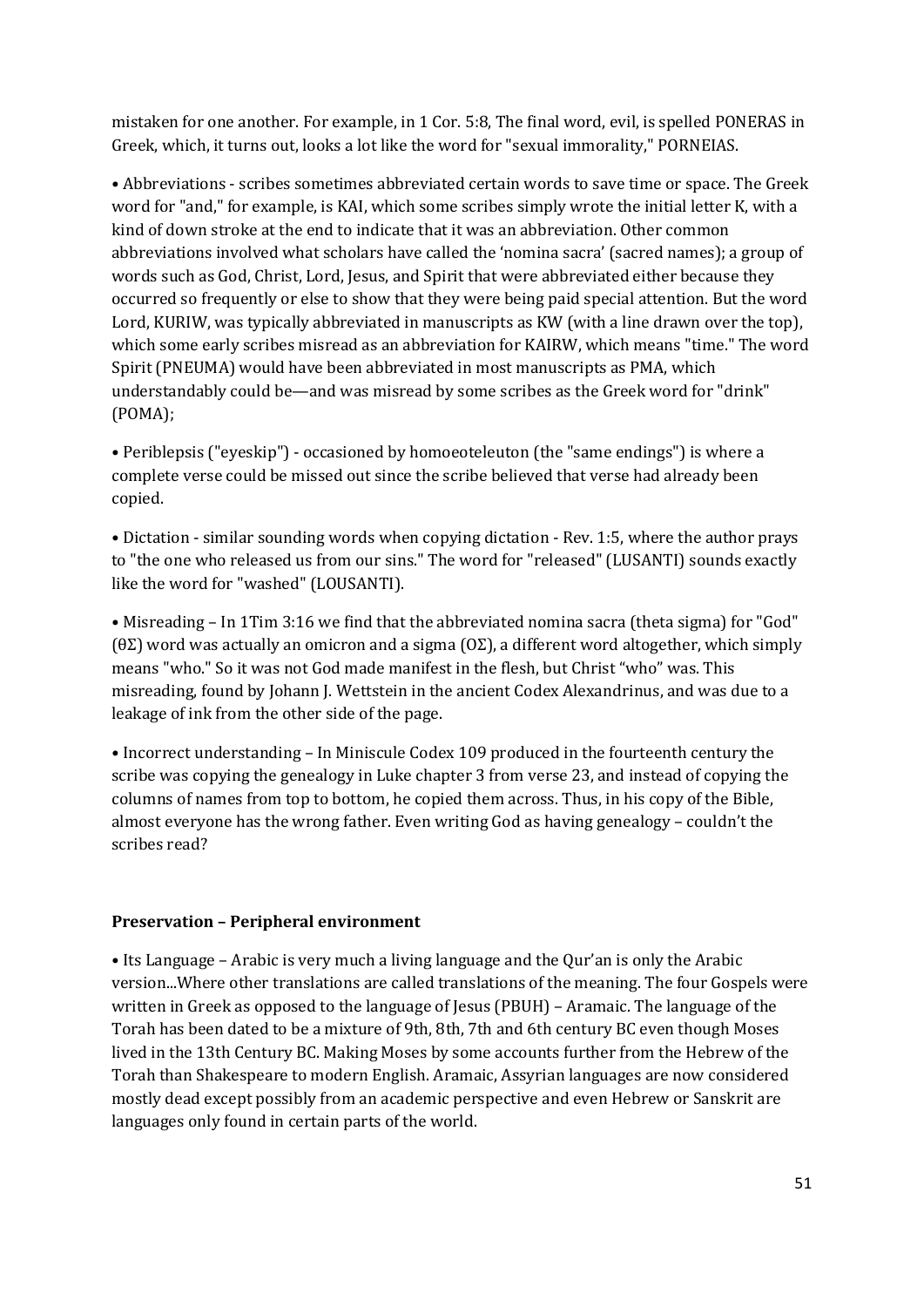mistaken for one another. For example, in 1 Cor. 5:8, The final word, evil, is spelled PONERAS in Greek, which, it turns out, looks a lot like the word for "sexual immorality," PORNEIAS.

• Abbreviations - scribes sometimes abbreviated certain words to save time or space. The Greek word for "and," for example, is KAI, which some scribes simply wrote the initial letter K, with a kind of down stroke at the end to indicate that it was an abbreviation. Other common abbreviations involved what scholars have called the 'nomina sacra' (sacred names); a group of words such as God, Christ, Lord, Jesus, and Spirit that were abbreviated either because they occurred so frequently or else to show that they were being paid special attention. But the word Lord, KURIW, was typically abbreviated in manuscripts as KW (with a line drawn over the top), which some early scribes misread as an abbreviation for KAIRW, which means "time." The word Spirit (PNEUMA) would have been abbreviated in most manuscripts as PMA, which understandably could be—and was misread by some scribes as the Greek word for "drink" (POMA);

• Periblepsis ("eyeskip") - occasioned by homoeoteleuton (the "same endings") is where a complete verse could be missed out since the scribe believed that verse had already been copied.

• Dictation - similar sounding words when copying dictation - Rev. 1:5, where the author prays to "the one who released us from our sins." The word for "released" (LUSANTI) sounds exactly like the word for "washed" (LOUSANTI).

• Misreading – In 1Tim 3:16 we find that the abbreviated nomina sacra (theta sigma) for "God" (θΣ) word was actually an omicron and a sigma (ΟΣ), a different word altogether, which simply means "who." So it was not God made manifest in the flesh, but Christ "who" was. This misreading, found by Johann J. Wettstein in the ancient Codex Alexandrinus, and was due to a leakage of ink from the other side of the page.

• Incorrect understanding – In Miniscule Codex 109 produced in the fourteenth century the scribe was copying the genealogy in Luke chapter 3 from verse 23, and instead of copying the columns of names from top to bottom, he copied them across. Thus, in his copy of the Bible, almost everyone has the wrong father. Even writing God as having genealogy – couldn't the scribes read?

**Preservation – Peripheral environment**

• Its Language – Arabic is very much a living language and the Qur'an is only the Arabic version...Where other translations are called translations of the meaning. The four Gospels were written in Greek as opposed to the language of Jesus (PBUH) – Aramaic. The language of the Torah has been dated to be a mixture of 9th, 8th, 7th and 6th century BC even though Moses lived in the 13th Century BC. Making Moses by some accounts further from the Hebrew of the Torah than Shakespeare to modern English. Aramaic, Assyrian languages are now considered mostly dead except possibly from an academic perspective and even Hebrew or Sanskrit are languages only found in certain parts of the world.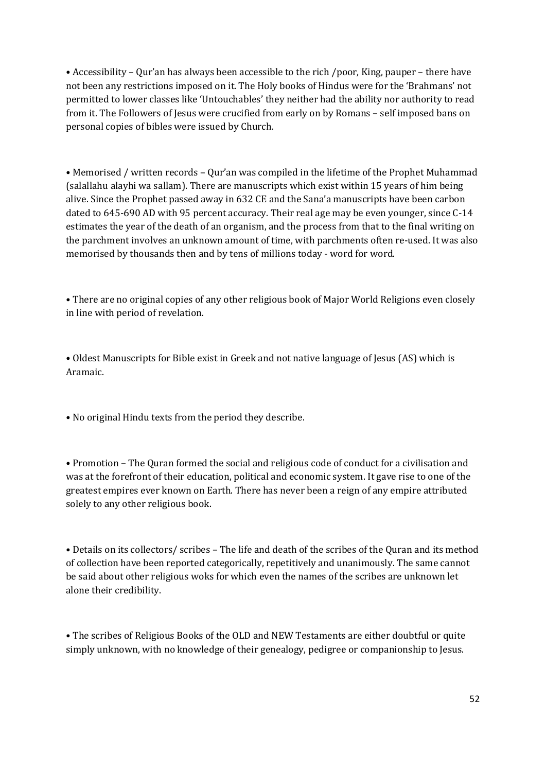• Accessibility – Qur'an has always been accessible to the rich /poor, King, pauper – there have not been any restrictions imposed on it. The Holy books of Hindus were for the 'Brahmans' not permitted to lower classes like 'Untouchables' they neither had the ability nor authority to read from it. The Followers of Jesus were crucified from early on by Romans – self imposed bans on personal copies of bibles were issued by Church.

• Memorised / written records – Qur'an was compiled in the lifetime of the Prophet Muhammad (salallahu alayhi wa sallam). There are manuscripts which exist within 15 years of him being alive. Since the Prophet passed away in 632 CE and the Sana'a manuscripts have been carbon dated to 645-690 AD with 95 percent accuracy. Their real age may be even younger, since C-14 estimates the year of the death of an organism, and the process from that to the final writing on the parchment involves an unknown amount of time, with parchments often re-used. It was also memorised by thousands then and by tens of millions today - word for word.

• There are no original copies of any other religious book of Major World Religions even closely in line with period of revelation.

• Oldest Manuscripts for Bible exist in Greek and not native language of Jesus (AS) which is Aramaic.

• No original Hindu texts from the period they describe.

• Promotion – The Quran formed the social and religious code of conduct for a civilisation and was at the forefront of their education, political and economic system. It gave rise to one of the greatest empires ever known on Earth. There has never been a reign of any empire attributed solely to any other religious book.

• Details on its collectors/ scribes – The life and death of the scribes of the Quran and its method of collection have been reported categorically, repetitively and unanimously. The same cannot be said about other religious woks for which even the names of the scribes are unknown let alone their credibility.

• The scribes of Religious Books of the OLD and NEW Testaments are either doubtful or quite simply unknown, with no knowledge of their genealogy, pedigree or companionship to Jesus.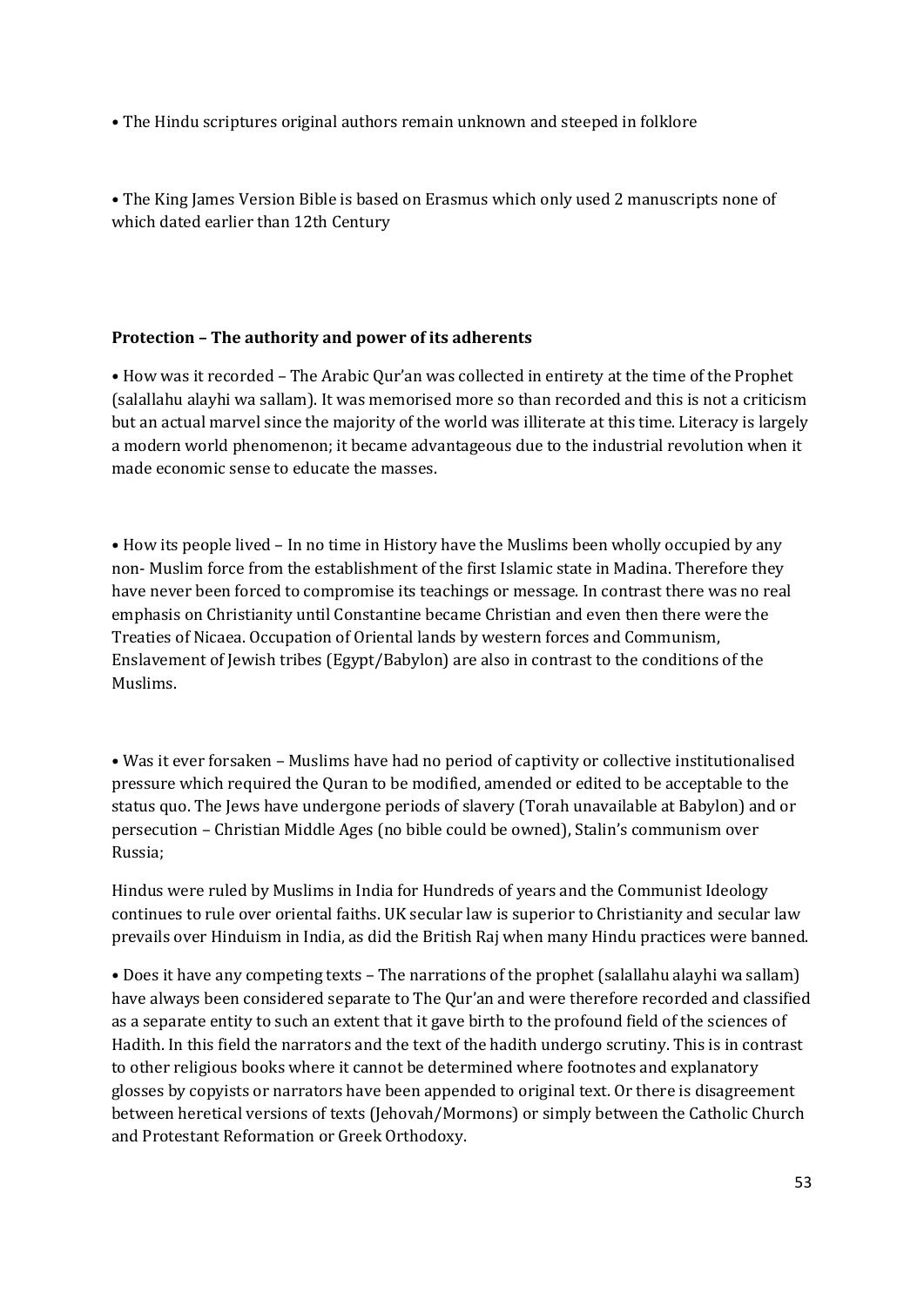- The Hindu scriptures original authors remain unknown and steeped in folklore

- The King James Version Bible is based on Erasmus which only used 2 manuscripts none of which dated earlier than 12th Century

**Protection – The authority and power of its adherents**

- How was it recorded – The Arabic Qur'an was collected in entirety at the time of the Prophet (salallahu alayhi wa sallam). It was memorised more so than recorded and this is not a criticism but an actual marvel since the majority of the world was illiterate at this time. Literacy is largely a modern world phenomenon; it became advantageous due to the industrial revolution when it made economic sense to educate the masses.

- How its people lived – In no time in History have the Muslims been wholly occupied by any non- Muslim force from the establishment of the first Islamic state in Madina. Therefore they have never been forced to compromise its teachings or message. In contrast there was no real emphasis on Christianity until Constantine became Christian and even then there were the Treaties of Nicaea. Occupation of Oriental lands by western forces and Communism, Enslavement of Jewish tribes (Egypt/Babylon) are also in contrast to the conditions of the Muslims.

- Was it ever forsaken – Muslims have had no period of captivity or collective institutionalised pressure which required the Quran to be modified, amended or edited to be acceptable to the status quo. The Jews have undergone periods of slavery (Torah unavailable at Babylon) and or persecution – Christian Middle Ages (no bible could be owned), Stalin's communism over Russia;

Hindus were ruled by Muslims in India for Hundreds of years and the Communist Ideology continues to rule over oriental faiths. UK secular law is superior to Christianity and secular law prevails over Hinduism in India, as did the British Raj when many Hindu practices were banned.

- Does it have any competing texts – The narrations of the prophet (salallahu alayhi wa sallam) have always been considered separate to The Qur'an and were therefore recorded and classified as a separate entity to such an extent that it gave birth to the profound field of the sciences of Hadith. In this field the narrators and the text of the hadith undergo scrutiny. This is in contrast to other religious books where it cannot be determined where footnotes and explanatory glosses by copyists or narrators have been appended to original text. Or there is disagreement between heretical versions of texts (Jehovah/Mormons) or simply between the Catholic Church and Protestant Reformation or Greek Orthodoxy.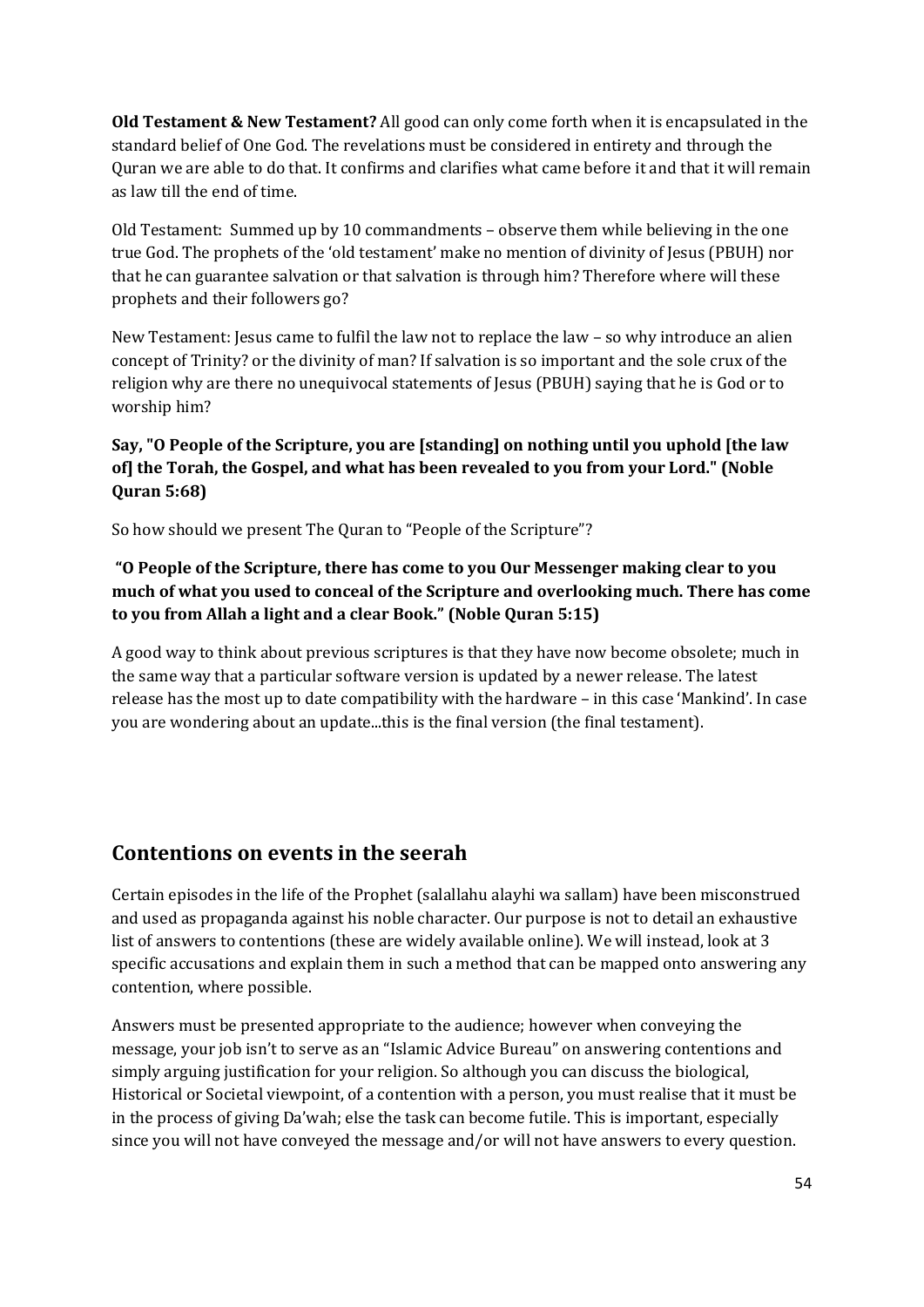**Old Testament & New Testament?** All good can only come forth when it is encapsulated in the standard belief of One God. The revelations must be considered in entirety and through the Quran we are able to do that. It confirms and clarifies what came before it and that it will remain as law till the end of time.

Old Testament: Summed up by 10 commandments – observe them while believing in the one true God. The prophets of the 'old testament' make no mention of divinity of Jesus (PBUH) nor that he can guarantee salvation or that salvation is through him? Therefore where will these prophets and their followers go?

New Testament: Jesus came to fulfil the law not to replace the law – so why introduce an alien concept of Trinity? or the divinity of man? If salvation is so important and the sole crux of the religion why are there no unequivocal statements of Jesus (PBUH) saying that he is God or to worship him?

**Say, "O People of the Scripture, you are [standing] on nothing until you uphold [the law of] the Torah, the Gospel, and what has been revealed to you from your Lord." (Noble Quran 5:68)**

So how should we present The Quran to "People of the Scripture"?

**"O People of the Scripture, there has come to you Our Messenger making clear to you much of what you used to conceal of the Scripture and overlooking much. There has come to you from Allah a light and a clear Book." (Noble Quran 5:15)**

A good way to think about previous scriptures is that they have now become obsolete; much in the same way that a particular software version is updated by a newer release. The latest release has the most up to date compatibility with the hardware – in this case 'Mankind'. In case you are wondering about an update...this is the final version (the final testament).

## Contentions on events in the seerah

Certain episodes in the life of the Prophet (salallahu alayhi wa sallam) have been misconstrued and used as propaganda against his noble character. Our purpose is not to detail an exhaustive list of answers to contentions (these are widely available online). We will instead, look at 3 specific accusations and explain them in such a method that can be mapped onto answering any contention, where possible.

Answers must be presented appropriate to the audience; however when conveying the message, your job isn't to serve as an "Islamic Advice Bureau" on answering contentions and simply arguing justification for your religion. So although you can discuss the biological, Historical or Societal viewpoint, of a contention with a person, you must realise that it must be in the process of giving Da'wah; else the task can become futile. This is important, especially since you will not have conveyed the message and/or will not have answers to every question.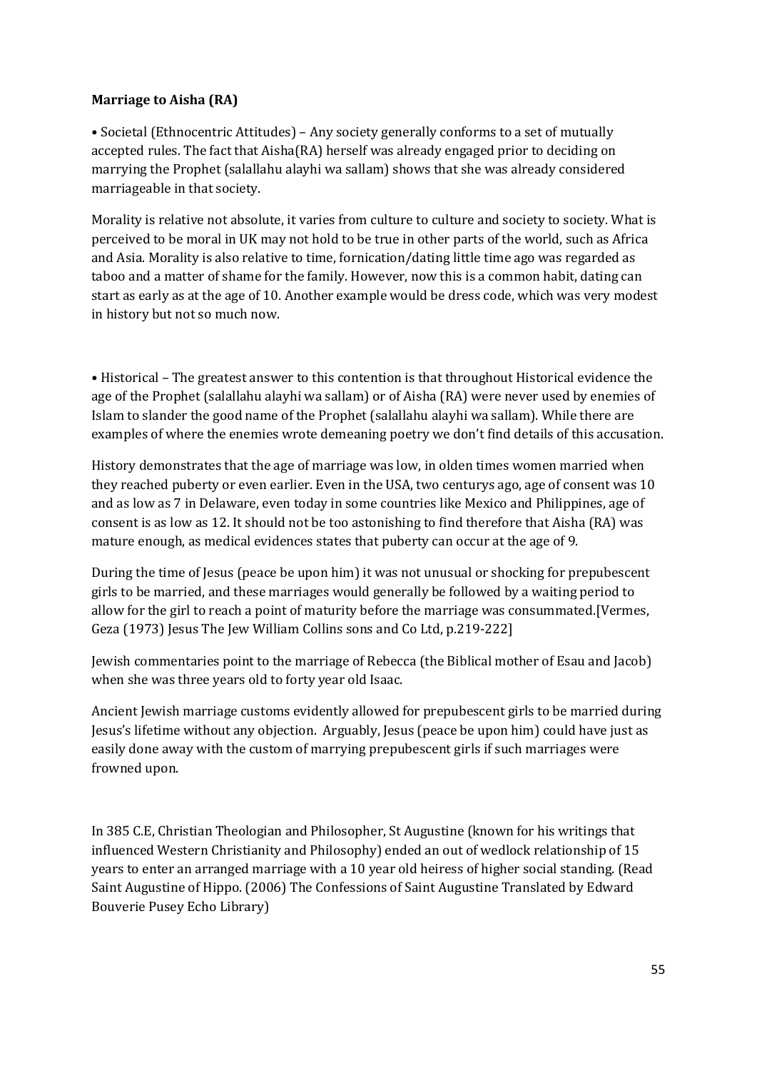**Marriage to Aisha (RA)**

• Societal (Ethnocentric Attitudes) – Any society generally conforms to a set of mutually accepted rules. The fact that Aisha(RA) herself was already engaged prior to deciding on marrying the Prophet (salallahu alayhi wa sallam) shows that she was already considered marriageable in that society.

Morality is relative not absolute, it varies from culture to culture and society to society. What is perceived to be moral in UK may not hold to be true in other parts of the world, such as Africa and Asia. Morality is also relative to time, fornication/dating little time ago was regarded as taboo and a matter of shame for the family. However, now this is a common habit, dating can start as early as at the age of 10. Another example would be dress code, which was very modest in history but not so much now.

• Historical – The greatest answer to this contention is that throughout Historical evidence the age of the Prophet (salallahu alayhi wa sallam) or of Aisha (RA) were never used by enemies of Islam to slander the good name of the Prophet (salallahu alayhi wa sallam). While there are examples of where the enemies wrote demeaning poetry we don't find details of this accusation.

History demonstrates that the age of marriage was low, in olden times women married when they reached puberty or even earlier. Even in the USA, two centurys ago, age of consent was 10 and as low as 7 in Delaware, even today in some countries like Mexico and Philippines, age of consent is as low as 12. It should not be too astonishing to find therefore that Aisha (RA) was mature enough, as medical evidences states that puberty can occur at the age of 9.

During the time of Jesus (peace be upon him) it was not unusual or shocking for prepubescent girls to be married, and these marriages would generally be followed by a waiting period to allow for the girl to reach a point of maturity before the marriage was consummated.[Vermes, Geza (1973) Jesus The Jew William Collins sons and Co Ltd, p.219-222]

Jewish commentaries point to the marriage of Rebecca (the Biblical mother of Esau and Jacob) when she was three years old to forty year old Isaac.

Ancient Jewish marriage customs evidently allowed for prepubescent girls to be married during Jesus's lifetime without any objection. Arguably, Jesus (peace be upon him) could have just as easily done away with the custom of marrying prepubescent girls if such marriages were frowned upon.

In 385 C.E, Christian Theologian and Philosopher, St Augustine (known for his writings that influenced Western Christianity and Philosophy) ended an out of wedlock relationship of 15 years to enter an arranged marriage with a 10 year old heiress of higher social standing. (Read Saint Augustine of Hippo. (2006) The Confessions of Saint Augustine Translated by Edward Bouverie Pusey Echo Library)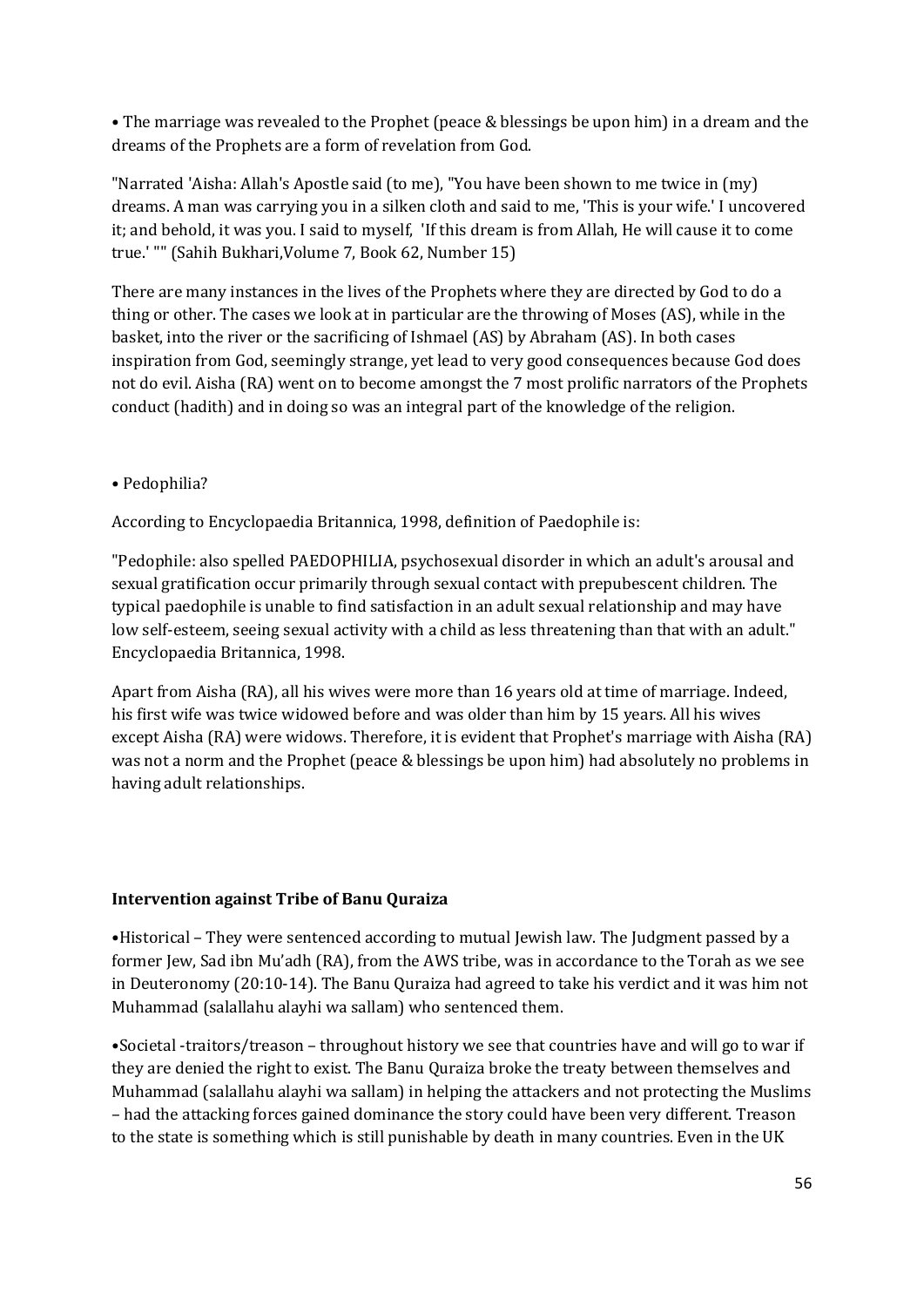• The marriage was revealed to the Prophet (peace & blessings be upon him) in a dream and the dreams of the Prophets are a form of revelation from God.

"Narrated 'Aisha: Allah's Apostle said (to me), "You have been shown to me twice in (my) dreams. A man was carrying you in a silken cloth and said to me, 'This is your wife.' I uncovered it; and behold, it was you. I said to myself, 'If this dream is from Allah, He will cause it to come true.' "" (Sahih Bukhari,Volume 7, Book 62, Number 15)

There are many instances in the lives of the Prophets where they are directed by God to do a thing or other. The cases we look at in particular are the throwing of Moses (AS), while in the basket, into the river or the sacrificing of Ishmael (AS) by Abraham (AS). In both cases inspiration from God, seemingly strange, yet lead to very good consequences because God does not do evil. Aisha (RA) went on to become amongst the 7 most prolific narrators of the Prophets conduct (hadith) and in doing so was an integral part of the knowledge of the religion.

• Pedophilia?

According to Encyclopaedia Britannica, 1998, definition of Paedophile is:

"Pedophile: also spelled PAEDOPHILIA, psychosexual disorder in which an adult's arousal and sexual gratification occur primarily through sexual contact with prepubescent children. The typical paedophile is unable to find satisfaction in an adult sexual relationship and may have low self-esteem, seeing sexual activity with a child as less threatening than that with an adult." Encyclopaedia Britannica, 1998.

Apart from Aisha (RA), all his wives were more than 16 years old at time of marriage. Indeed, his first wife was twice widowed before and was older than him by 15 years. All his wives except Aisha (RA) were widows. Therefore, it is evident that Prophet's marriage with Aisha (RA) was not a norm and the Prophet (peace & blessings be upon him) had absolutely no problems in having adult relationships.

**Intervention against Tribe of Banu Quraiza**

•Historical – They were sentenced according to mutual Jewish law. The Judgment passed by a former Jew, Sad ibn Mu'adh (RA), from the AWS tribe, was in accordance to the Torah as we see in Deuteronomy (20:10-14). The Banu Quraiza had agreed to take his verdict and it was him not Muhammad (salallahu alayhi wa sallam) who sentenced them.

•Societal -traitors/treason – throughout history we see that countries have and will go to war if they are denied the right to exist. The Banu Quraiza broke the treaty between themselves and Muhammad (salallahu alayhi wa sallam) in helping the attackers and not protecting the Muslims – had the attacking forces gained dominance the story could have been very different. Treason to the state is something which is still punishable by death in many countries. Even in the UK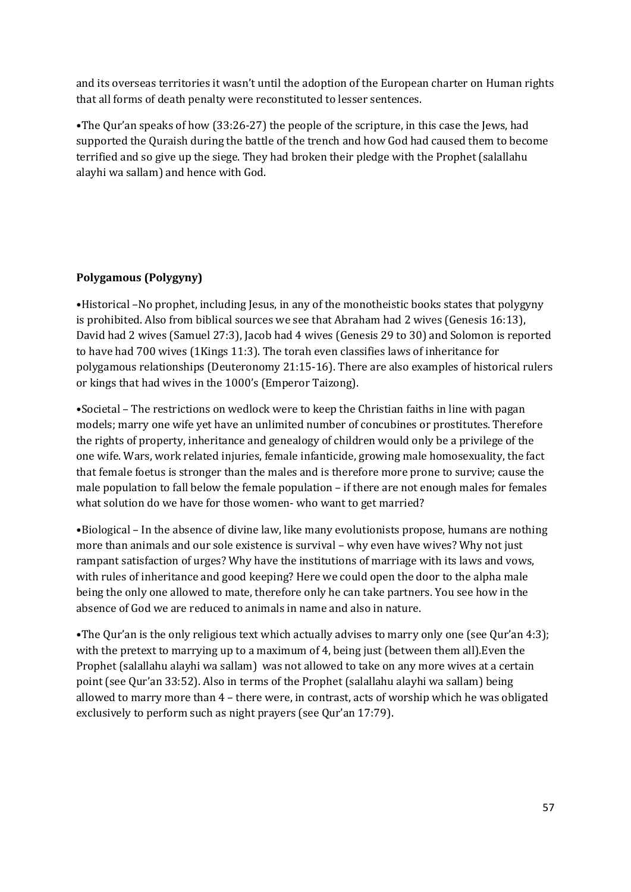and its overseas territories it wasn't until the adoption of the European charter on Human rights that all forms of death penalty were reconstituted to lesser sentences.

•The Qur'an speaks of how (33:26-27) the people of the scripture, in this case the Jews, had supported the Quraish during the battle of the trench and how God had caused them to become terrified and so give up the siege. They had broken their pledge with the Prophet (salallahu alayhi wa sallam) and hence with God.

**Polygamous (Polygyny)**

•Historical –No prophet, including Jesus, in any of the monotheistic books states that polygyny is prohibited. Also from biblical sources we see that Abraham had 2 wives (Genesis 16:13), David had 2 wives (Samuel 27:3), Jacob had 4 wives (Genesis 29 to 30) and Solomon is reported to have had 700 wives (1Kings 11:3). The torah even classifies laws of inheritance for polygamous relationships (Deuteronomy 21:15-16). There are also examples of historical rulers or kings that had wives in the 1000's (Emperor Taizong).

•Societal – The restrictions on wedlock were to keep the Christian faiths in line with pagan models; marry one wife yet have an unlimited number of concubines or prostitutes. Therefore the rights of property, inheritance and genealogy of children would only be a privilege of the one wife. Wars, work related injuries, female infanticide, growing male homosexuality, the fact that female foetus is stronger than the males and is therefore more prone to survive; cause the male population to fall below the female population – if there are not enough males for females what solution do we have for those women- who want to get married?

•Biological – In the absence of divine law, like many evolutionists propose, humans are nothing more than animals and our sole existence is survival – why even have wives? Why not just rampant satisfaction of urges? Why have the institutions of marriage with its laws and vows, with rules of inheritance and good keeping? Here we could open the door to the alpha male being the only one allowed to mate, therefore only he can take partners. You see how in the absence of God we are reduced to animals in name and also in nature.

•The Qur'an is the only religious text which actually advises to marry only one (see Qur'an 4:3); with the pretext to marrying up to a maximum of 4, being just (between them all).Even the Prophet (salallahu alayhi wa sallam) was not allowed to take on any more wives at a certain point (see Qur'an 33:52). Also in terms of the Prophet (salallahu alayhi wa sallam) being allowed to marry more than 4 – there were, in contrast, acts of worship which he was obligated exclusively to perform such as night prayers (see Qur'an 17:79).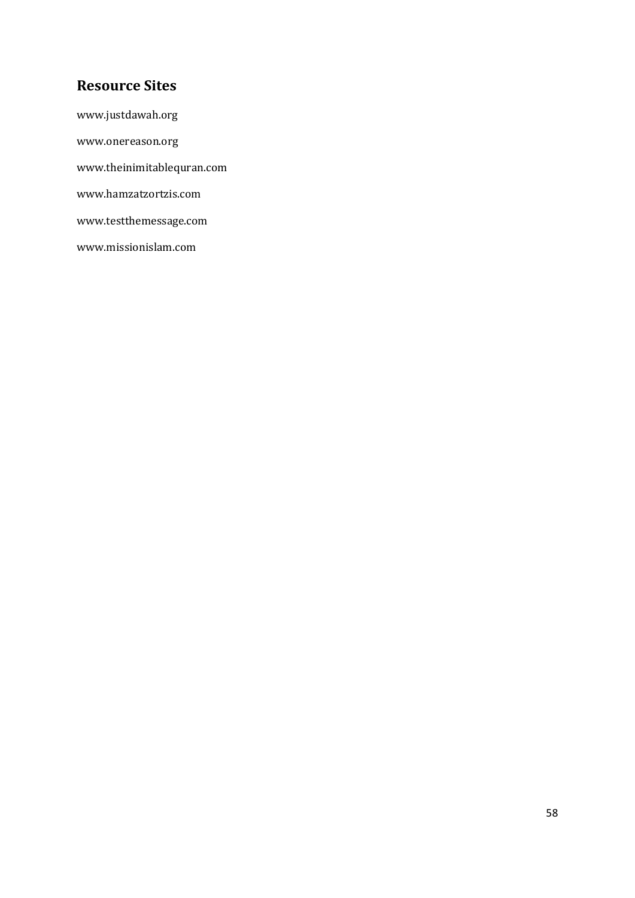## Resource Sites

www.justdawah.org

www.onereason.org

www.theinimitablequran.com

www.hamzatzortzis.com

www.testthemessage.com

www.missionislam.com